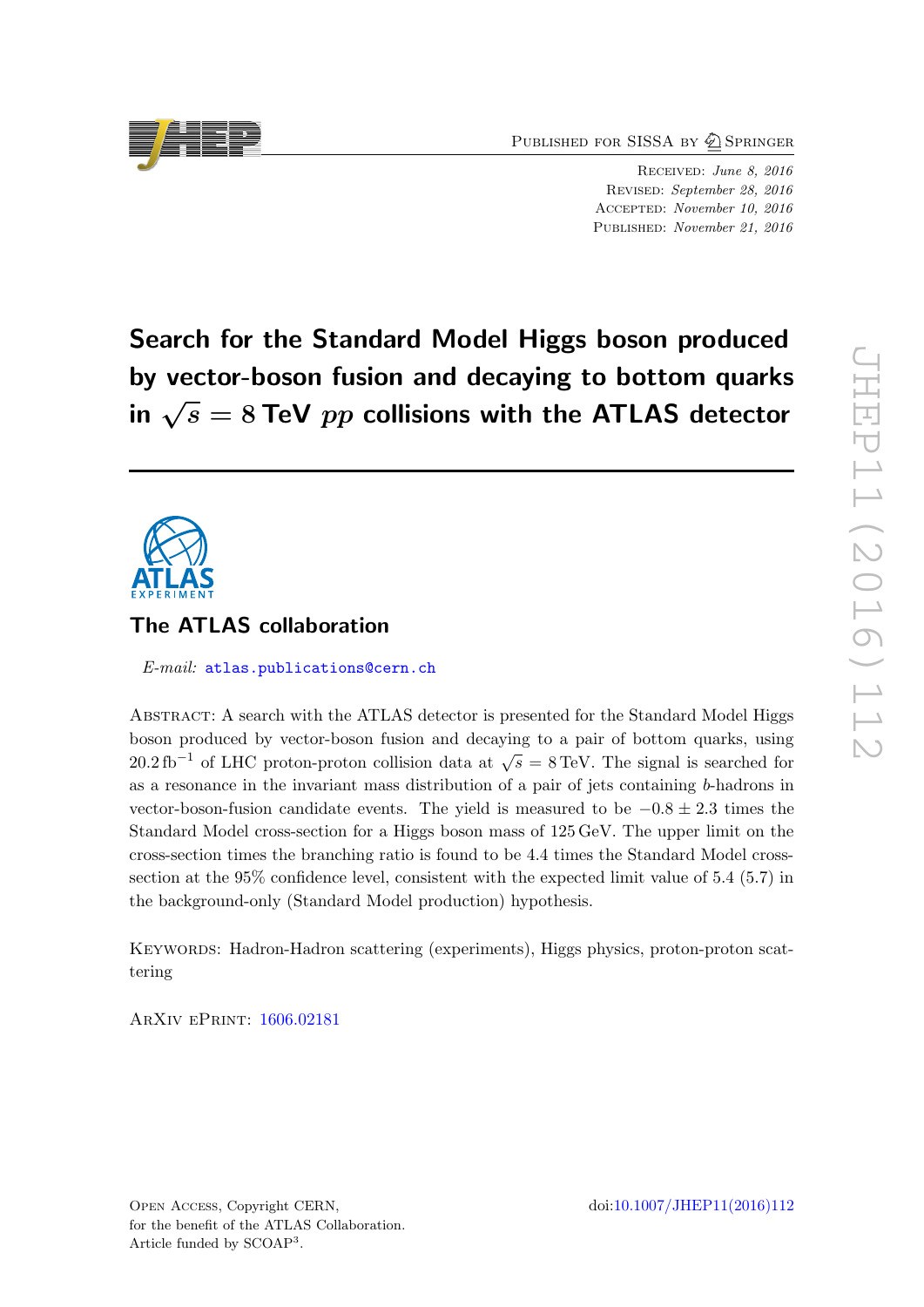Published for SISSA by Springer

Received: *June 8, 2016*
Revised: *September 28, 2016*
Accepted: *November 10, 2016*
Published: *November 21, 2016*

# Search for the Standard Model Higgs boson produced by vector-boson fusion and decaying to bottom quarks in $\sqrt{s} = 8$ TeV $pp$ collisions with the ATLAS detector

## The ATLAS collaboration

*E-mail:* atlas.publications@cern.ch

Abstract: A search with the ATLAS detector is presented for the Standard Model Higgs boson produced by vector-boson fusion and decaying to a pair of bottom quarks, using $20.2\,\text{fb}^{-1}$ of LHC proton-proton collision data at $\sqrt{s} = 8\,\text{TeV}$. The signal is searched for as a resonance in the invariant mass distribution of a pair of jets containing $b$-hadrons in vector-boson-fusion candidate events. The yield is measured to be $-0.8 \pm 2.3$ times the Standard Model cross-section for a Higgs boson mass of 125 GeV. The upper limit on the cross-section times the branching ratio is found to be 4.4 times the Standard Model cross-section at the 95% confidence level, consistent with the expected limit value of 5.4 (5.7) in the background-only (Standard Model production) hypothesis.

Keywords: Hadron-Hadron scattering (experiments), Higgs physics, proton-proton scattering

ArXiv ePrint: 1606.02181

Open Access, Copyright CERN, for the benefit of the ATLAS Collaboration. Article funded by SCOAP[3].

doi:10.1007/JHEP11(2016)112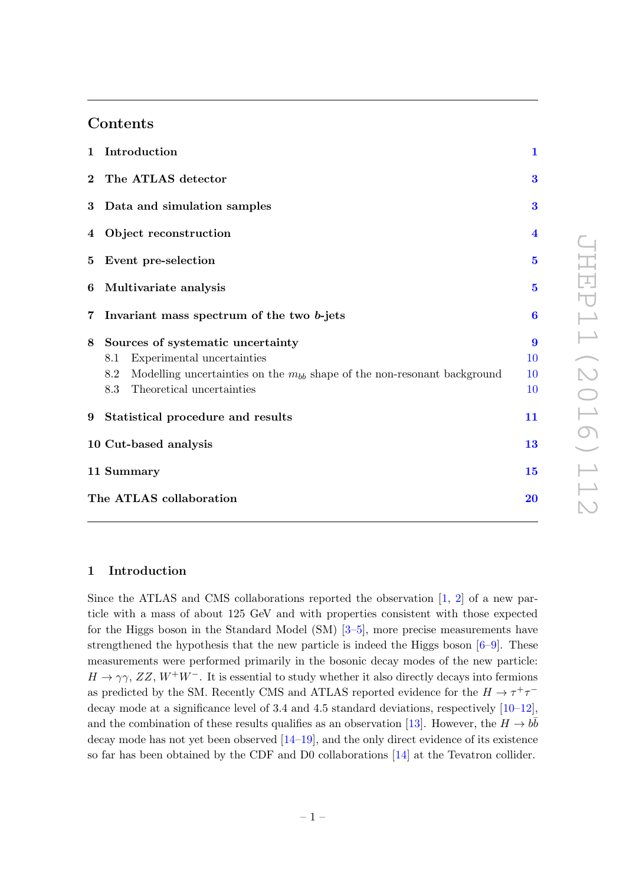## Contents

| | | |
|---|---|---|
| **1** | **Introduction** | **1** |
| **2** | **The ATLAS detector** | **3** |
| **3** | **Data and simulation samples** | **3** |
| **4** | **Object reconstruction** | **4** |
| **5** | **Event pre-selection** | **5** |
| **6** | **Multivariate analysis** | **5** |
| **7** | **Invariant mass spectrum of the two $b$-jets** | **6** |
| **8** | **Sources of systematic uncertainty** | **9** |
| | 8.1 Experimental uncertainties | 10 |
| | 8.2 Modelling uncertainties on the $m_{bb}$ shape of the non-resonant background | 10 |
| | 8.3 Theoretical uncertainties | 10 |
| **9** | **Statistical procedure and results** | **11** |
| **10** | **Cut-based analysis** | **13** |
| **11** | **Summary** | **15** |
| | **The ATLAS collaboration** | **20** |

## 1 Introduction

Since the ATLAS and CMS collaborations reported the observation [1, 2] of a new particle with a mass of about 125 GeV and with properties consistent with those expected for the Higgs boson in the Standard Model (SM) [3–5], more precise measurements have strengthened the hypothesis that the new particle is indeed the Higgs boson [6–9]. These measurements were performed primarily in the bosonic decay modes of the new particle: $H \to \gamma\gamma$, $ZZ$, $W^+W^-$. It is essential to study whether it also directly decays into fermions as predicted by the SM. Recently CMS and ATLAS reported evidence for the $H \to \tau^+\tau^-$ decay mode at a significance level of 3.4 and 4.5 standard deviations, respectively [10–12], and the combination of these results qualifies as an observation [13]. However, the $H \to b\bar{b}$ decay mode has not yet been observed [14–19], and the only direct evidence of its existence so far has been obtained by the CDF and D0 collaborations [14] at the Tevatron collider.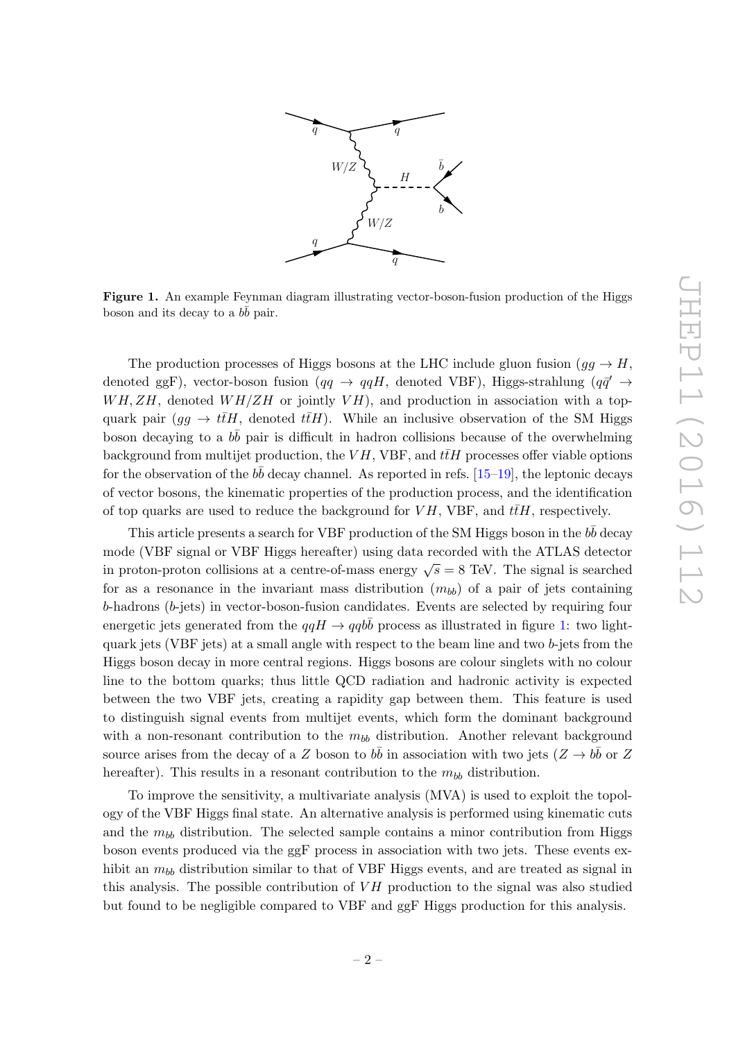**Figure 1.** An example Feynman diagram illustrating vector-boson-fusion production of the Higgs boson and its decay to a $b\bar{b}$ pair.

The production processes of Higgs bosons at the LHC include gluon fusion ($gg \to H$, denoted ggF), vector-boson fusion ($qq \to qqH$, denoted VBF), Higgs-strahlung ($q\bar{q}' \to WH, ZH$, denoted $WH/ZH$ or jointly $VH$), and production in association with a top-quark pair ($gg \to t\bar{t}H$, denoted $t\bar{t}H$). While an inclusive observation of the SM Higgs boson decaying to a $b\bar{b}$ pair is difficult in hadron collisions because of the overwhelming background from multijet production, the $VH$, VBF, and $t\bar{t}H$ processes offer viable options for the observation of the $b\bar{b}$ decay channel. As reported in refs. [15–19], the leptonic decays of vector bosons, the kinematic properties of the production process, and the identification of top quarks are used to reduce the background for $VH$, VBF, and $t\bar{t}H$, respectively.

This article presents a search for VBF production of the SM Higgs boson in the $b\bar{b}$ decay mode (VBF signal or VBF Higgs hereafter) using data recorded with the ATLAS detector in proton-proton collisions at a centre-of-mass energy $\sqrt{s} = 8$ TeV. The signal is searched for as a resonance in the invariant mass distribution ($m_{bb}$) of a pair of jets containing $b$-hadrons ($b$-jets) in vector-boson-fusion candidates. Events are selected by requiring four energetic jets generated from the $qqH \to qqb\bar{b}$ process as illustrated in figure 1: two light-quark jets (VBF jets) at a small angle with respect to the beam line and two $b$-jets from the Higgs boson decay in more central regions. Higgs bosons are colour singlets with no colour line to the bottom quarks; thus little QCD radiation and hadronic activity is expected between the two VBF jets, creating a rapidity gap between them. This feature is used to distinguish signal events from multijet events, which form the dominant background with a non-resonant contribution to the $m_{bb}$ distribution. Another relevant background source arises from the decay of a $Z$ boson to $b\bar{b}$ in association with two jets ($Z \to b\bar{b}$ or $Z$ hereafter). This results in a resonant contribution to the $m_{bb}$ distribution.

To improve the sensitivity, a multivariate analysis (MVA) is used to exploit the topology of the VBF Higgs final state. An alternative analysis is performed using kinematic cuts and the $m_{bb}$ distribution. The selected sample contains a minor contribution from Higgs boson events produced via the ggF process in association with two jets. These events exhibit an $m_{bb}$ distribution similar to that of VBF Higgs events, and are treated as signal in this analysis. The possible contribution of $VH$ production to the signal was also studied but found to be negligible compared to VBF and ggF Higgs production for this analysis.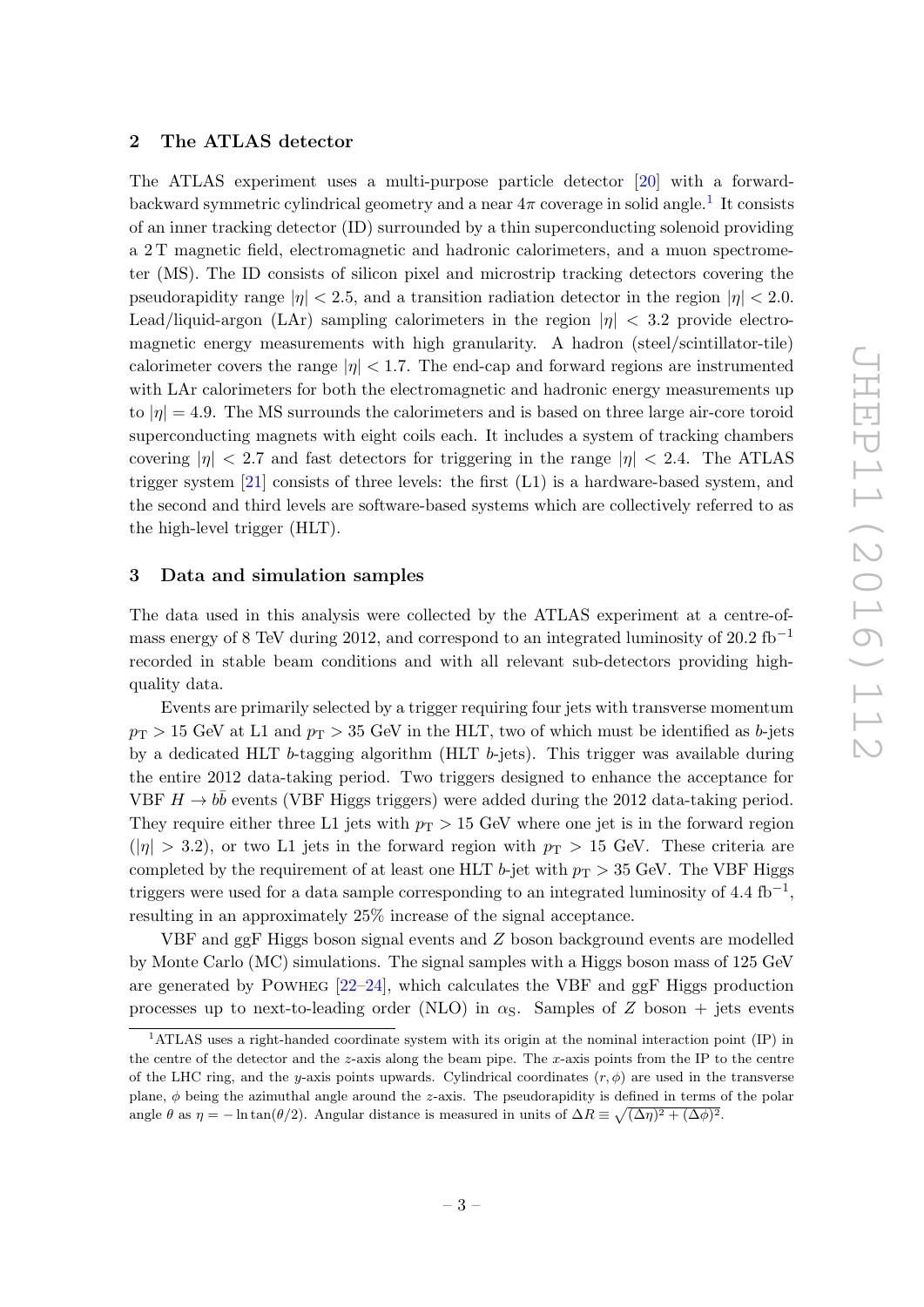## 2 The ATLAS detector

The ATLAS experiment uses a multi-purpose particle detector [20] with a forward-backward symmetric cylindrical geometry and a near $4\pi$ coverage in solid angle.[1] It consists of an inner tracking detector (ID) surrounded by a thin superconducting solenoid providing a 2 T magnetic field, electromagnetic and hadronic calorimeters, and a muon spectrometer (MS). The ID consists of silicon pixel and microstrip tracking detectors covering the pseudorapidity range $|\eta| < 2.5$, and a transition radiation detector in the region $|\eta| < 2.0$. Lead/liquid-argon (LAr) sampling calorimeters in the region $|\eta| < 3.2$ provide electromagnetic energy measurements with high granularity. A hadron (steel/scintillator-tile) calorimeter covers the range $|\eta| < 1.7$. The end-cap and forward regions are instrumented with LAr calorimeters for both the electromagnetic and hadronic energy measurements up to $|\eta| = 4.9$. The MS surrounds the calorimeters and is based on three large air-core toroid superconducting magnets with eight coils each. It includes a system of tracking chambers covering $|\eta| < 2.7$ and fast detectors for triggering in the range $|\eta| < 2.4$. The ATLAS trigger system [21] consists of three levels: the first (L1) is a hardware-based system, and the second and third levels are software-based systems which are collectively referred to as the high-level trigger (HLT).

## 3 Data and simulation samples

The data used in this analysis were collected by the ATLAS experiment at a centre-of-mass energy of 8 TeV during 2012, and correspond to an integrated luminosity of 20.2 fb$^{-1}$ recorded in stable beam conditions and with all relevant sub-detectors providing high-quality data.

Events are primarily selected by a trigger requiring four jets with transverse momentum $p_{\mathrm{T}} > 15$ GeV at L1 and $p_{\mathrm{T}} > 35$ GeV in the HLT, two of which must be identified as $b$-jets by a dedicated HLT $b$-tagging algorithm (HLT $b$-jets). This trigger was available during the entire 2012 data-taking period. Two triggers designed to enhance the acceptance for VBF $H \to b\bar{b}$ events (VBF Higgs triggers) were added during the 2012 data-taking period. They require either three L1 jets with $p_{\mathrm{T}} > 15$ GeV where one jet is in the forward region ($|\eta| > 3.2$), or two L1 jets in the forward region with $p_{\mathrm{T}} > 15$ GeV. These criteria are completed by the requirement of at least one HLT $b$-jet with $p_{\mathrm{T}} > 35$ GeV. The VBF Higgs triggers were used for a data sample corresponding to an integrated luminosity of 4.4 fb$^{-1}$, resulting in an approximately 25% increase of the signal acceptance.

VBF and ggF Higgs boson signal events and $Z$ boson background events are modelled by Monte Carlo (MC) simulations. The signal samples with a Higgs boson mass of 125 GeV are generated by Powheg [22–24], which calculates the VBF and ggF Higgs production processes up to next-to-leading order (NLO) in $\alpha_{\mathrm{S}}$. Samples of $Z$ boson + jets events

[1] ATLAS uses a right-handed coordinate system with its origin at the nominal interaction point (IP) in the centre of the detector and the $z$-axis along the beam pipe. The $x$-axis points from the IP to the centre of the LHC ring, and the $y$-axis points upwards. Cylindrical coordinates $(r, \phi)$ are used in the transverse plane, $\phi$ being the azimuthal angle around the $z$-axis. The pseudorapidity is defined in terms of the polar angle $\theta$ as $\eta = -\ln \tan(\theta/2)$. Angular distance is measured in units of $\Delta R \equiv \sqrt{(\Delta\eta)^2 + (\Delta\phi)^2}$.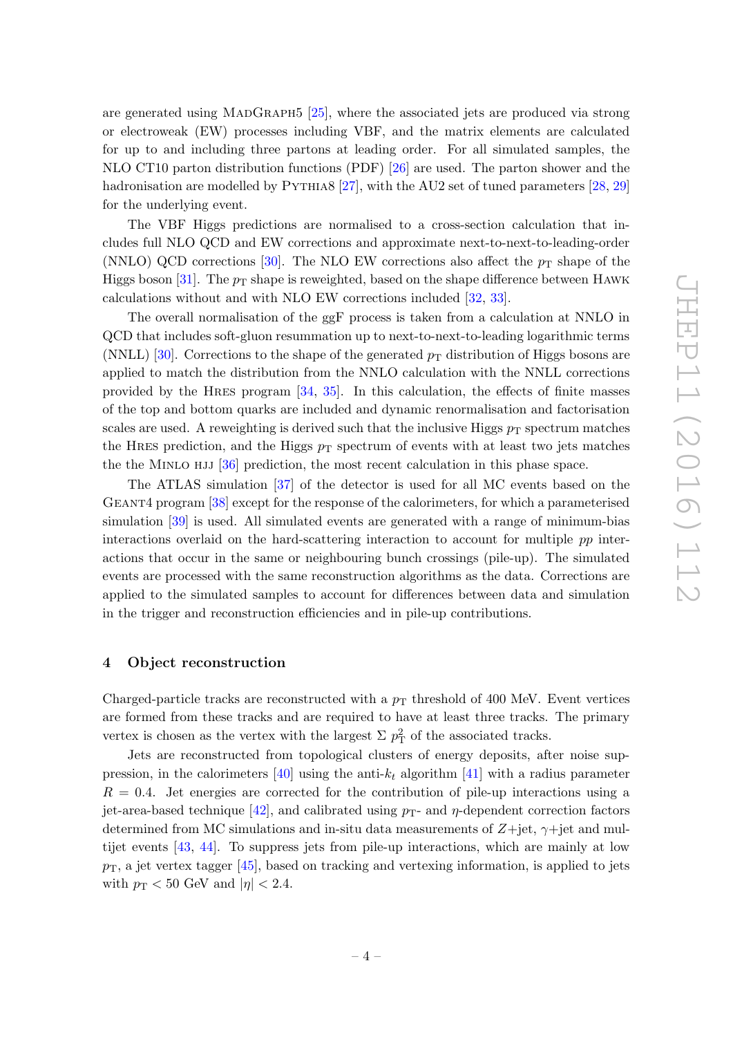are generated using MadGraph5 [25], where the associated jets are produced via strong or electroweak (EW) processes including VBF, and the matrix elements are calculated for up to and including three partons at leading order. For all simulated samples, the NLO CT10 parton distribution functions (PDF) [26] are used. The parton shower and the hadronisation are modelled by Pythia8 [27], with the AU2 set of tuned parameters [28, 29] for the underlying event.

The VBF Higgs predictions are normalised to a cross-section calculation that includes full NLO QCD and EW corrections and approximate next-to-next-to-leading-order (NNLO) QCD corrections [30]. The NLO EW corrections also affect the $p_{\mathrm{T}}$ shape of the Higgs boson [31]. The $p_{\mathrm{T}}$ shape is reweighted, based on the shape difference between Hawk calculations without and with NLO EW corrections included [32, 33].

The overall normalisation of the ggF process is taken from a calculation at NNLO in QCD that includes soft-gluon resummation up to next-to-next-to-leading logarithmic terms (NNLL) [30]. Corrections to the shape of the generated $p_{\mathrm{T}}$ distribution of Higgs bosons are applied to match the distribution from the NNLO calculation with the NNLL corrections provided by the Hres program [34, 35]. In this calculation, the effects of finite masses of the top and bottom quarks are included and dynamic renormalisation and factorisation scales are used. A reweighting is derived such that the inclusive Higgs $p_{\mathrm{T}}$ spectrum matches the Hres prediction, and the Higgs $p_{\mathrm{T}}$ spectrum of events with at least two jets matches the the Minlo hjj [36] prediction, the most recent calculation in this phase space.

The ATLAS simulation [37] of the detector is used for all MC events based on the Geant4 program [38] except for the response of the calorimeters, for which a parameterised simulation [39] is used. All simulated events are generated with a range of minimum-bias interactions overlaid on the hard-scattering interaction to account for multiple $pp$ interactions that occur in the same or neighbouring bunch crossings (pile-up). The simulated events are processed with the same reconstruction algorithms as the data. Corrections are applied to the simulated samples to account for differences between data and simulation in the trigger and reconstruction efficiencies and in pile-up contributions.

## 4 Object reconstruction

Charged-particle tracks are reconstructed with a $p_{\mathrm{T}}$ threshold of 400 MeV. Event vertices are formed from these tracks and are required to have at least three tracks. The primary vertex is chosen as the vertex with the largest $\Sigma\, p_{\mathrm{T}}^2$ of the associated tracks.

Jets are reconstructed from topological clusters of energy deposits, after noise suppression, in the calorimeters [40] using the anti-$k_t$ algorithm [41] with a radius parameter $R = 0.4$. Jet energies are corrected for the contribution of pile-up interactions using a jet-area-based technique [42], and calibrated using $p_{\mathrm{T}}$- and $\eta$-dependent correction factors determined from MC simulations and in-situ data measurements of $Z$+jet, $\gamma$+jet and multijet events [43, 44]. To suppress jets from pile-up interactions, which are mainly at low $p_{\mathrm{T}}$, a jet vertex tagger [45], based on tracking and vertexing information, is applied to jets with $p_{\mathrm{T}} < 50$ GeV and $|\eta| < 2.4$.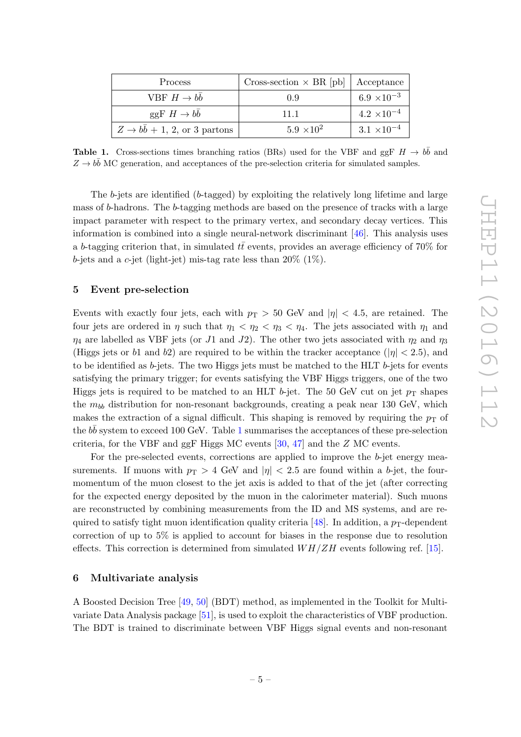| Process | Cross-section $\times$ BR [pb] | Acceptance |
|---|---|---|
| VBF $H \to b\bar{b}$ | 0.9 | $6.9 \times 10^{-3}$ |
| ggF $H \to b\bar{b}$ | 11.1 | $4.2 \times 10^{-4}$ |
| $Z \to b\bar{b}$ + 1, 2, or 3 partons | $5.9 \times 10^{2}$ | $3.1 \times 10^{-4}$ |

**Table 1.** Cross-sections times branching ratios (BRs) used for the VBF and ggF $H \to b\bar{b}$ and $Z \to b\bar{b}$ MC generation, and acceptances of the pre-selection criteria for simulated samples.

The $b$-jets are identified ($b$-tagged) by exploiting the relatively long lifetime and large mass of $b$-hadrons. The $b$-tagging methods are based on the presence of tracks with a large impact parameter with respect to the primary vertex, and secondary decay vertices. This information is combined into a single neural-network discriminant [46]. This analysis uses a $b$-tagging criterion that, in simulated $t\bar{t}$ events, provides an average efficiency of 70% for $b$-jets and a $c$-jet (light-jet) mis-tag rate less than 20% (1%).

## 5 Event pre-selection

Events with exactly four jets, each with $p_{\mathrm{T}} > 50$ GeV and $|\eta| < 4.5$, are retained. The four jets are ordered in $\eta$ such that $\eta_1 < \eta_2 < \eta_3 < \eta_4$. The jets associated with $\eta_1$ and $\eta_4$ are labelled as VBF jets (or $J1$ and $J2$). The other two jets associated with $\eta_2$ and $\eta_3$ (Higgs jets or $b1$ and $b2$) are required to be within the tracker acceptance ($|\eta| < 2.5$), and to be identified as $b$-jets. The two Higgs jets must be matched to the HLT $b$-jets for events satisfying the primary trigger; for events satisfying the VBF Higgs triggers, one of the two Higgs jets is required to be matched to an HLT $b$-jet. The 50 GeV cut on jet $p_{\mathrm{T}}$ shapes the $m_{bb}$ distribution for non-resonant backgrounds, creating a peak near 130 GeV, which makes the extraction of a signal difficult. This shaping is removed by requiring the $p_{\mathrm{T}}$ of the $b\bar{b}$ system to exceed 100 GeV. Table 1 summarises the acceptances of these pre-selection criteria, for the VBF and ggF Higgs MC events [30, 47] and the $Z$ MC events.

For the pre-selected events, corrections are applied to improve the $b$-jet energy measurements. If muons with $p_{\mathrm{T}} > 4$ GeV and $|\eta| < 2.5$ are found within a $b$-jet, the four-momentum of the muon closest to the jet axis is added to that of the jet (after correcting for the expected energy deposited by the muon in the calorimeter material). Such muons are reconstructed by combining measurements from the ID and MS systems, and are required to satisfy tight muon identification quality criteria [48]. In addition, a $p_{\mathrm{T}}$-dependent correction of up to 5% is applied to account for biases in the response due to resolution effects. This correction is determined from simulated $WH/ZH$ events following ref. [15].

## 6 Multivariate analysis

A Boosted Decision Tree [49, 50] (BDT) method, as implemented in the Toolkit for Multivariate Data Analysis package [51], is used to exploit the characteristics of VBF production. The BDT is trained to discriminate between VBF Higgs signal events and non-resonant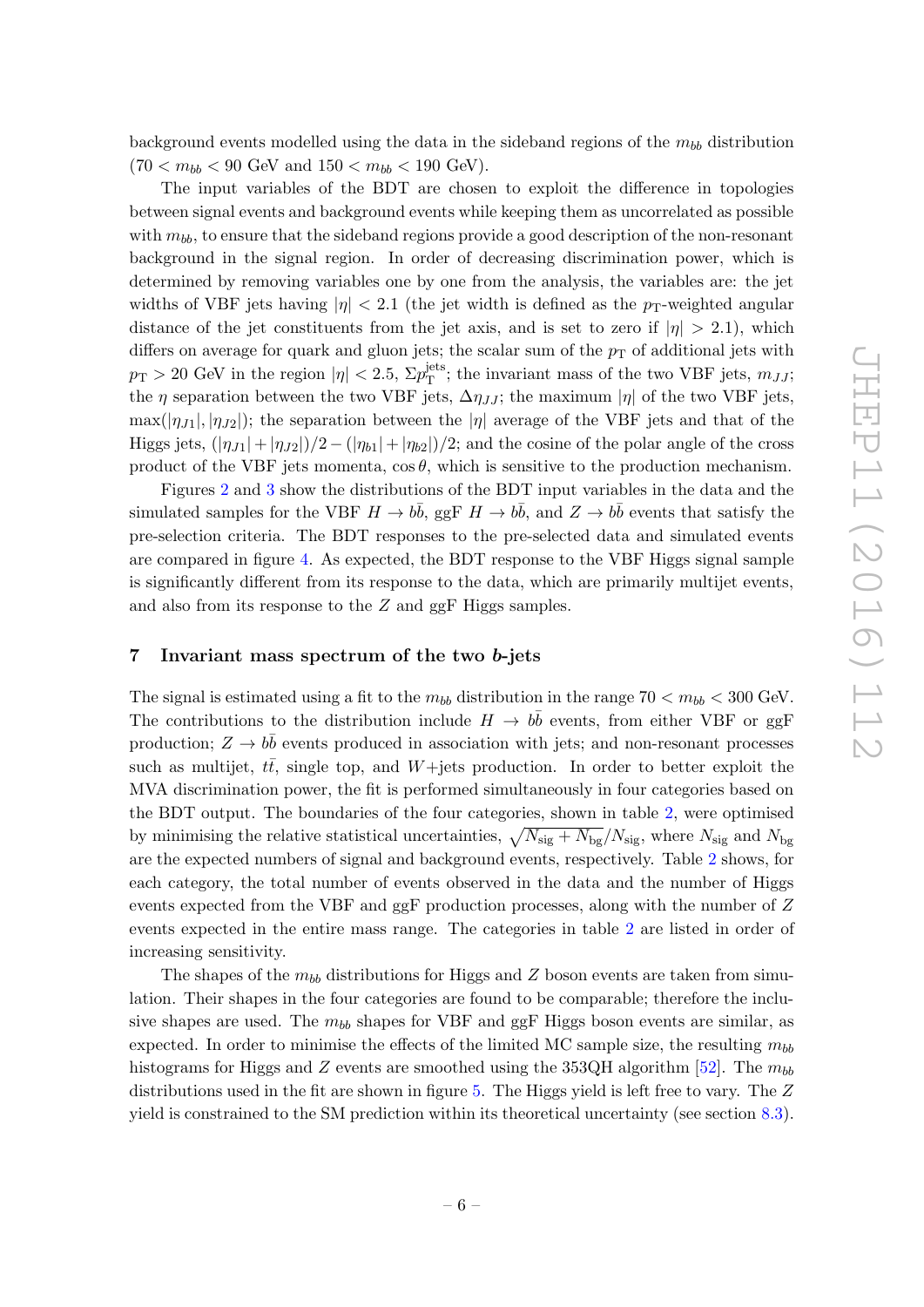background events modelled using the data in the sideband regions of the $m_{bb}$ distribution ($70 < m_{bb} < 90$ GeV and $150 < m_{bb} < 190$ GeV).

The input variables of the BDT are chosen to exploit the difference in topologies between signal events and background events while keeping them as uncorrelated as possible with $m_{bb}$, to ensure that the sideband regions provide a good description of the non-resonant background in the signal region. In order of decreasing discrimination power, which is determined by removing variables one by one from the analysis, the variables are: the jet widths of VBF jets having $|\eta| < 2.1$ (the jet width is defined as the $p_{\mathrm{T}}$-weighted angular distance of the jet constituents from the jet axis, and is set to zero if $|\eta| > 2.1$), which differs on average for quark and gluon jets; the scalar sum of the $p_{\mathrm{T}}$ of additional jets with $p_{\mathrm{T}} > 20$ GeV in the region $|\eta| < 2.5$, $\Sigma p_{\mathrm{T}}^{\mathrm{jets}}$; the invariant mass of the two VBF jets, $m_{JJ}$; the $\eta$ separation between the two VBF jets, $\Delta\eta_{JJ}$; the maximum $|\eta|$ of the two VBF jets, $\max(|\eta_{J1}|, |\eta_{J2}|)$; the separation between the $|\eta|$ average of the VBF jets and that of the Higgs jets, $(|\eta_{J1}| + |\eta_{J2}|)/2 - (|\eta_{b1}| + |\eta_{b2}|)/2$; and the cosine of the polar angle of the cross product of the VBF jets momenta, $\cos\theta$, which is sensitive to the production mechanism.

Figures 2 and 3 show the distributions of the BDT input variables in the data and the simulated samples for the VBF $H \to b\bar{b}$, ggF $H \to b\bar{b}$, and $Z \to b\bar{b}$ events that satisfy the pre-selection criteria. The BDT responses to the pre-selected data and simulated events are compared in figure 4. As expected, the BDT response to the VBF Higgs signal sample is significantly different from its response to the data, which are primarily multijet events, and also from its response to the $Z$ and ggF Higgs samples.

## 7 Invariant mass spectrum of the two *b*-jets

The signal is estimated using a fit to the $m_{bb}$ distribution in the range $70 < m_{bb} < 300$ GeV. The contributions to the distribution include $H \to b\bar{b}$ events, from either VBF or ggF production; $Z \to b\bar{b}$ events produced in association with jets; and non-resonant processes such as multijet, $t\bar{t}$, single top, and $W$+jets production. In order to better exploit the MVA discrimination power, the fit is performed simultaneously in four categories based on the BDT output. The boundaries of the four categories, shown in table 2, were optimised by minimising the relative statistical uncertainties, $\sqrt{N_{\mathrm{sig}} + N_{\mathrm{bg}}}/N_{\mathrm{sig}}$, where $N_{\mathrm{sig}}$ and $N_{\mathrm{bg}}$ are the expected numbers of signal and background events, respectively. Table 2 shows, for each category, the total number of events observed in the data and the number of Higgs events expected from the VBF and ggF production processes, along with the number of $Z$ events expected in the entire mass range. The categories in table 2 are listed in order of increasing sensitivity.

The shapes of the $m_{bb}$ distributions for Higgs and $Z$ boson events are taken from simulation. Their shapes in the four categories are found to be comparable; therefore the inclusive shapes are used. The $m_{bb}$ shapes for VBF and ggF Higgs boson events are similar, as expected. In order to minimise the effects of the limited MC sample size, the resulting $m_{bb}$ histograms for Higgs and $Z$ events are smoothed using the 353QH algorithm [52]. The $m_{bb}$ distributions used in the fit are shown in figure 5. The Higgs yield is left free to vary. The $Z$ yield is constrained to the SM prediction within its theoretical uncertainty (see section 8.3).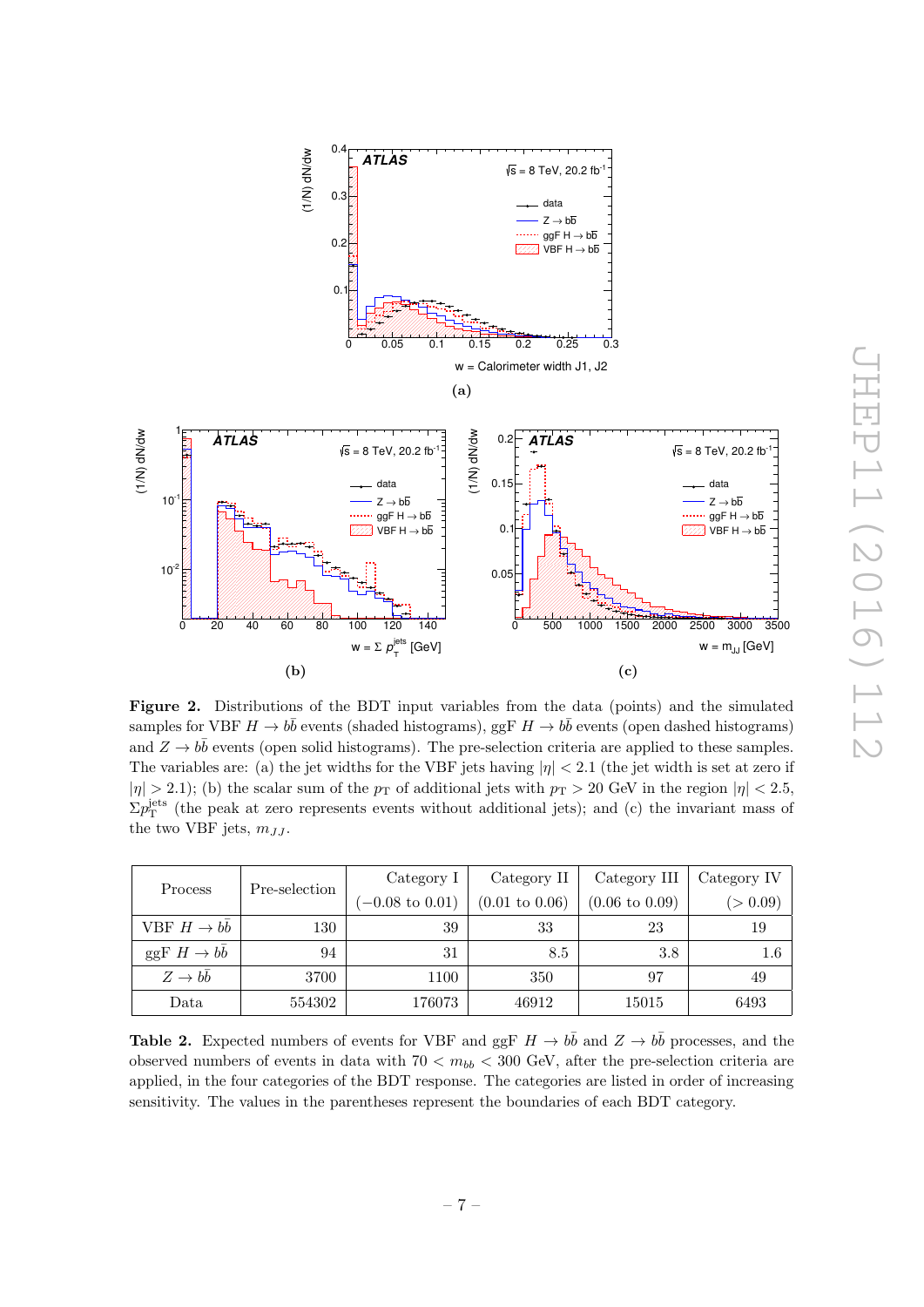**Figure 2.** Distributions of the BDT input variables from the data (points) and the simulated samples for VBF $H \to b\bar{b}$ events (shaded histograms), ggF $H \to b\bar{b}$ events (open dashed histograms) and $Z \to b\bar{b}$ events (open solid histograms). The pre-selection criteria are applied to these samples. The variables are: (a) the jet widths for the VBF jets having $|\eta| < 2.1$ (the jet width is set at zero if $|\eta| > 2.1$); (b) the scalar sum of the $p_{\rm T}$ of additional jets with $p_{\rm T} > 20$ GeV in the region $|\eta| < 2.5$, $\Sigma p_{\rm T}^{\rm jets}$ (the peak at zero represents events without additional jets); and (c) the invariant mass of the two VBF jets, $m_{JJ}$.

| Process | Pre-selection | Category I<br>($-0.08$ to $0.01$) | Category II<br>($0.01$ to $0.06$) | Category III<br>($0.06$ to $0.09$) | Category IV<br>($> 0.09$) |
|---|---|---|---|---|---|
| VBF $H \to b\bar{b}$ | 130 | 39 | 33 | 23 | 19 |
| ggF $H \to b\bar{b}$ | 94 | 31 | 8.5 | 3.8 | 1.6 |
| $Z \to b\bar{b}$ | 3700 | 1100 | 350 | 97 | 49 |
| Data | 554302 | 176073 | 46912 | 15015 | 6493 |

**Table 2.** Expected numbers of events for VBF and ggF $H \to b\bar{b}$ and $Z \to b\bar{b}$ processes, and the observed numbers of events in data with $70 < m_{bb} < 300$ GeV, after the pre-selection criteria are applied, in the four categories of the BDT response. The categories are listed in order of increasing sensitivity. The values in the parentheses represent the boundaries of each BDT category.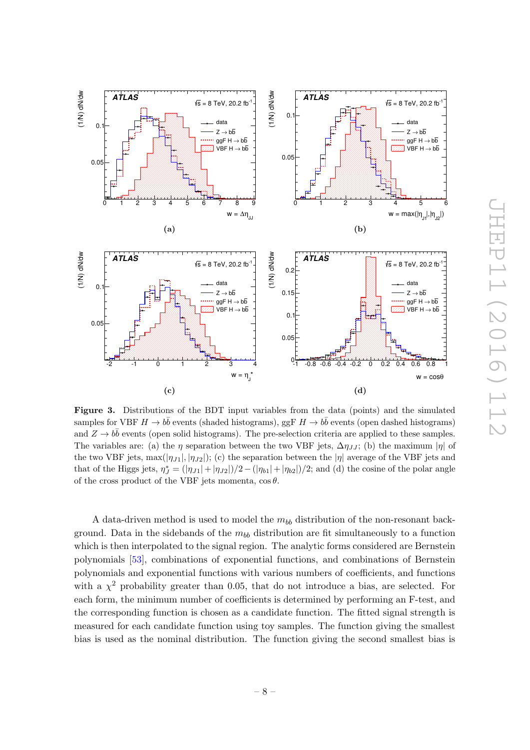**Figure 3.** Distributions of the BDT input variables from the data (points) and the simulated samples for VBF $H \to b\bar{b}$ events (shaded histograms), ggF $H \to b\bar{b}$ events (open dashed histograms) and $Z \to b\bar{b}$ events (open solid histograms). The pre-selection criteria are applied to these samples. The variables are: (a) the $\eta$ separation between the two VBF jets, $\Delta\eta_{JJ}$; (b) the maximum $|\eta|$ of the two VBF jets, $\max(|\eta_{J1}|, |\eta_{J2}|)$; (c) the separation between the $|\eta|$ average of the VBF jets and that of the Higgs jets, $\eta_J^* = (|\eta_{J1}| + |\eta_{J2}|)/2 - (|\eta_{b1}| + |\eta_{b2}|)/2$; and (d) the cosine of the polar angle of the cross product of the VBF jets momenta, $\cos\theta$.

A data-driven method is used to model the $m_{bb}$ distribution of the non-resonant background. Data in the sidebands of the $m_{bb}$ distribution are fit simultaneously to a function which is then interpolated to the signal region. The analytic forms considered are Bernstein polynomials [53], combinations of exponential functions, and combinations of Bernstein polynomials and exponential functions with various numbers of coefficients, and functions with a $\chi^2$ probability greater than 0.05, that do not introduce a bias, are selected. For each form, the minimum number of coefficients is determined by performing an F-test, and the corresponding function is chosen as a candidate function. The fitted signal strength is measured for each candidate function using toy samples. The function giving the smallest bias is used as the nominal distribution. The function giving the second smallest bias is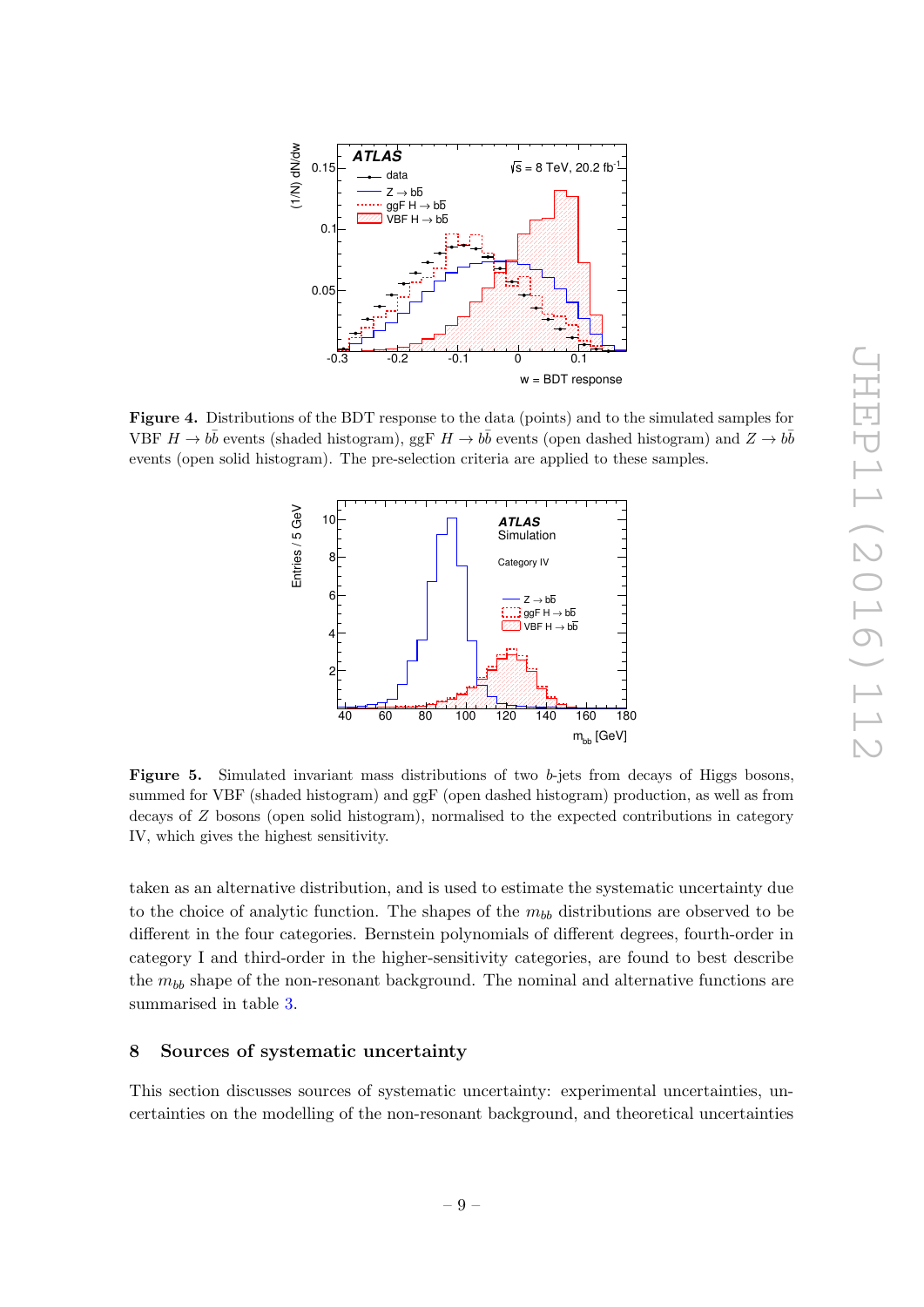**Figure 4.** Distributions of the BDT response to the data (points) and to the simulated samples for VBF $H \to b\bar{b}$ events (shaded histogram), ggF $H \to b\bar{b}$ events (open dashed histogram) and $Z \to b\bar{b}$ events (open solid histogram). The pre-selection criteria are applied to these samples.

**Figure 5.** Simulated invariant mass distributions of two $b$-jets from decays of Higgs bosons, summed for VBF (shaded histogram) and ggF (open dashed histogram) production, as well as from decays of $Z$ bosons (open solid histogram), normalised to the expected contributions in category IV, which gives the highest sensitivity.

taken as an alternative distribution, and is used to estimate the systematic uncertainty due to the choice of analytic function. The shapes of the $m_{bb}$ distributions are observed to be different in the four categories. Bernstein polynomials of different degrees, fourth-order in category I and third-order in the higher-sensitivity categories, are found to best describe the $m_{bb}$ shape of the non-resonant background. The nominal and alternative functions are summarised in table 3.

## 8 Sources of systematic uncertainty

This section discusses sources of systematic uncertainty: experimental uncertainties, uncertainties on the modelling of the non-resonant background, and theoretical uncertainties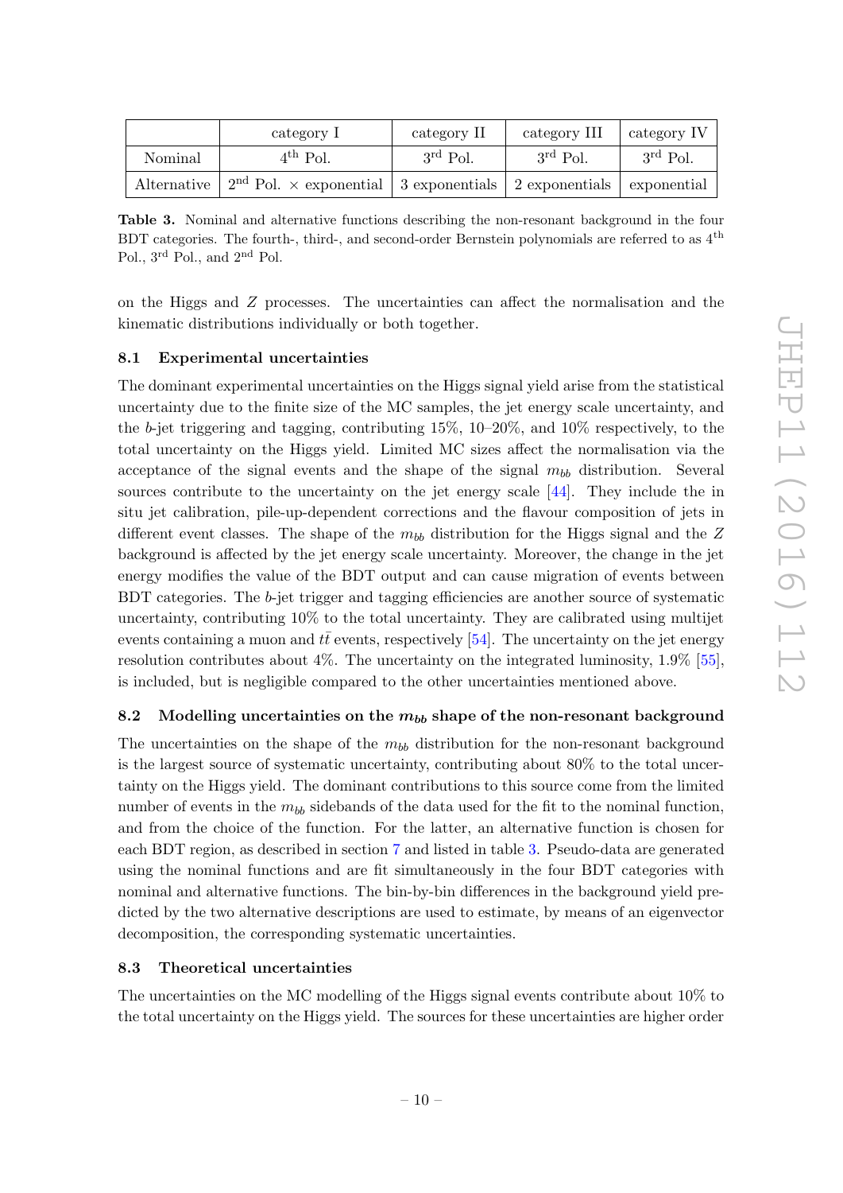| | category I | category II | category III | category IV |
|---|---|---|---|---|
| Nominal | $4^{\text{th}}$ Pol. | $3^{\text{rd}}$ Pol. | $3^{\text{rd}}$ Pol. | $3^{\text{rd}}$ Pol. |
| Alternative | $2^{\text{nd}}$ Pol. $\times$ exponential | 3 exponentials | 2 exponentials | exponential |

**Table 3.** Nominal and alternative functions describing the non-resonant background in the four BDT categories. The fourth-, third-, and second-order Bernstein polynomials are referred to as $4^{\text{th}}$ Pol., $3^{\text{rd}}$ Pol., and $2^{\text{nd}}$ Pol.

on the Higgs and $Z$ processes. The uncertainties can affect the normalisation and the kinematic distributions individually or both together.

### 8.1 Experimental uncertainties

The dominant experimental uncertainties on the Higgs signal yield arise from the statistical uncertainty due to the finite size of the MC samples, the jet energy scale uncertainty, and the $b$-jet triggering and tagging, contributing 15%, 10–20%, and 10% respectively, to the total uncertainty on the Higgs yield. Limited MC sizes affect the normalisation via the acceptance of the signal events and the shape of the signal $m_{bb}$ distribution. Several sources contribute to the uncertainty on the jet energy scale [44]. They include the in situ jet calibration, pile-up-dependent corrections and the flavour composition of jets in different event classes. The shape of the $m_{bb}$ distribution for the Higgs signal and the $Z$ background is affected by the jet energy scale uncertainty. Moreover, the change in the jet energy modifies the value of the BDT output and can cause migration of events between BDT categories. The $b$-jet trigger and tagging efficiencies are another source of systematic uncertainty, contributing 10% to the total uncertainty. They are calibrated using multijet events containing a muon and $t\bar{t}$ events, respectively [54]. The uncertainty on the jet energy resolution contributes about 4%. The uncertainty on the integrated luminosity, 1.9% [55], is included, but is negligible compared to the other uncertainties mentioned above.

### 8.2 Modelling uncertainties on the $m_{bb}$ shape of the non-resonant background

The uncertainties on the shape of the $m_{bb}$ distribution for the non-resonant background is the largest source of systematic uncertainty, contributing about 80% to the total uncertainty on the Higgs yield. The dominant contributions to this source come from the limited number of events in the $m_{bb}$ sidebands of the data used for the fit to the nominal function, and from the choice of the function. For the latter, an alternative function is chosen for each BDT region, as described in section 7 and listed in table 3. Pseudo-data are generated using the nominal functions and are fit simultaneously in the four BDT categories with nominal and alternative functions. The bin-by-bin differences in the background yield predicted by the two alternative descriptions are used to estimate, by means of an eigenvector decomposition, the corresponding systematic uncertainties.

### 8.3 Theoretical uncertainties

The uncertainties on the MC modelling of the Higgs signal events contribute about 10% to the total uncertainty on the Higgs yield. The sources for these uncertainties are higher order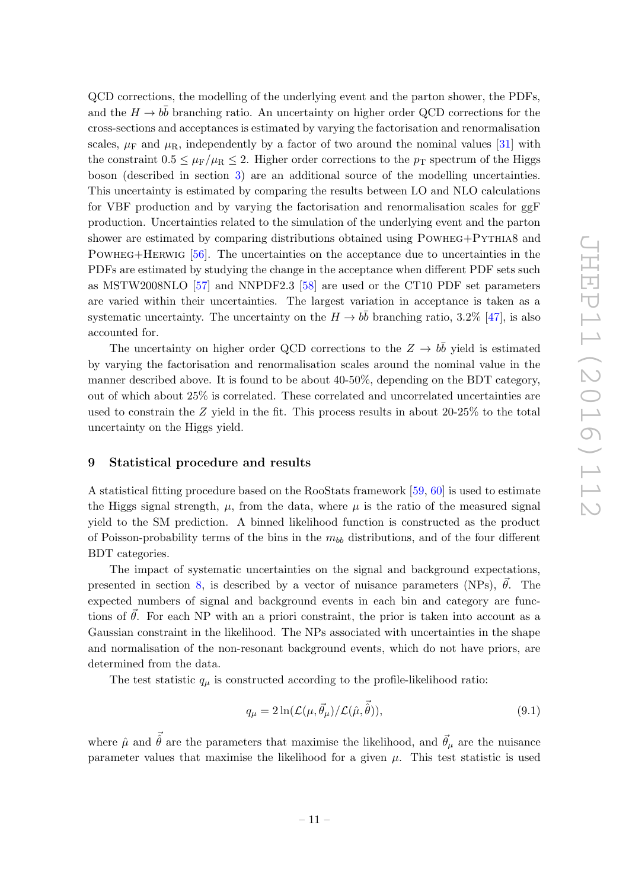QCD corrections, the modelling of the underlying event and the parton shower, the PDFs, and the $H \to b\bar{b}$ branching ratio. An uncertainty on higher order QCD corrections for the cross-sections and acceptances is estimated by varying the factorisation and renormalisation scales, $\mu_{\mathrm{F}}$ and $\mu_{\mathrm{R}}$, independently by a factor of two around the nominal values [31] with the constraint $0.5 \leq \mu_{\mathrm{F}}/\mu_{\mathrm{R}} \leq 2$. Higher order corrections to the $p_{\mathrm{T}}$ spectrum of the Higgs boson (described in section 3) are an additional source of the modelling uncertainties. This uncertainty is estimated by comparing the results between LO and NLO calculations for VBF production and by varying the factorisation and renormalisation scales for ggF production. Uncertainties related to the simulation of the underlying event and the parton shower are estimated by comparing distributions obtained using POWHEG+PYTHIA8 and POWHEG+HERWIG [56]. The uncertainties on the acceptance due to uncertainties in the PDFs are estimated by studying the change in the acceptance when different PDF sets such as MSTW2008NLO [57] and NNPDF2.3 [58] are used or the CT10 PDF set parameters are varied within their uncertainties. The largest variation in acceptance is taken as a systematic uncertainty. The uncertainty on the $H \to b\bar{b}$ branching ratio, 3.2% [47], is also accounted for.

The uncertainty on higher order QCD corrections to the $Z \to b\bar{b}$ yield is estimated by varying the factorisation and renormalisation scales around the nominal value in the manner described above. It is found to be about 40-50%, depending on the BDT category, out of which about 25% is correlated. These correlated and uncorrelated uncertainties are used to constrain the $Z$ yield in the fit. This process results in about 20-25% to the total uncertainty on the Higgs yield.

## 9 Statistical procedure and results

A statistical fitting procedure based on the RooStats framework [59, 60] is used to estimate the Higgs signal strength, $\mu$, from the data, where $\mu$ is the ratio of the measured signal yield to the SM prediction. A binned likelihood function is constructed as the product of Poisson-probability terms of the bins in the $m_{bb}$ distributions, and of the four different BDT categories.

The impact of systematic uncertainties on the signal and background expectations, presented in section 8, is described by a vector of nuisance parameters (NPs), $\vec{\theta}$. The expected numbers of signal and background events in each bin and category are functions of $\vec{\theta}$. For each NP with an a priori constraint, the prior is taken into account as a Gaussian constraint in the likelihood. The NPs associated with uncertainties in the shape and normalisation of the non-resonant background events, which do not have priors, are determined from the data.

The test statistic $q_\mu$ is constructed according to the profile-likelihood ratio:

$$q_\mu = 2\ln(\mathcal{L}(\mu, \vec{\theta}_\mu)/\mathcal{L}(\hat{\mu}, \hat{\vec{\theta}})), \tag{9.1}$$

where $\hat{\mu}$ and $\hat{\vec{\theta}}$ are the parameters that maximise the likelihood, and $\vec{\theta}_\mu$ are the nuisance parameter values that maximise the likelihood for a given $\mu$. This test statistic is used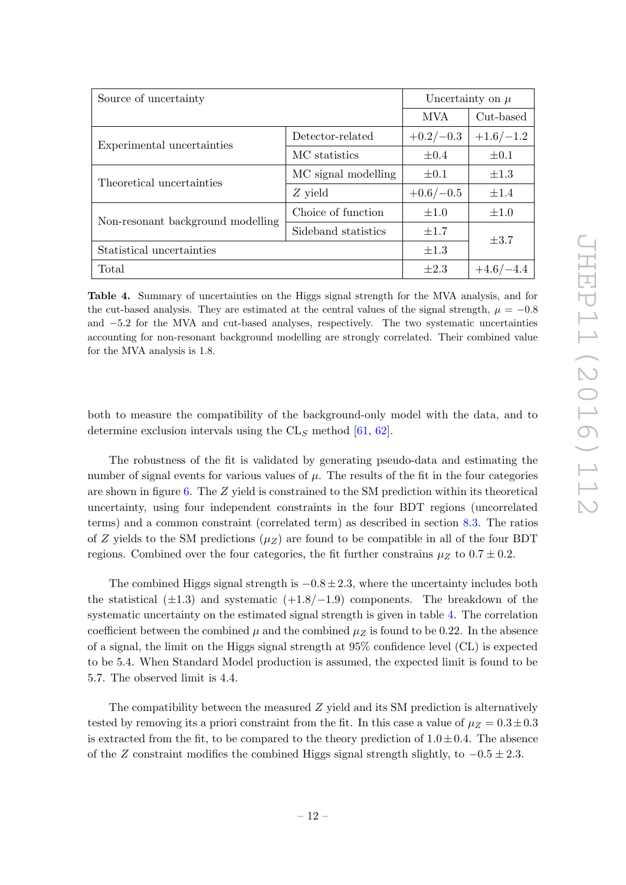| Source of uncertainty | | Uncertainty on $\mu$ | |
|---|---|---|---|
| | | MVA | Cut-based |
| Experimental uncertainties | Detector-related | $+0.2/-0.3$ | $+1.6/-1.2$ |
| | MC statistics | $\pm 0.4$ | $\pm 0.1$ |
| Theoretical uncertainties | MC signal modelling | $\pm 0.1$ | $\pm 1.3$ |
| | $Z$ yield | $+0.6/-0.5$ | $\pm 1.4$ |
| Non-resonant background modelling | Choice of function | $\pm 1.0$ | $\pm 1.0$ |
| | Sideband statistics | $\pm 1.7$ | $\pm 3.7$ |
| Statistical uncertainties | | $\pm 1.3$ | |
| Total | | $\pm 2.3$ | $+4.6/-4.4$ |

**Table 4.** Summary of uncertainties on the Higgs signal strength for the MVA analysis, and for the cut-based analysis. They are estimated at the central values of the signal strength, $\mu = -0.8$ and $-5.2$ for the MVA and cut-based analyses, respectively. The two systematic uncertainties accounting for non-resonant background modelling are strongly correlated. Their combined value for the MVA analysis is 1.8.

both to measure the compatibility of the background-only model with the data, and to determine exclusion intervals using the $\mathrm{CL}_S$ method [61, 62].

The robustness of the fit is validated by generating pseudo-data and estimating the number of signal events for various values of $\mu$. The results of the fit in the four categories are shown in figure 6. The $Z$ yield is constrained to the SM prediction within its theoretical uncertainty, using four independent constraints in the four BDT regions (uncorrelated terms) and a common constraint (correlated term) as described in section 8.3. The ratios of $Z$ yields to the SM predictions ($\mu_Z$) are found to be compatible in all of the four BDT regions. Combined over the four categories, the fit further constrains $\mu_Z$ to $0.7 \pm 0.2$.

The combined Higgs signal strength is $-0.8 \pm 2.3$, where the uncertainty includes both the statistical ($\pm 1.3$) and systematic ($+1.8/-1.9$) components. The breakdown of the systematic uncertainty on the estimated signal strength is given in table 4. The correlation coefficient between the combined $\mu$ and the combined $\mu_Z$ is found to be 0.22. In the absence of a signal, the limit on the Higgs signal strength at 95% confidence level (CL) is expected to be 5.4. When Standard Model production is assumed, the expected limit is found to be 5.7. The observed limit is 4.4.

The compatibility between the measured $Z$ yield and its SM prediction is alternatively tested by removing its a priori constraint from the fit. In this case a value of $\mu_Z = 0.3 \pm 0.3$ is extracted from the fit, to be compared to the theory prediction of $1.0 \pm 0.4$. The absence of the $Z$ constraint modifies the combined Higgs signal strength slightly, to $-0.5 \pm 2.3$.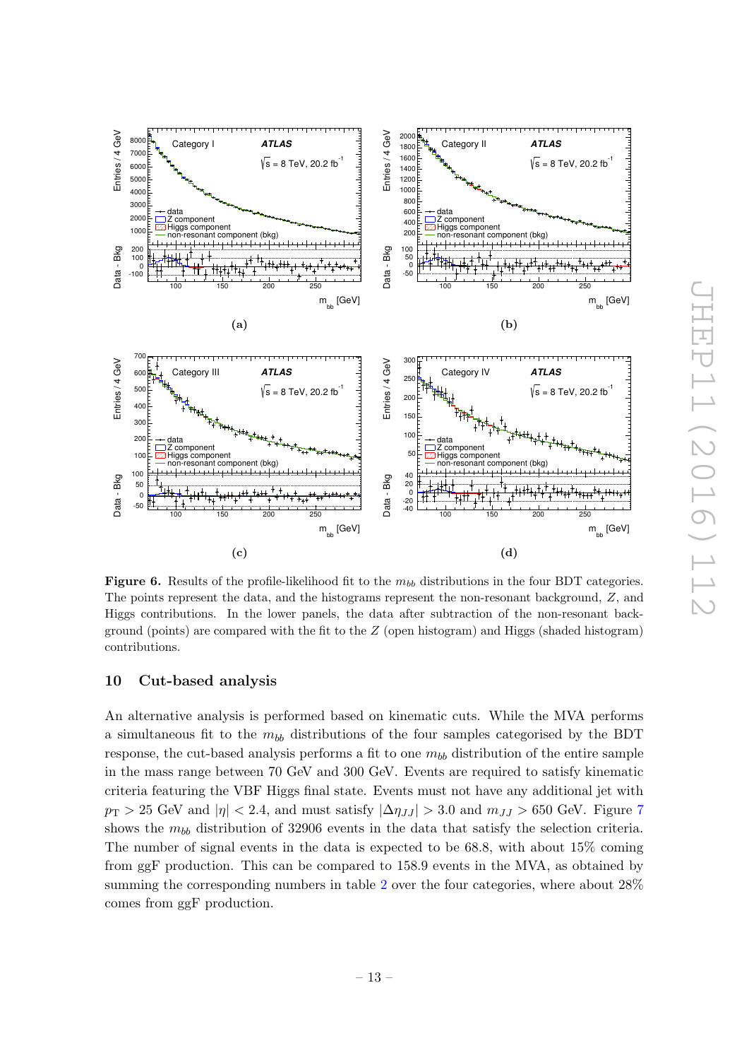**Figure 6.** Results of the profile-likelihood fit to the $m_{bb}$ distributions in the four BDT categories. The points represent the data, and the histograms represent the non-resonant background, $Z$, and Higgs contributions. In the lower panels, the data after subtraction of the non-resonant background (points) are compared with the fit to the $Z$ (open histogram) and Higgs (shaded histogram) contributions.

## 10 Cut-based analysis

An alternative analysis is performed based on kinematic cuts. While the MVA performs a simultaneous fit to the $m_{bb}$ distributions of the four samples categorised by the BDT response, the cut-based analysis performs a fit to one $m_{bb}$ distribution of the entire sample in the mass range between 70 GeV and 300 GeV. Events are required to satisfy kinematic criteria featuring the VBF Higgs final state. Events must not have any additional jet with $p_{\mathrm{T}} > 25$ GeV and $|\eta| < 2.4$, and must satisfy $|\Delta\eta_{JJ}| > 3.0$ and $m_{JJ} > 650$ GeV. Figure 7 shows the $m_{bb}$ distribution of 32906 events in the data that satisfy the selection criteria. The number of signal events in the data is expected to be 68.8, with about 15% coming from ggF production. This can be compared to 158.9 events in the MVA, as obtained by summing the corresponding numbers in table 2 over the four categories, where about 28% comes from ggF production.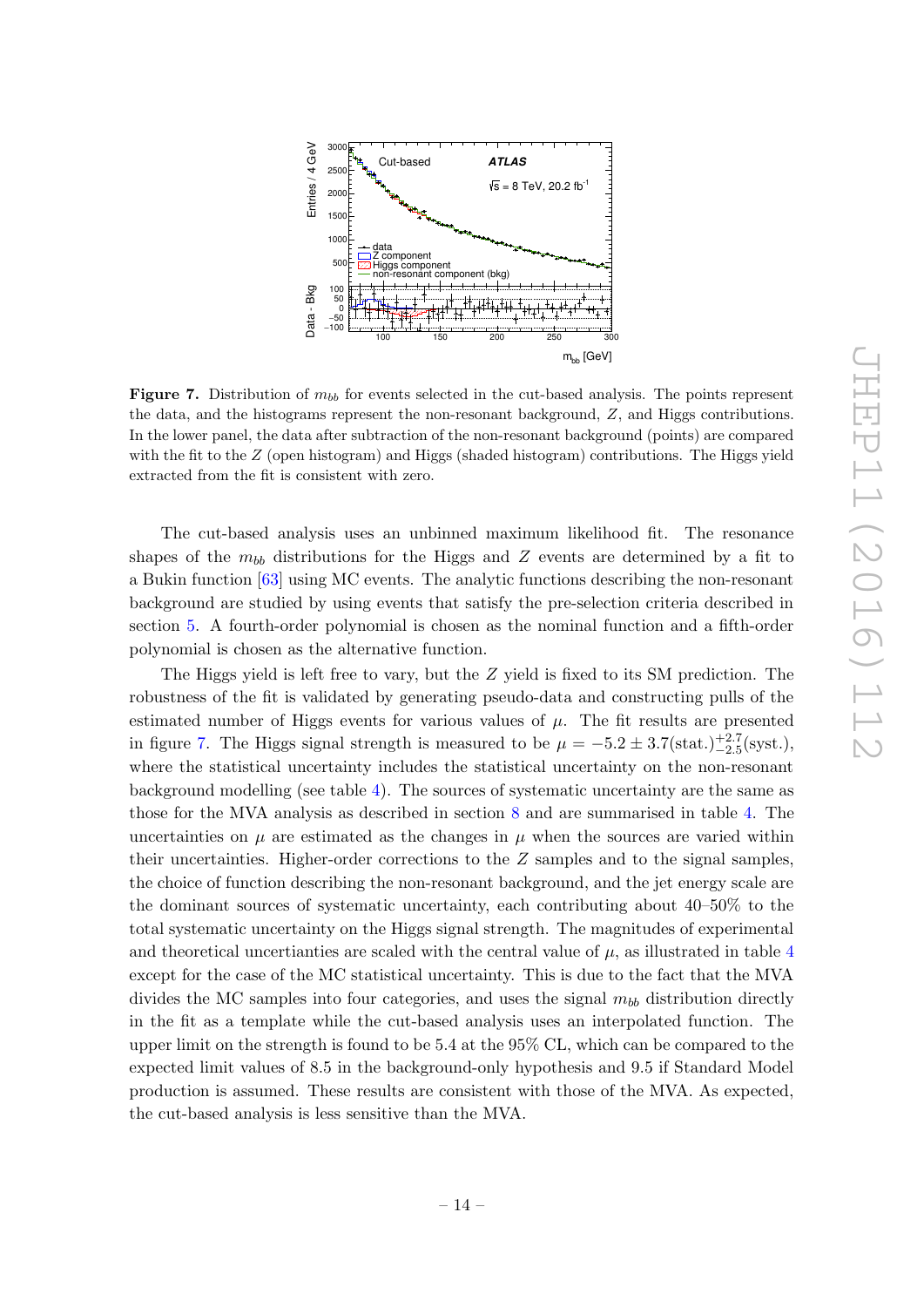**Figure 7.** Distribution of $m_{bb}$ for events selected in the cut-based analysis. The points represent the data, and the histograms represent the non-resonant background, $Z$, and Higgs contributions. In the lower panel, the data after subtraction of the non-resonant background (points) are compared with the fit to the $Z$ (open histogram) and Higgs (shaded histogram) contributions. The Higgs yield extracted from the fit is consistent with zero.

The cut-based analysis uses an unbinned maximum likelihood fit. The resonance shapes of the $m_{bb}$ distributions for the Higgs and $Z$ events are determined by a fit to a Bukin function [63] using MC events. The analytic functions describing the non-resonant background are studied by using events that satisfy the pre-selection criteria described in section 5. A fourth-order polynomial is chosen as the nominal function and a fifth-order polynomial is chosen as the alternative function.

The Higgs yield is left free to vary, but the $Z$ yield is fixed to its SM prediction. The robustness of the fit is validated by generating pseudo-data and constructing pulls of the estimated number of Higgs events for various values of $\mu$. The fit results are presented in figure 7. The Higgs signal strength is measured to be $\mu = -5.2 \pm 3.7(\text{stat.})^{+2.7}_{-2.5}(\text{syst.})$, where the statistical uncertainty includes the statistical uncertainty on the non-resonant background modelling (see table 4). The sources of systematic uncertainty are the same as those for the MVA analysis as described in section 8 and are summarised in table 4. The uncertainties on $\mu$ are estimated as the changes in $\mu$ when the sources are varied within their uncertainties. Higher-order corrections to the $Z$ samples and to the signal samples, the choice of function describing the non-resonant background, and the jet energy scale are the dominant sources of systematic uncertainty, each contributing about 40–50% to the total systematic uncertainty on the Higgs signal strength. The magnitudes of experimental and theoretical uncertainties are scaled with the central value of $\mu$, as illustrated in table 4 except for the case of the MC statistical uncertainty. This is due to the fact that the MVA divides the MC samples into four categories, and uses the signal $m_{bb}$ distribution directly in the fit as a template while the cut-based analysis uses an interpolated function. The upper limit on the strength is found to be 5.4 at the 95% CL, which can be compared to the expected limit values of 8.5 in the background-only hypothesis and 9.5 if Standard Model production is assumed. These results are consistent with those of the MVA. As expected, the cut-based analysis is less sensitive than the MVA.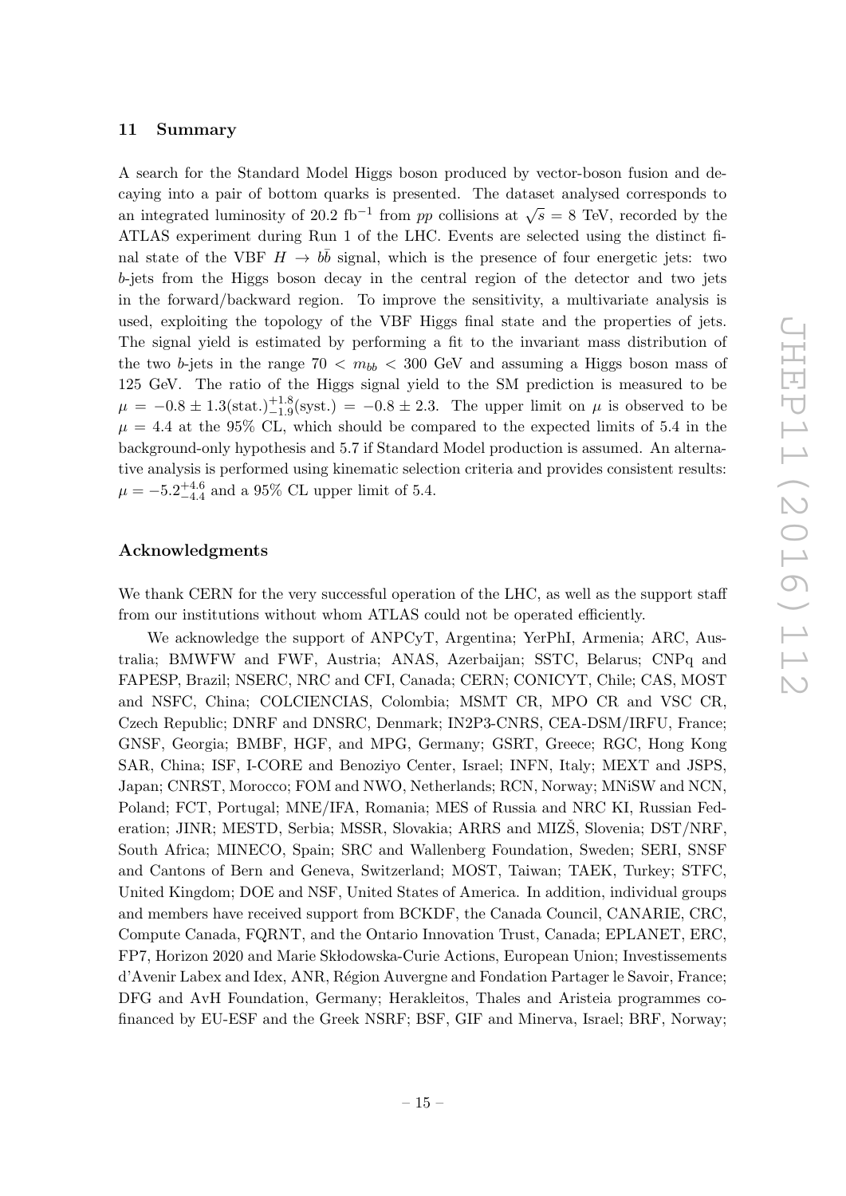## 11 Summary

A search for the Standard Model Higgs boson produced by vector-boson fusion and decaying into a pair of bottom quarks is presented. The dataset analysed corresponds to an integrated luminosity of 20.2 fb$^{-1}$ from $pp$ collisions at $\sqrt{s} = 8$ TeV, recorded by the ATLAS experiment during Run 1 of the LHC. Events are selected using the distinct final state of the VBF $H \to b\bar{b}$ signal, which is the presence of four energetic jets: two $b$-jets from the Higgs boson decay in the central region of the detector and two jets in the forward/backward region. To improve the sensitivity, a multivariate analysis is used, exploiting the topology of the VBF Higgs final state and the properties of jets. The signal yield is estimated by performing a fit to the invariant mass distribution of the two $b$-jets in the range $70 < m_{bb} < 300$ GeV and assuming a Higgs boson mass of 125 GeV. The ratio of the Higgs signal yield to the SM prediction is measured to be $\mu = -0.8 \pm 1.3(\text{stat.})^{+1.8}_{-1.9}(\text{syst.}) = -0.8 \pm 2.3$. The upper limit on $\mu$ is observed to be $\mu = 4.4$ at the 95% CL, which should be compared to the expected limits of 5.4 in the background-only hypothesis and 5.7 if Standard Model production is assumed. An alternative analysis is performed using kinematic selection criteria and provides consistent results: $\mu = -5.2^{+4.6}_{-4.4}$ and a 95% CL upper limit of 5.4.

## Acknowledgments

We thank CERN for the very successful operation of the LHC, as well as the support staff from our institutions without whom ATLAS could not be operated efficiently.

We acknowledge the support of ANPCyT, Argentina; YerPhI, Armenia; ARC, Australia; BMWFW and FWF, Austria; ANAS, Azerbaijan; SSTC, Belarus; CNPq and FAPESP, Brazil; NSERC, NRC and CFI, Canada; CERN; CONICYT, Chile; CAS, MOST and NSFC, China; COLCIENCIAS, Colombia; MSMT CR, MPO CR and VSC CR, Czech Republic; DNRF and DNSRC, Denmark; IN2P3-CNRS, CEA-DSM/IRFU, France; GNSF, Georgia; BMBF, HGF, and MPG, Germany; GSRT, Greece; RGC, Hong Kong SAR, China; ISF, I-CORE and Benoziyo Center, Israel; INFN, Italy; MEXT and JSPS, Japan; CNRST, Morocco; FOM and NWO, Netherlands; RCN, Norway; MNiSW and NCN, Poland; FCT, Portugal; MNE/IFA, Romania; MES of Russia and NRC KI, Russian Federation; JINR; MESTD, Serbia; MSSR, Slovakia; ARRS and MIZŠ, Slovenia; DST/NRF, South Africa; MINECO, Spain; SRC and Wallenberg Foundation, Sweden; SERI, SNSF and Cantons of Bern and Geneva, Switzerland; MOST, Taiwan; TAEK, Turkey; STFC, United Kingdom; DOE and NSF, United States of America. In addition, individual groups and members have received support from BCKDF, the Canada Council, CANARIE, CRC, Compute Canada, FQRNT, and the Ontario Innovation Trust, Canada; EPLANET, ERC, FP7, Horizon 2020 and Marie Skłodowska-Curie Actions, European Union; Investissements d'Avenir Labex and Idex, ANR, Région Auvergne and Fondation Partager le Savoir, France; DFG and AvH Foundation, Germany; Herakleitos, Thales and Aristeia programmes co-financed by EU-ESF and the Greek NSRF; BSF, GIF and Minerva, Israel; BRF, Norway;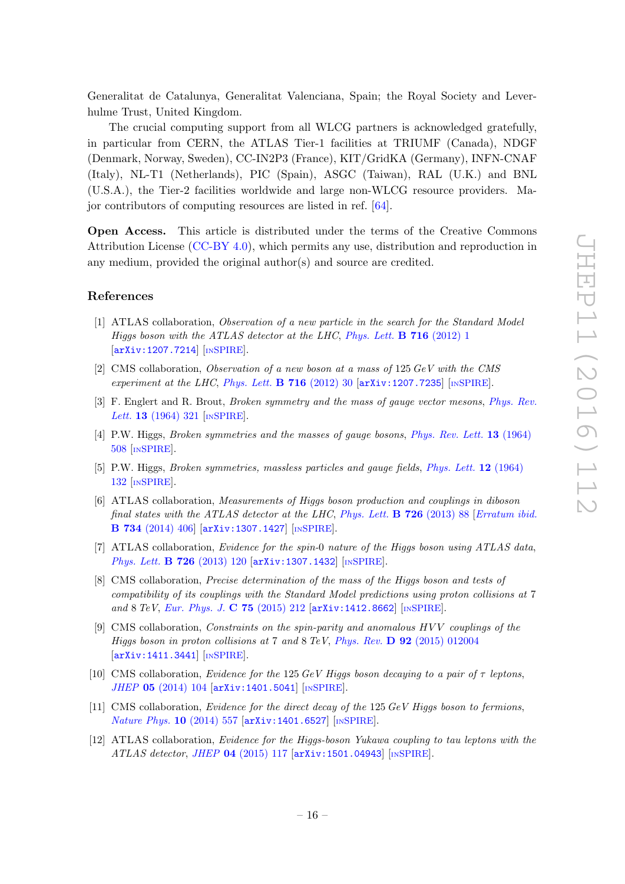Generalitat de Catalunya, Generalitat Valenciana, Spain; the Royal Society and Leverhulme Trust, United Kingdom.

The crucial computing support from all WLCG partners is acknowledged gratefully, in particular from CERN, the ATLAS Tier-1 facilities at TRIUMF (Canada), NDGF (Denmark, Norway, Sweden), CC-IN2P3 (France), KIT/GridKA (Germany), INFN-CNAF (Italy), NL-T1 (Netherlands), PIC (Spain), ASGC (Taiwan), RAL (U.K.) and BNL (U.S.A.), the Tier-2 facilities worldwide and large non-WLCG resource providers. Major contributors of computing resources are listed in ref. [64].

**Open Access.** This article is distributed under the terms of the Creative Commons Attribution License (CC-BY 4.0), which permits any use, distribution and reproduction in any medium, provided the original author(s) and source are credited.

## References

[1] ATLAS collaboration, *Observation of a new particle in the search for the Standard Model Higgs boson with the ATLAS detector at the LHC*, *Phys. Lett.* **B 716** (2012) 1 [arXiv:1207.7214] [INSPIRE].

[2] CMS collaboration, *Observation of a new boson at a mass of* 125 *GeV with the CMS experiment at the LHC*, *Phys. Lett.* **B 716** (2012) 30 [arXiv:1207.7235] [INSPIRE].

[3] F. Englert and R. Brout, *Broken symmetry and the mass of gauge vector mesons*, *Phys. Rev. Lett.* **13** (1964) 321 [INSPIRE].

[4] P.W. Higgs, *Broken symmetries and the masses of gauge bosons*, *Phys. Rev. Lett.* **13** (1964) 508 [INSPIRE].

[5] P.W. Higgs, *Broken symmetries, massless particles and gauge fields*, *Phys. Lett.* **12** (1964) 132 [INSPIRE].

[6] ATLAS collaboration, *Measurements of Higgs boson production and couplings in diboson final states with the ATLAS detector at the LHC*, *Phys. Lett.* **B 726** (2013) 88 [*Erratum ibid.* **B 734** (2014) 406] [arXiv:1307.1427] [INSPIRE].

[7] ATLAS collaboration, *Evidence for the spin-*0 *nature of the Higgs boson using ATLAS data*, *Phys. Lett.* **B 726** (2013) 120 [arXiv:1307.1432] [INSPIRE].

[8] CMS collaboration, *Precise determination of the mass of the Higgs boson and tests of compatibility of its couplings with the Standard Model predictions using proton collisions at* 7 *and* 8 *TeV*, *Eur. Phys. J.* **C 75** (2015) 212 [arXiv:1412.8662] [INSPIRE].

[9] CMS collaboration, *Constraints on the spin-parity and anomalous HVV couplings of the Higgs boson in proton collisions at* 7 *and* 8 *TeV*, *Phys. Rev.* **D 92** (2015) 012004 [arXiv:1411.3441] [INSPIRE].

[10] CMS collaboration, *Evidence for the* 125 *GeV Higgs boson decaying to a pair of* $\tau$ *leptons*, *JHEP* **05** (2014) 104 [arXiv:1401.5041] [INSPIRE].

[11] CMS collaboration, *Evidence for the direct decay of the* 125 *GeV Higgs boson to fermions*, *Nature Phys.* **10** (2014) 557 [arXiv:1401.6527] [INSPIRE].

[12] ATLAS collaboration, *Evidence for the Higgs-boson Yukawa coupling to tau leptons with the ATLAS detector*, *JHEP* **04** (2015) 117 [arXiv:1501.04943] [INSPIRE].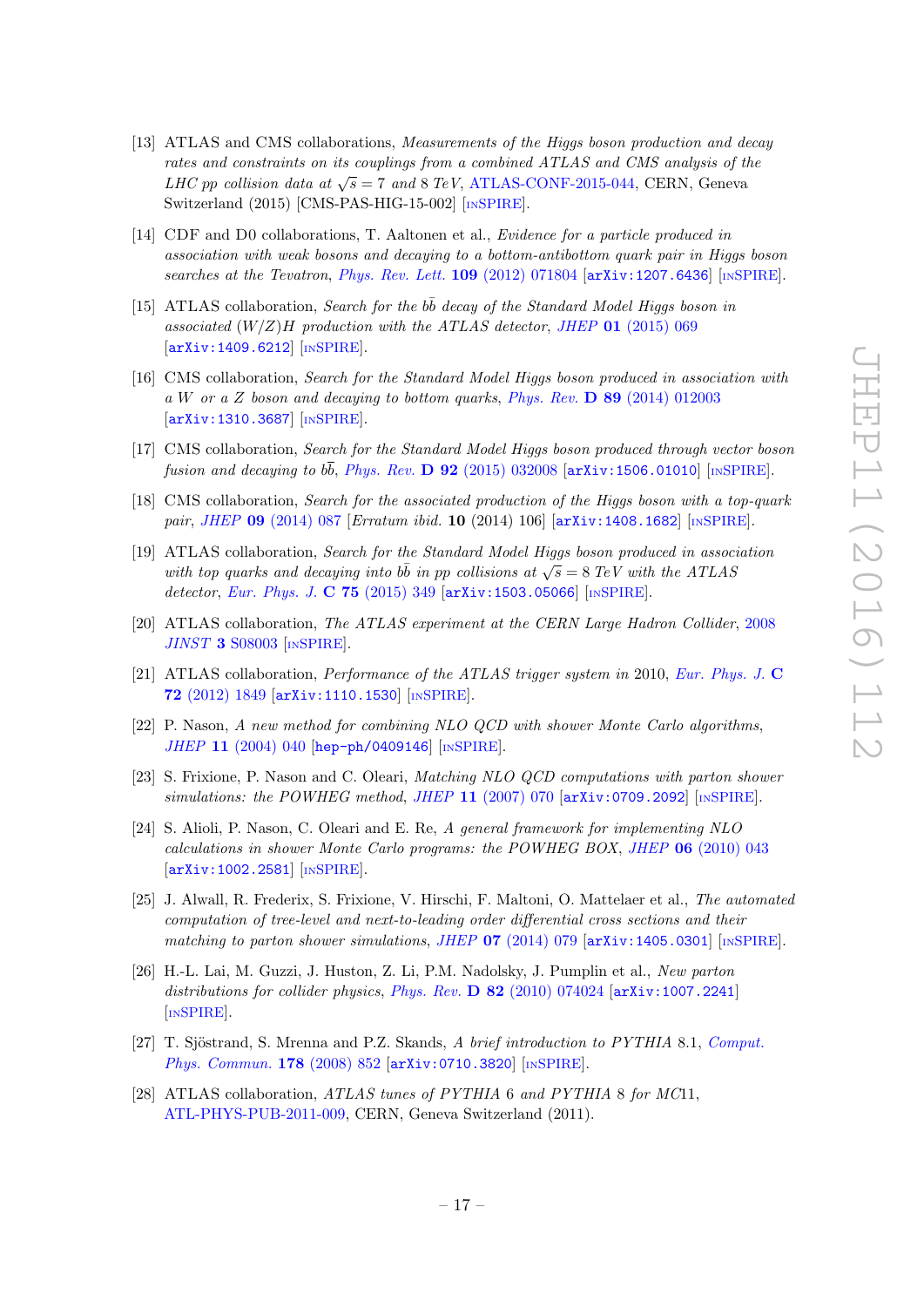[13] ATLAS and CMS collaborations, *Measurements of the Higgs boson production and decay rates and constraints on its couplings from a combined ATLAS and CMS analysis of the LHC pp collision data at $\sqrt{s} = 7$ and 8 TeV*, ATLAS-CONF-2015-044, CERN, Geneva Switzerland (2015) [CMS-PAS-HIG-15-002] [INSPIRE].

[14] CDF and D0 collaborations, T. Aaltonen et al., *Evidence for a particle produced in association with weak bosons and decaying to a bottom-antibottom quark pair in Higgs boson searches at the Tevatron*, Phys. Rev. Lett. **109** (2012) 071804 [arXiv:1207.6436] [INSPIRE].

[15] ATLAS collaboration, *Search for the $b\bar{b}$ decay of the Standard Model Higgs boson in associated $(W/Z)H$ production with the ATLAS detector*, JHEP **01** (2015) 069 [arXiv:1409.6212] [INSPIRE].

[16] CMS collaboration, *Search for the Standard Model Higgs boson produced in association with a W or a Z boson and decaying to bottom quarks*, Phys. Rev. **D 89** (2014) 012003 [arXiv:1310.3687] [INSPIRE].

[17] CMS collaboration, *Search for the Standard Model Higgs boson produced through vector boson fusion and decaying to $b\bar{b}$*, Phys. Rev. **D 92** (2015) 032008 [arXiv:1506.01010] [INSPIRE].

[18] CMS collaboration, *Search for the associated production of the Higgs boson with a top-quark pair*, JHEP **09** (2014) 087 [*Erratum ibid.* **10** (2014) 106] [arXiv:1408.1682] [INSPIRE].

[19] ATLAS collaboration, *Search for the Standard Model Higgs boson produced in association with top quarks and decaying into $b\bar{b}$ in pp collisions at $\sqrt{s} = 8$ TeV with the ATLAS detector*, Eur. Phys. J. **C 75** (2015) 349 [arXiv:1503.05066] [INSPIRE].

[20] ATLAS collaboration, *The ATLAS experiment at the CERN Large Hadron Collider*, 2008 JINST **3** S08003 [INSPIRE].

[21] ATLAS collaboration, *Performance of the ATLAS trigger system in* 2010, Eur. Phys. J. **C 72** (2012) 1849 [arXiv:1110.1530] [INSPIRE].

[22] P. Nason, *A new method for combining NLO QCD with shower Monte Carlo algorithms*, JHEP **11** (2004) 040 [hep-ph/0409146] [INSPIRE].

[23] S. Frixione, P. Nason and C. Oleari, *Matching NLO QCD computations with parton shower simulations: the POWHEG method*, JHEP **11** (2007) 070 [arXiv:0709.2092] [INSPIRE].

[24] S. Alioli, P. Nason, C. Oleari and E. Re, *A general framework for implementing NLO calculations in shower Monte Carlo programs: the POWHEG BOX*, JHEP **06** (2010) 043 [arXiv:1002.2581] [INSPIRE].

[25] J. Alwall, R. Frederix, S. Frixione, V. Hirschi, F. Maltoni, O. Mattelaer et al., *The automated computation of tree-level and next-to-leading order differential cross sections and their matching to parton shower simulations*, JHEP **07** (2014) 079 [arXiv:1405.0301] [INSPIRE].

[26] H.-L. Lai, M. Guzzi, J. Huston, Z. Li, P.M. Nadolsky, J. Pumplin et al., *New parton distributions for collider physics*, Phys. Rev. **D 82** (2010) 074024 [arXiv:1007.2241] [INSPIRE].

[27] T. Sjöstrand, S. Mrenna and P.Z. Skands, *A brief introduction to PYTHIA* 8.1, Comput. Phys. Commun. **178** (2008) 852 [arXiv:0710.3820] [INSPIRE].

[28] ATLAS collaboration, *ATLAS tunes of PYTHIA* 6 *and PYTHIA* 8 *for MC*11, ATL-PHYS-PUB-2011-009, CERN, Geneva Switzerland (2011).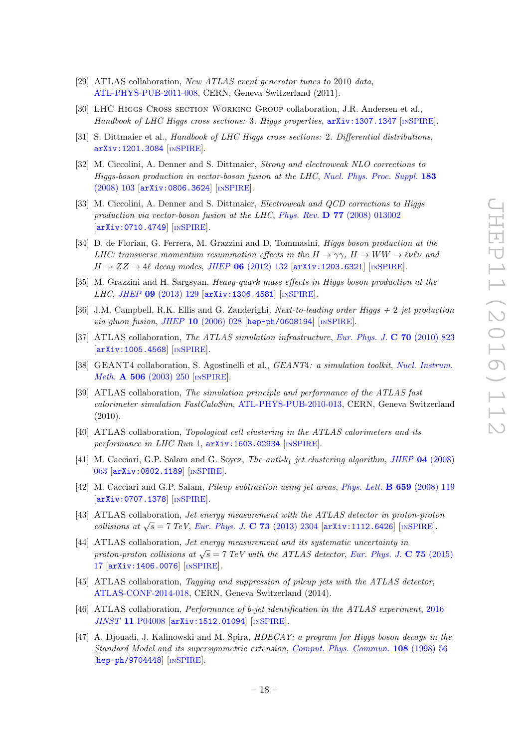[29] ATLAS collaboration, *New ATLAS event generator tunes to* 2010 *data*, ATL-PHYS-PUB-2011-008, CERN, Geneva Switzerland (2011).

[30] LHC Higgs Cross section Working Group collaboration, J.R. Andersen et al., *Handbook of LHC Higgs cross sections:* 3. *Higgs properties*, arXiv:1307.1347 [INSPIRE].

[31] S. Dittmaier et al., *Handbook of LHC Higgs cross sections:* 2. *Differential distributions*, arXiv:1201.3084 [INSPIRE].

[32] M. Ciccolini, A. Denner and S. Dittmaier, *Strong and electroweak NLO corrections to Higgs-boson production in vector-boson fusion at the LHC*, Nucl. Phys. Proc. Suppl. **183** (2008) 103 [arXiv:0806.3624] [INSPIRE].

[33] M. Ciccolini, A. Denner and S. Dittmaier, *Electroweak and QCD corrections to Higgs production via vector-boson fusion at the LHC*, Phys. Rev. **D 77** (2008) 013002 [arXiv:0710.4749] [INSPIRE].

[34] D. de Florian, G. Ferrera, M. Grazzini and D. Tommasini, *Higgs boson production at the LHC: transverse momentum resummation effects in the $H \to \gamma\gamma$, $H \to WW \to \ell\nu\ell\nu$ and $H \to ZZ \to 4\ell$ decay modes*, JHEP **06** (2012) 132 [arXiv:1203.6321] [INSPIRE].

[35] M. Grazzini and H. Sargsyan, *Heavy-quark mass effects in Higgs boson production at the LHC*, JHEP **09** (2013) 129 [arXiv:1306.4581] [INSPIRE].

[36] J.M. Campbell, R.K. Ellis and G. Zanderighi, *Next-to-leading order Higgs + 2 jet production via gluon fusion*, JHEP **10** (2006) 028 [hep-ph/0608194] [INSPIRE].

[37] ATLAS collaboration, *The ATLAS simulation infrastructure*, Eur. Phys. J. **C 70** (2010) 823 [arXiv:1005.4568] [INSPIRE].

[38] GEANT4 collaboration, S. Agostinelli et al., *GEANT4: a simulation toolkit*, Nucl. Instrum. Meth. **A 506** (2003) 250 [INSPIRE].

[39] ATLAS collaboration, *The simulation principle and performance of the ATLAS fast calorimeter simulation FastCaloSim*, ATL-PHYS-PUB-2010-013, CERN, Geneva Switzerland (2010).

[40] ATLAS collaboration, *Topological cell clustering in the ATLAS calorimeters and its performance in LHC Run* 1, arXiv:1603.02934 [INSPIRE].

[41] M. Cacciari, G.P. Salam and G. Soyez, *The anti-$k_t$ jet clustering algorithm*, JHEP **04** (2008) 063 [arXiv:0802.1189] [INSPIRE].

[42] M. Cacciari and G.P. Salam, *Pileup subtraction using jet areas*, Phys. Lett. **B 659** (2008) 119 [arXiv:0707.1378] [INSPIRE].

[43] ATLAS collaboration, *Jet energy measurement with the ATLAS detector in proton-proton collisions at $\sqrt{s} = 7$ TeV*, Eur. Phys. J. **C 73** (2013) 2304 [arXiv:1112.6426] [INSPIRE].

[44] ATLAS collaboration, *Jet energy measurement and its systematic uncertainty in proton-proton collisions at $\sqrt{s} = 7$ TeV with the ATLAS detector*, Eur. Phys. J. **C 75** (2015) 17 [arXiv:1406.0076] [INSPIRE].

[45] ATLAS collaboration, *Tagging and suppression of pileup jets with the ATLAS detector*, ATLAS-CONF-2014-018, CERN, Geneva Switzerland (2014).

[46] ATLAS collaboration, *Performance of b-jet identification in the ATLAS experiment*, 2016 JINST **11** P04008 [arXiv:1512.01094] [INSPIRE].

[47] A. Djouadi, J. Kalinowski and M. Spira, *HDECAY: a program for Higgs boson decays in the Standard Model and its supersymmetric extension*, Comput. Phys. Commun. **108** (1998) 56 [hep-ph/9704448] [INSPIRE].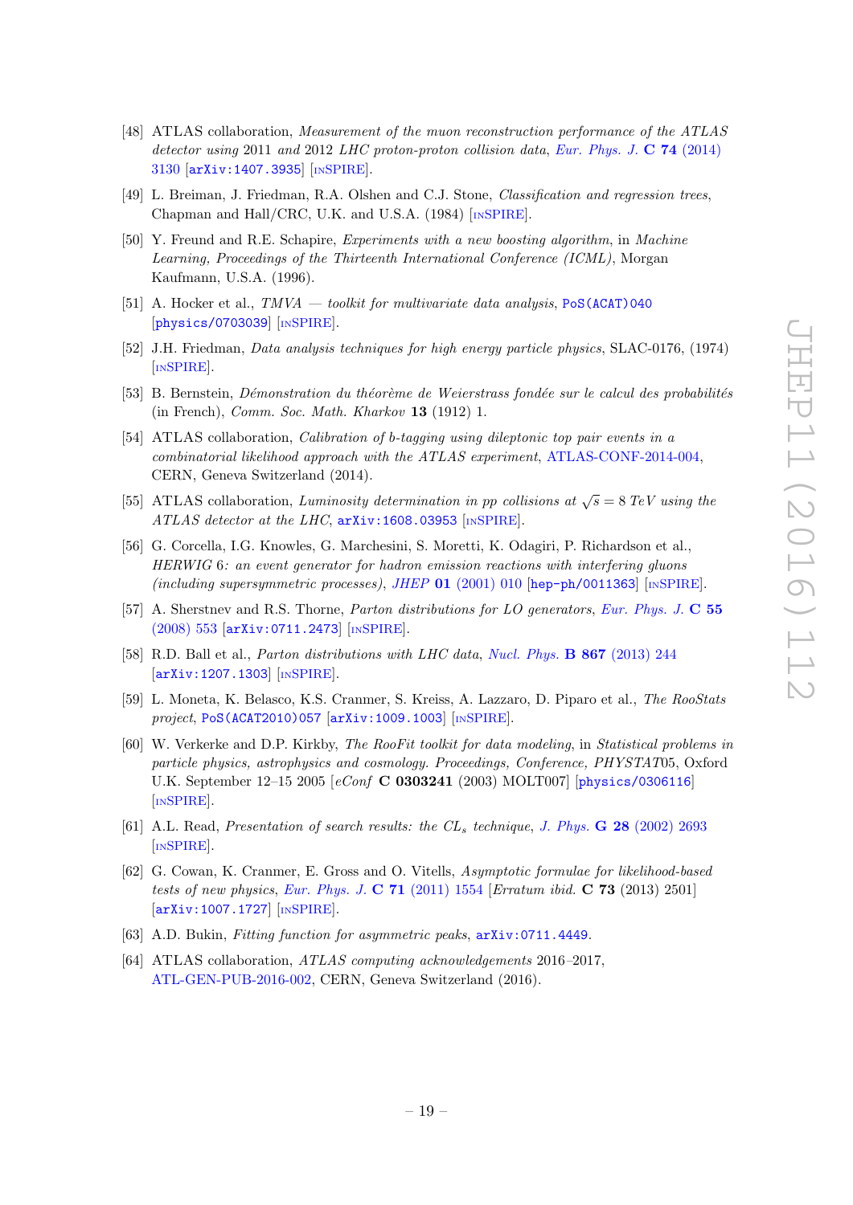[48] ATLAS collaboration, *Measurement of the muon reconstruction performance of the ATLAS detector using* 2011 *and* 2012 *LHC proton-proton collision data*, Eur. Phys. J. **C 74** (2014) 3130 [arXiv:1407.3935] [INSPIRE].

[49] L. Breiman, J. Friedman, R.A. Olshen and C.J. Stone, *Classification and regression trees*, Chapman and Hall/CRC, U.K. and U.S.A. (1984) [INSPIRE].

[50] Y. Freund and R.E. Schapire, *Experiments with a new boosting algorithm*, in *Machine Learning, Proceedings of the Thirteenth International Conference (ICML)*, Morgan Kaufmann, U.S.A. (1996).

[51] A. Hocker et al., *TMVA — toolkit for multivariate data analysis*, PoS(ACAT)040 [physics/0703039] [INSPIRE].

[52] J.H. Friedman, *Data analysis techniques for high energy particle physics*, SLAC-0176, (1974) [INSPIRE].

[53] B. Bernstein, *Démonstration du théorème de Weierstrass fondée sur le calcul des probabilités* (in French), *Comm. Soc. Math. Kharkov* **13** (1912) 1.

[54] ATLAS collaboration, *Calibration of b-tagging using dileptonic top pair events in a combinatorial likelihood approach with the ATLAS experiment*, ATLAS-CONF-2014-004, CERN, Geneva Switzerland (2014).

[55] ATLAS collaboration, *Luminosity determination in pp collisions at $\sqrt{s} = 8$ TeV using the ATLAS detector at the LHC*, arXiv:1608.03953 [INSPIRE].

[56] G. Corcella, I.G. Knowles, G. Marchesini, S. Moretti, K. Odagiri, P. Richardson et al., *HERWIG 6: an event generator for hadron emission reactions with interfering gluons (including supersymmetric processes)*, JHEP **01** (2001) 010 [hep-ph/0011363] [INSPIRE].

[57] A. Sherstnev and R.S. Thorne, *Parton distributions for LO generators*, Eur. Phys. J. **C 55** (2008) 553 [arXiv:0711.2473] [INSPIRE].

[58] R.D. Ball et al., *Parton distributions with LHC data*, Nucl. Phys. **B 867** (2013) 244 [arXiv:1207.1303] [INSPIRE].

[59] L. Moneta, K. Belasco, K.S. Cranmer, S. Kreiss, A. Lazzaro, D. Piparo et al., *The RooStats project*, PoS(ACAT2010)057 [arXiv:1009.1003] [INSPIRE].

[60] W. Verkerke and D.P. Kirkby, *The RooFit toolkit for data modeling*, in *Statistical problems in particle physics, astrophysics and cosmology. Proceedings, Conference, PHYSTAT05*, Oxford U.K. September 12–15 2005 [*eConf* **C 0303241** (2003) MOLT007] [physics/0306116] [INSPIRE].

[61] A.L. Read, *Presentation of search results: the $CL_s$ technique*, J. Phys. **G 28** (2002) 2693 [INSPIRE].

[62] G. Cowan, K. Cranmer, E. Gross and O. Vitells, *Asymptotic formulae for likelihood-based tests of new physics*, Eur. Phys. J. **C 71** (2011) 1554 [*Erratum ibid.* **C 73** (2013) 2501] [arXiv:1007.1727] [INSPIRE].

[63] A.D. Bukin, *Fitting function for asymmetric peaks*, arXiv:0711.4449.

[64] ATLAS collaboration, *ATLAS computing acknowledgements* 2016–2017, ATL-GEN-PUB-2016-002, CERN, Geneva Switzerland (2016).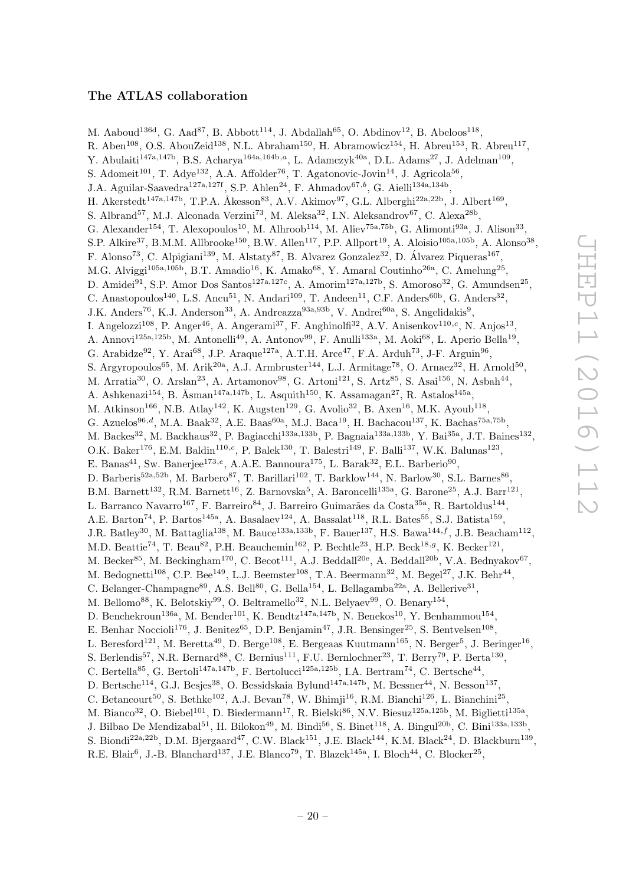### The ATLAS collaboration

M. Aaboud[136d], G. Aad[87], B. Abbott[114], J. Abdallah[65], O. Abdinov[12], B. Abeloos[118], R. Aben[108], O.S. AbouZeid[138], N.L. Abraham[150], H. Abramowicz[154], H. Abreu[153], R. Abreu[117], Y. Abulaiti[147a,147b], B.S. Acharya[164a,164b,a], L. Adamczyk[40a], D.L. Adams[27], J. Adelman[109], S. Adomeit[101], T. Adye[132], A.A. Affolder[76], T. Agatonovic-Jovin[14], J. Agricola[56], J.A. Aguilar-Saavedra[127a,127f], S.P. Ahlen[24], F. Ahmadov[67,b], G. Aielli[134a,134b], H. Akerstedt[147a,147b], T.P.A. Åkesson[83], A.V. Akimov[97], G.L. Alberghi[22a,22b], J. Albert[169], S. Albrand[57], M.J. Alconada Verzini[73], M. Aleksa[32], I.N. Aleksandrov[67], C. Alexa[28b], G. Alexander[154], T. Alexopoulos[10], M. Alhroob[114], M. Aliev[75a,75b], G. Alimonti[93a], J. Alison[33], S.P. Alkire[37], B.M.M. Allbrooke[150], B.W. Allen[117], P.P. Allport[19], A. Aloisio[105a,105b], A. Alonso[38], F. Alonso[73], C. Alpigiani[139], M. Alstaty[87], B. Alvarez Gonzalez[32], D. Álvarez Piqueras[167], M.G. Alviggi[105a,105b], B.T. Amadio[16], K. Amako[68], Y. Amaral Coutinho[26a], C. Amelung[25], D. Amidei[91], S.P. Amor Dos Santos[127a,127c], A. Amorim[127a,127b], S. Amoroso[32], G. Amundsen[25], C. Anastopoulos[140], L.S. Ancu[51], N. Andari[109], T. Andeen[11], C.F. Anders[60b], G. Anders[32], J.K. Anders[76], K.J. Anderson[33], A. Andreazza[93a,93b], V. Andrei[60a], S. Angelidakis[9], I. Angelozzi[108], P. Anger[46], A. Angerami[37], F. Anghinolfi[32], A.V. Anisenkov[110,c], N. Anjos[13], A. Annovi[125a,125b], M. Antonelli[49], A. Antonov[99], F. Anulli[133a], M. Aoki[68], L. Aperio Bella[19], G. Arabidze[92], Y. Arai[68], J.P. Araque[127a], A.T.H. Arce[47], F.A. Arduh[73], J-F. Arguin[96], S. Argyropoulos[65], M. Arik[20a], A.J. Armbruster[144], L.J. Armitage[78], O. Arnaez[32], H. Arnold[50], M. Arratia[30], O. Arslan[23], A. Artamonov[98], G. Artoni[121], S. Artz[85], S. Asai[156], N. Asbah[44], A. Ashkenazi[154], B. Åsman[147a,147b], L. Asquith[150], K. Assamagan[27], R. Astalos[145a], M. Atkinson[166], N.B. Atlay[142], K. Augsten[129], G. Avolio[32], B. Axen[16], M.K. Ayoub[118], G. Azuelos[96,d], M.A. Baak[32], A.E. Baas[60a], M.J. Baca[19], H. Bachacou[137], K. Bachas[75a,75b], M. Backes[32], M. Backhaus[32], P. Bagiacchi[133a,133b], P. Bagnaia[133a,133b], Y. Bai[35a], J.T. Baines[132], O.K. Baker[176], E.M. Baldin[110,c], P. Balek[130], T. Balestri[149], F. Balli[137], W.K. Balunas[123], E. Banas[41], Sw. Banerjee[173,e], A.A.E. Bannoura[175], L. Barak[32], E.L. Barberio[90], D. Barberis[52a,52b], M. Barbero[87], T. Barillari[102], T. Barklow[144], N. Barlow[30], S.L. Barnes[86], B.M. Barnett[132], R.M. Barnett[16], Z. Barnovska[5], A. Baroncelli[135a], G. Barone[25], A.J. Barr[121], L. Barranco Navarro[167], F. Barreiro[84], J. Barreiro Guimarães da Costa[35a], R. Bartoldus[144], A.E. Barton[74], P. Bartos[145a], A. Basalaev[124], A. Bassalat[118], R.L. Bates[55], S.J. Batista[159], J.R. Batley[30], M. Battaglia[138], M. Bauce[133a,133b], F. Bauer[137], H.S. Bawa[144,f], J.B. Beacham[112], M.D. Beattie[74], T. Beau[82], P.H. Beauchemin[162], P. Bechtle[23], H.P. Beck[18,g], K. Becker[121], M. Becker[85], M. Beckingham[170], C. Becot[111], A.J. Beddall[20e], A. Beddall[20b], V.A. Bednyakov[67], M. Bedognetti[108], C.P. Bee[149], L.J. Beemster[108], T.A. Beermann[32], M. Begel[27], J.K. Behr[44], C. Belanger-Champagne[89], A.S. Bell[80], G. Bella[154], L. Bellagamba[22a], A. Bellerive[31], M. Bellomo[88], K. Belotskiy[99], O. Beltramello[32], N.L. Belyaev[99], O. Benary[154], D. Benchekroun[136a], M. Bender[101], K. Bendtz[147a,147b], N. Benekos[10], Y. Benhammou[154], E. Benhar Noccioli[176], J. Benitez[65], D.P. Benjamin[47], J.R. Bensinger[25], S. Bentvelsen[108], L. Beresford[121], M. Beretta[49], D. Berge[108], E. Bergeaas Kuutmann[165], N. Berger[5], J. Beringer[16], S. Berlendis[57], N.R. Bernard[88], C. Bernius[111], F.U. Bernlochner[23], T. Berry[79], P. Berta[130], C. Bertella[85], G. Bertoli[147a,147b], F. Bertolucci[125a,125b], I.A. Bertram[74], C. Bertsche[44], D. Bertsche[114], G.J. Besjes[38], O. Bessidskaia Bylund[147a,147b], M. Bessner[44], N. Besson[137], C. Betancourt[50], S. Bethke[102], A.J. Bevan[78], W. Bhimji[16], R.M. Bianchi[126], L. Bianchini[25], M. Bianco[32], O. Biebel[101], D. Biedermann[17], R. Bielski[86], N.V. Biesuz[125a,125b], M. Biglietti[135a], J. Bilbao De Mendizabal[51], H. Bilokon[49], M. Bindi[56], S. Binet[118], A. Bingul[20b], C. Bini[133a,133b], S. Biondi[22a,22b], D.M. Bjergaard[47], C.W. Black[151], J.E. Black[144], K.M. Black[24], D. Blackburn[139], R.E. Blair[6], J.-B. Blanchard[137], J.E. Blanco[79], T. Blazek[145a], I. Bloch[44], C. Blocker[25],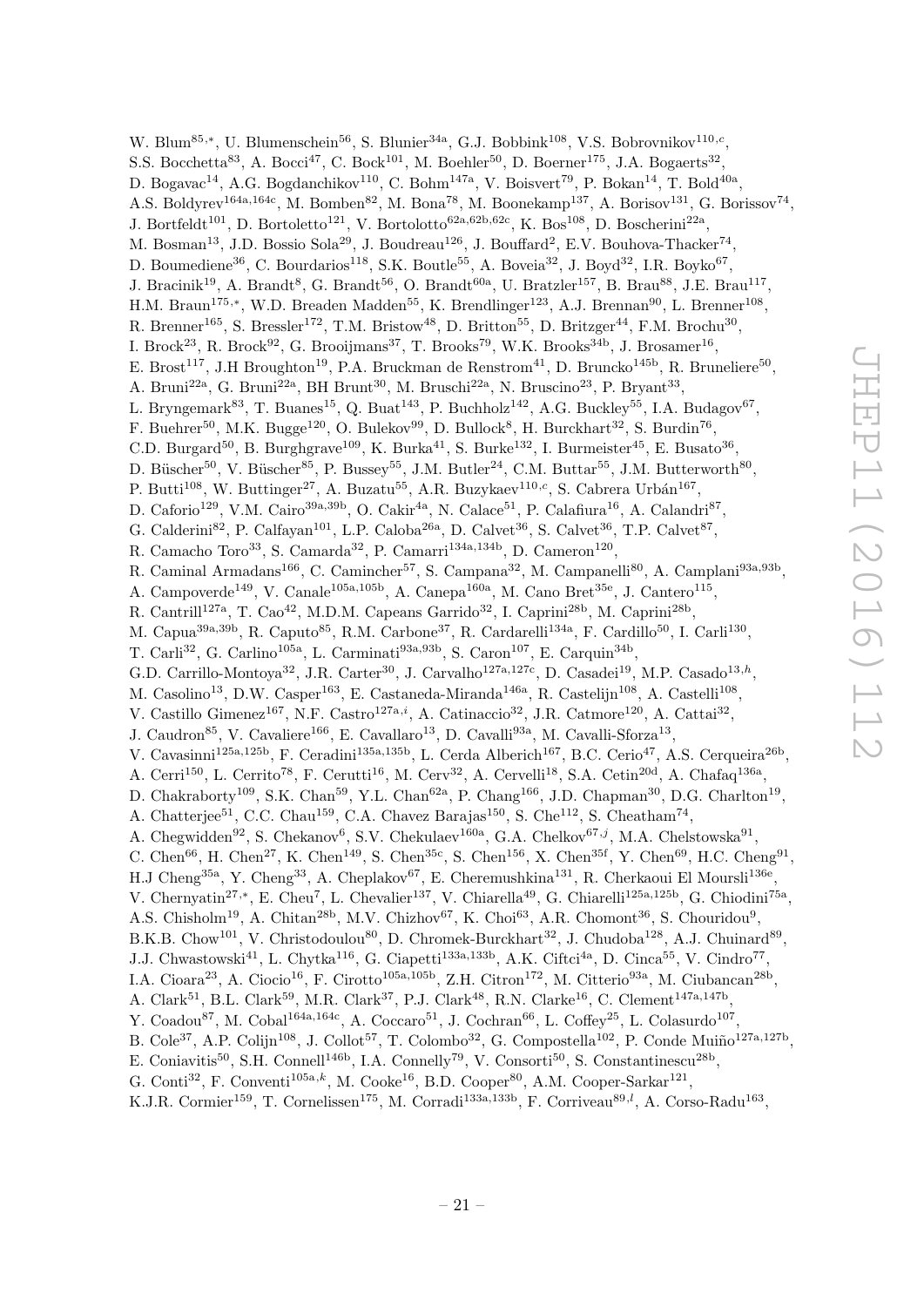W. Blum[85,∗], U. Blumenschein[56], S. Blunier[34a], G.J. Bobbink[108], V.S. Bobrovnikov[110,c], S.S. Bocchetta[83], A. Bocci[47], C. Bock[101], M. Boehler[50], D. Boerner[175], J.A. Bogaerts[32], D. Bogavac[14], A.G. Bogdanchikov[110], C. Bohm[147a], V. Boisvert[79], P. Bokan[14], T. Bold[40a], A.S. Boldyrev[164a,164c], M. Bomben[82], M. Bona[78], M. Boonekamp[137], A. Borisov[131], G. Borissov[74], J. Bortfeldt[101], D. Bortoletto[121], V. Bortolotto[62a,62b,62c], K. Bos[108], D. Boscherini[22a], M. Bosman[13], J.D. Bossio Sola[29], J. Boudreau[126], J. Bouffard[2], E.V. Bouhova-Thacker[74], D. Boumediene[36], C. Bourdarios[118], S.K. Boutle[55], A. Boveia[32], J. Boyd[32], I.R. Boyko[67], J. Bracinik[19], A. Brandt[8], G. Brandt[56], O. Brandt[60a], U. Bratzler[157], B. Brau[88], J.E. Brau[117], H.M. Braun[175,∗], W.D. Breaden Madden[55], K. Brendlinger[123], A.J. Brennan[90], L. Brenner[108], R. Brenner[165], S. Bressler[172], T.M. Bristow[48], D. Britton[55], D. Britzger[44], F.M. Brochu[30], I. Brock[23], R. Brock[92], G. Brooijmans[37], T. Brooks[79], W.K. Brooks[34b], J. Brosamer[16], E. Brost[117], J.H Broughton[19], P.A. Bruckman de Renstrom[41], D. Bruncko[145b], R. Bruneliere[50], A. Bruni[22a], G. Bruni[22a], BH Brunt[30], M. Bruschi[22a], N. Bruscino[23], P. Bryant[33], L. Bryngemark[83], T. Buanes[15], Q. Buat[143], P. Buchholz[142], A.G. Buckley[55], I.A. Budagov[67], F. Buehrer[50], M.K. Bugge[120], O. Bulekov[99], D. Bullock[8], H. Burckhart[32], S. Burdin[76], C.D. Burgard[50], B. Burghgrave[109], K. Burka[41], S. Burke[132], I. Burmeister[45], E. Busato[36], D. Büscher[50], V. Büscher[85], P. Bussey[55], J.M. Butler[24], C.M. Buttar[55], J.M. Butterworth[80], P. Butti[108], W. Buttinger[27], A. Buzatu[55], A.R. Buzykaev[110,c], S. Cabrera Urbán[167], D. Caforio[129], V.M. Cairo[39a,39b], O. Cakir[4a], N. Calace[51], P. Calafiura[16], A. Calandri[87], G. Calderini[82], P. Calfayan[101], L.P. Caloba[26a], D. Calvet[36], S. Calvet[36], T.P. Calvet[87], R. Camacho Toro[33], S. Camarda[32], P. Camarri[134a,134b], D. Cameron[120], R. Caminal Armadans[166], C. Camincher[57], S. Campana[32], M. Campanelli[80], A. Camplani[93a,93b], A. Campoverde[149], V. Canale[105a,105b], A. Canepa[160a], M. Cano Bret[35e], J. Cantero[115], R. Cantrill[127a], T. Cao[42], M.D.M. Capeans Garrido[32], I. Caprini[28b], M. Caprini[28b], M. Capua[39a,39b], R. Caputo[85], R.M. Carbone[37], R. Cardarelli[134a], F. Cardillo[50], I. Carli[130], T. Carli[32], G. Carlino[105a], L. Carminati[93a,93b], S. Caron[107], E. Carquin[34b], G.D. Carrillo-Montoya[32], J.R. Carter[30], J. Carvalho[127a,127c], D. Casadei[19], M.P. Casado[13,h], M. Casolino[13], D.W. Casper[163], E. Castaneda-Miranda[146a], R. Castelijn[108], A. Castelli[108], V. Castillo Gimenez[167], N.F. Castro[127a,i], A. Catinaccio[32], J.R. Catmore[120], A. Cattai[32], J. Caudron[85], V. Cavaliere[166], E. Cavallaro[13], D. Cavalli[93a], M. Cavalli-Sforza[13], V. Cavasinni[125a,125b], F. Ceradini[135a,135b], L. Cerda Alberich[167], B.C. Cerio[47], A.S. Cerqueira[26b], A. Cerri[150], L. Cerrito[78], F. Cerutti[16], M. Cerv[32], A. Cervelli[18], S.A. Cetin[20d], A. Chafaq[136a], D. Chakraborty[109], S.K. Chan[59], Y.L. Chan[62a], P. Chang[166], J.D. Chapman[30], D.G. Charlton[19], A. Chatterjee[51], C.C. Chau[159], C.A. Chavez Barajas[150], S. Che[112], S. Cheatham[74], A. Chegwidden[92], S. Chekanov[6], S.V. Chekulaev[160a], G.A. Chelkov[67,j], M.A. Chelstowska[91], C. Chen[66], H. Chen[27], K. Chen[149], S. Chen[35c], S. Chen[156], X. Chen[35f], Y. Chen[69], H.C. Cheng[91], H.J Cheng[35a], Y. Cheng[33], A. Cheplakov[67], E. Cheremushkina[131], R. Cherkaoui El Moursli[136e], V. Chernyatin[27,∗], E. Cheu[7], L. Chevalier[137], V. Chiarella[49], G. Chiarelli[125a,125b], G. Chiodini[75a], A.S. Chisholm[19], A. Chitan[28b], M.V. Chizhov[67], K. Choi[63], A.R. Chomont[36], S. Chouridou[9], B.K.B. Chow[101], V. Christodoulou[80], D. Chromek-Burckhart[32], J. Chudoba[128], A.J. Chuinard[89], J.J. Chwastowski[41], L. Chytka[116], G. Ciapetti[133a,133b], A.K. Ciftci[4a], D. Cinca[55], V. Cindro[77], I.A. Cioara[23], A. Ciocio[16], F. Cirotto[105a,105b], Z.H. Citron[172], M. Citterio[93a], M. Ciubancan[28b], A. Clark[51], B.L. Clark[59], M.R. Clark[37], P.J. Clark[48], R.N. Clarke[16], C. Clement[147a,147b], Y. Coadou[87], M. Cobal[164a,164c], A. Coccaro[51], J. Cochran[66], L. Coffey[25], L. Colasurdo[107], B. Cole[37], A.P. Colijn[108], J. Collot[57], T. Colombo[32], G. Compostella[102], P. Conde Muiño[127a,127b], E. Coniavitis[50], S.H. Connell[146b], I.A. Connelly[79], V. Consorti[50], S. Constantinescu[28b], G. Conti[32], F. Conventi[105a,k], M. Cooke[16], B.D. Cooper[80], A.M. Cooper-Sarkar[121], K.J.R. Cormier[159], T. Cornelissen[175], M. Corradi[133a,133b], F. Corriveau[89,l], A. Corso-Radu[163],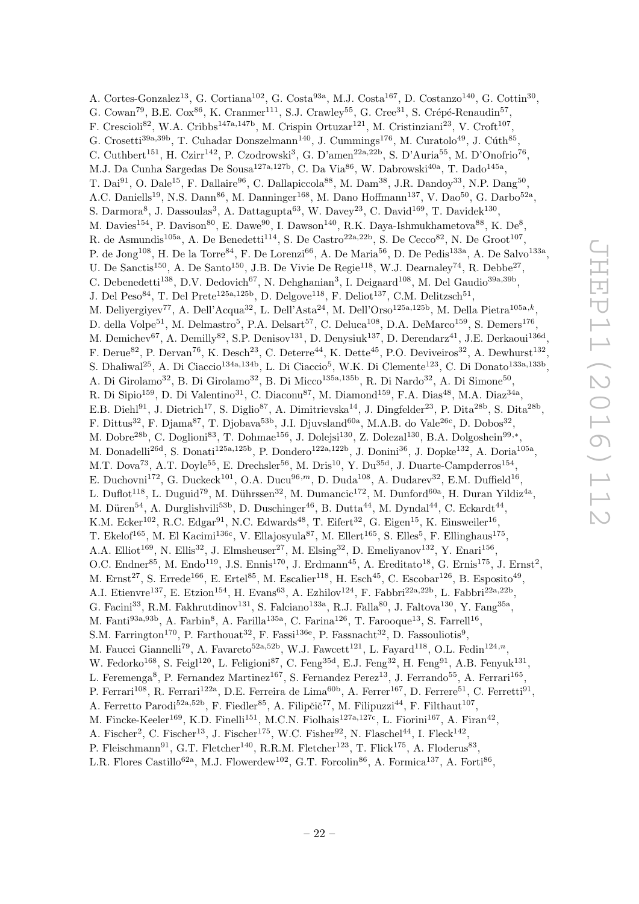A. Cortes-Gonzalez[13], G. Cortiana[102], G. Costa[93a], M.J. Costa[167], D. Costanzo[140], G. Cottin[30], G. Cowan[79], B.E. Cox[86], K. Cranmer[111], S.J. Crawley[55], G. Cree[31], S. Crépé-Renaudin[57], F. Crescioli[82], W.A. Cribbs[147a,147b], M. Crispin Ortuzar[121], M. Cristinziani[23], V. Croft[107], G. Crosetti[39a,39b], T. Cuhadar Donszelmann[140], J. Cummings[176], M. Curatolo[49], J. Cúth[85], C. Cuthbert[151], H. Czirr[142], P. Czodrowski[3], G. D'amen[22a,22b], S. D'Auria[55], M. D'Onofrio[76], M.J. Da Cunha Sargedas De Sousa[127a,127b], C. Da Via[86], W. Dabrowski[40a], T. Dado[145a], T. Dai[91], O. Dale[15], F. Dallaire[96], C. Dallapiccola[88], M. Dam[38], J.R. Dandoy[33], N.P. Dang[50], A.C. Daniells[19], N.S. Dann[86], M. Danninger[168], M. Dano Hoffmann[137], V. Dao[50], G. Darbo[52a], S. Darmora[8], J. Dassoulas[3], A. Dattagupta[63], W. Davey[23], C. David[169], T. Davidek[130], M. Davies[154], P. Davison[80], E. Dawe[90], I. Dawson[140], R.K. Daya-Ishmukhametova[88], K. De[8], R. de Asmundis[105a], A. De Benedetti[114], S. De Castro[22a,22b], S. De Cecco[82], N. De Groot[107], P. de Jong[108], H. De la Torre[84], F. De Lorenzi[66], A. De Maria[56], D. De Pedis[133a], A. De Salvo[133a], U. De Sanctis[150], A. De Santo[150], J.B. De Vivie De Regie[118], W.J. Dearnaley[74], R. Debbe[27], C. Debenedetti[138], D.V. Dedovich[67], N. Dehghanian[3], I. Deigaard[108], M. Del Gaudio[39a,39b], J. Del Peso[84], T. Del Prete[125a,125b], D. Delgove[118], F. Deliot[137], C.M. Delitzsch[51], M. Deliyergiyev[77], A. Dell'Acqua[32], L. Dell'Asta[24], M. Dell'Orso[125a,125b], M. Della Pietra[105a,k], D. della Volpe[51], M. Delmastro[5], P.A. Delsart[57], C. Deluca[108], D.A. DeMarco[159], S. Demers[176], M. Demichev[67], A. Demilly[82], S.P. Denisov[131], D. Denysiuk[137], D. Derendarz[41], J.E. Derkaoui[136d], F. Derue[82], P. Dervan[76], K. Desch[23], C. Deterre[44], K. Dette[45], P.O. Deviveiros[32], A. Dewhurst[132], S. Dhaliwal[25], A. Di Ciaccio[134a,134b], L. Di Ciaccio[5], W.K. Di Clemente[123], C. Di Donato[133a,133b], A. Di Girolamo[32], B. Di Girolamo[32], B. Di Micco[135a,135b], R. Di Nardo[32], A. Di Simone[50], R. Di Sipio[159], D. Di Valentino[31], C. Diaconu[87], M. Diamond[159], F.A. Dias[48], M.A. Diaz[34a], E.B. Diehl[91], J. Dietrich[17], S. Diglio[87], A. Dimitrievska[14], J. Dingfelder[23], P. Dita[28b], S. Dita[28b], F. Dittus[32], F. Djama[87], T. Djobava[53b], J.I. Djuvsland[60a], M.A.B. do Vale[26c], D. Dobos[32], M. Dobre[28b], C. Doglioni[83], T. Dohmae[156], J. Dolejsi[130], Z. Dolezal[130], B.A. Dolgoshein[99,*], M. Donadelli[26d], S. Donati[125a,125b], P. Dondero[122a,122b], J. Donini[36], J. Dopke[132], A. Doria[105a], M.T. Dova[73], A.T. Doyle[55], E. Drechsler[56], M. Dris[10], Y. Du[35d], J. Duarte-Campderros[154], E. Duchovni[172], G. Duckeck[101], O.A. Ducu[96,m], D. Duda[108], A. Dudarev[32], E.M. Duffield[16], L. Duflot[118], L. Duguid[79], M. Dührssen[32], M. Dumancic[172], M. Dunford[60a], H. Duran Yildiz[4a], M. Düren[54], A. Durglishvili[53b], D. Duschinger[46], B. Dutta[44], M. Dyndal[44], C. Eckardt[44], K.M. Ecker[102], R.C. Edgar[91], N.C. Edwards[48], T. Eifert[32], G. Eigen[15], K. Einsweiler[16], T. Ekelof[165], M. El Kacimi[136c], V. Ellajosyula[87], M. Ellert[165], S. Elles[5], F. Ellinghaus[175], A.A. Elliot[169], N. Ellis[32], J. Elmsheuser[27], M. Elsing[32], D. Emeliyanov[132], Y. Enari[156], O.C. Endner[85], M. Endo[119], J.S. Ennis[170], J. Erdmann[45], A. Ereditato[18], G. Ernis[175], J. Ernst[2], M. Ernst[27], S. Errede[166], E. Ertel[85], M. Escalier[118], H. Esch[45], C. Escobar[126], B. Esposito[49], A.I. Etienvre[137], E. Etzion[154], H. Evans[63], A. Ezhilov[124], F. Fabbri[22a,22b], L. Fabbri[22a,22b], G. Facini[33], R.M. Fakhrutdinov[131], S. Falciano[133a], R.J. Falla[80], J. Faltova[130], Y. Fang[35a], M. Fanti[93a,93b], A. Farbin[8], A. Farilla[135a], C. Farina[126], T. Farooque[13], S. Farrell[16], S.M. Farrington[170], P. Farthouat[32], F. Fassi[136e], P. Fassnacht[32], D. Fassouliotis[9], M. Faucci Giannelli[79], A. Favareto[52a,52b], W.J. Fawcett[121], L. Fayard[118], O.L. Fedin[124,n], W. Fedorko[168], S. Feigl[120], L. Feligioni[87], C. Feng[35d], E.J. Feng[32], H. Feng[91], A.B. Fenyuk[131], L. Feremenga[8], P. Fernandez Martinez[167], S. Fernandez Perez[13], J. Ferrando[55], A. Ferrari[165], P. Ferrari[108], R. Ferrari[122a], D.E. Ferreira de Lima[60b], A. Ferrer[167], D. Ferrere[51], C. Ferretti[91], A. Ferretto Parodi[52a,52b], F. Fiedler[85], A. Filipčič[77], M. Filipuzzi[44], F. Filthaut[107], M. Fincke-Keeler[169], K.D. Finelli[151], M.C.N. Fiolhais[127a,127c], L. Fiorini[167], A. Firan[42], A. Fischer[2], C. Fischer[13], J. Fischer[175], W.C. Fisher[92], N. Flaschel[44], I. Fleck[142], P. Fleischmann[91], G.T. Fletcher[140], R.R.M. Fletcher[123], T. Flick[175], A. Floderus[83], L.R. Flores Castillo[62a], M.J. Flowerdew[102], G.T. Forcolin[86], A. Formica[137], A. Forti[86],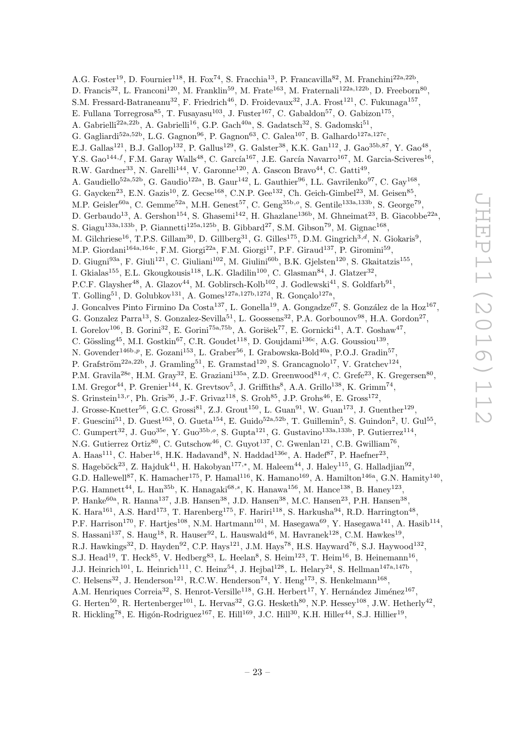A.G. Foster[19], D. Fournier[118], H. Fox[74], S. Fracchia[13], P. Francavilla[82], M. Franchini[22a,22b], D. Francis[32], L. Franconi[120], M. Franklin[59], M. Frate[163], M. Fraternali[122a,122b], D. Freeborn[80], S.M. Fressard-Batraneanu[32], F. Friedrich[46], D. Froidevaux[32], J.A. Frost[121], C. Fukunaga[157], E. Fullana Torregrosa[85], T. Fusayasu[103], J. Fuster[167], C. Gabaldon[57], O. Gabizon[175], A. Gabrielli[22a,22b], A. Gabrielli[16], G.P. Gach[40a], S. Gadatsch[32], S. Gadomski[51], G. Gagliardi[52a,52b], L.G. Gagnon[96], P. Gagnon[63], C. Galea[107], B. Galhardo[127a,127c], E.J. Gallas[121], B.J. Gallop[132], P. Gallus[129], G. Galster[38], K.K. Gan[112], J. Gao[35b,87], Y. Gao[48], Y.S. Gao[144,f], F.M. Garay Walls[48], C. García[167], J.E. García Navarro[167], M. Garcia-Sciveres[16], R.W. Gardner[33], N. Garelli[144], V. Garonne[120], A. Gascon Bravo[44], C. Gatti[49], A. Gaudiello[52a,52b], G. Gaudio[122a], B. Gaur[142], L. Gauthier[96], I.L. Gavrilenko[97], C. Gay[168], G. Gaycken[23], E.N. Gazis[10], Z. Gecse[168], C.N.P. Gee[132], Ch. Geich-Gimbel[23], M. Geisen[85], M.P. Geisler[60a], C. Gemme[52a], M.H. Genest[57], C. Geng[35b,o], S. Gentile[133a,133b], S. George[79], D. Gerbaudo[13], A. Gershon[154], S. Ghasemi[142], H. Ghazlane[136b], M. Ghneimat[23], B. Giacobbe[22a], S. Giagu[133a,133b], P. Giannetti[125a,125b], B. Gibbard[27], S.M. Gibson[79], M. Gignac[168], M. Gilchriese[16], T.P.S. Gillam[30], D. Gillberg[31], G. Gilles[175], D.M. Gingrich[3,d], N. Giokaris[9], M.P. Giordani[164a,164c], F.M. Giorgi[22a], F.M. Giorgi[17], P.F. Giraud[137], P. Giromini[59], D. Giugni[93a], F. Giuli[121], C. Giuliani[102], M. Giulini[60b], B.K. Gjelsten[120], S. Gkaitatzis[155], I. Gkialas[155], E.L. Gkougkousis[118], L.K. Gladilin[100], C. Glasman[84], J. Glatzer[32], P.C.F. Glaysher[48], A. Glazov[44], M. Goblirsch-Kolb[102], J. Godlewski[41], S. Goldfarb[91], T. Golling[51], D. Golubkov[131], A. Gomes[127a,127b,127d], R. Gonçalo[127a], J. Goncalves Pinto Firmino Da Costa[137], L. Gonella[19], A. Gongadze[67], S. González de la Hoz[167], G. Gonzalez Parra[13], S. Gonzalez-Sevilla[51], L. Goossens[32], P.A. Gorbounov[98], H.A. Gordon[27], I. Gorelov[106], B. Gorini[32], E. Gorini[75a,75b], A. Gorišek[77], E. Gornicki[41], A.T. Goshaw[47], C. Gössling[45], M.I. Gostkin[67], C.R. Goudet[118], D. Goujdami[136c], A.G. Goussiou[139], N. Govender[146b,p], E. Gozani[153], L. Graber[56], I. Grabowska-Bold[40a], P.O.J. Gradin[57], P. Grafström[22a,22b], J. Gramling[51], E. Gramstad[120], S. Grancagnolo[17], V. Gratchev[124], P.M. Gravila[28e], H.M. Gray[32], E. Graziani[135a], Z.D. Greenwood[81,q], C. Grefe[23], K. Gregersen[80], I.M. Gregor[44], P. Grenier[144], K. Grevtsov[5], J. Griffiths[8], A.A. Grillo[138], K. Grimm[74], S. Grinstein[13,r], Ph. Gris[36], J.-F. Grivaz[118], S. Groh[85], J.P. Grohs[46], E. Gross[172], J. Grosse-Knetter[56], G.C. Grossi[81], Z.J. Grout[150], L. Guan[91], W. Guan[173], J. Guenther[129], F. Guescini[51], D. Guest[163], O. Gueta[154], E. Guido[52a,52b], T. Guillemin[5], S. Guindon[2], U. Gul[55], C. Gumpert[32], J. Guo[35e], Y. Guo[35b,o], S. Gupta[121], G. Gustavino[133a,133b], P. Gutierrez[114], N.G. Gutierrez Ortiz[80], C. Gutschow[46], C. Guyot[137], C. Gwenlan[121], C.B. Gwilliam[76], A. Haas[111], C. Haber[16], H.K. Hadavand[8], N. Haddad[136e], A. Hadef[87], P. Haefner[23], S. Hageböck[23], Z. Hajduk[41], H. Hakobyan[177,*], M. Haleem[44], J. Haley[115], G. Halladjian[92], G.D. Hallewell[87], K. Hamacher[175], P. Hamal[116], K. Hamano[169], A. Hamilton[146a], G.N. Hamity[140], P.G. Hamnett[44], L. Han[35b], K. Hanagaki[68,s], K. Hanawa[156], M. Hance[138], B. Haney[123], P. Hanke[60a], R. Hanna[137], J.B. Hansen[38], J.D. Hansen[38], M.C. Hansen[23], P.H. Hansen[38], K. Hara[161], A.S. Hard[173], T. Harenberg[175], F. Hariri[118], S. Harkusha[94], R.D. Harrington[48], P.F. Harrison[170], F. Hartjes[108], N.M. Hartmann[101], M. Hasegawa[69], Y. Hasegawa[141], A. Hasib[114], S. Hassani[137], S. Haug[18], R. Hauser[92], L. Hauswald[46], M. Havranek[128], C.M. Hawkes[19], R.J. Hawkings[32], D. Hayden[92], C.P. Hays[121], J.M. Hays[78], H.S. Hayward[76], S.J. Haywood[132], S.J. Head[19], T. Heck[85], V. Hedberg[83], L. Heelan[8], S. Heim[123], T. Heim[16], B. Heinemann[16], J.J. Heinrich[101], L. Heinrich[111], C. Heinz[54], J. Hejbal[128], L. Helary[24], S. Hellman[147a,147b], C. Helsens[32], J. Henderson[121], R.C.W. Henderson[74], Y. Heng[173], S. Henkelmann[168], A.M. Henriques Correia[32], S. Henrot-Versille[118], G.H. Herbert[17], Y. Hernández Jiménez[167], G. Herten[50], R. Hertenberger[101], L. Hervas[32], G.G. Hesketh[80], N.P. Hessey[108], J.W. Hetherly[42], R. Hickling[78], E. Higón-Rodriguez[167], E. Hill[169], J.C. Hill[30], K.H. Hiller[44], S.J. Hillier[19],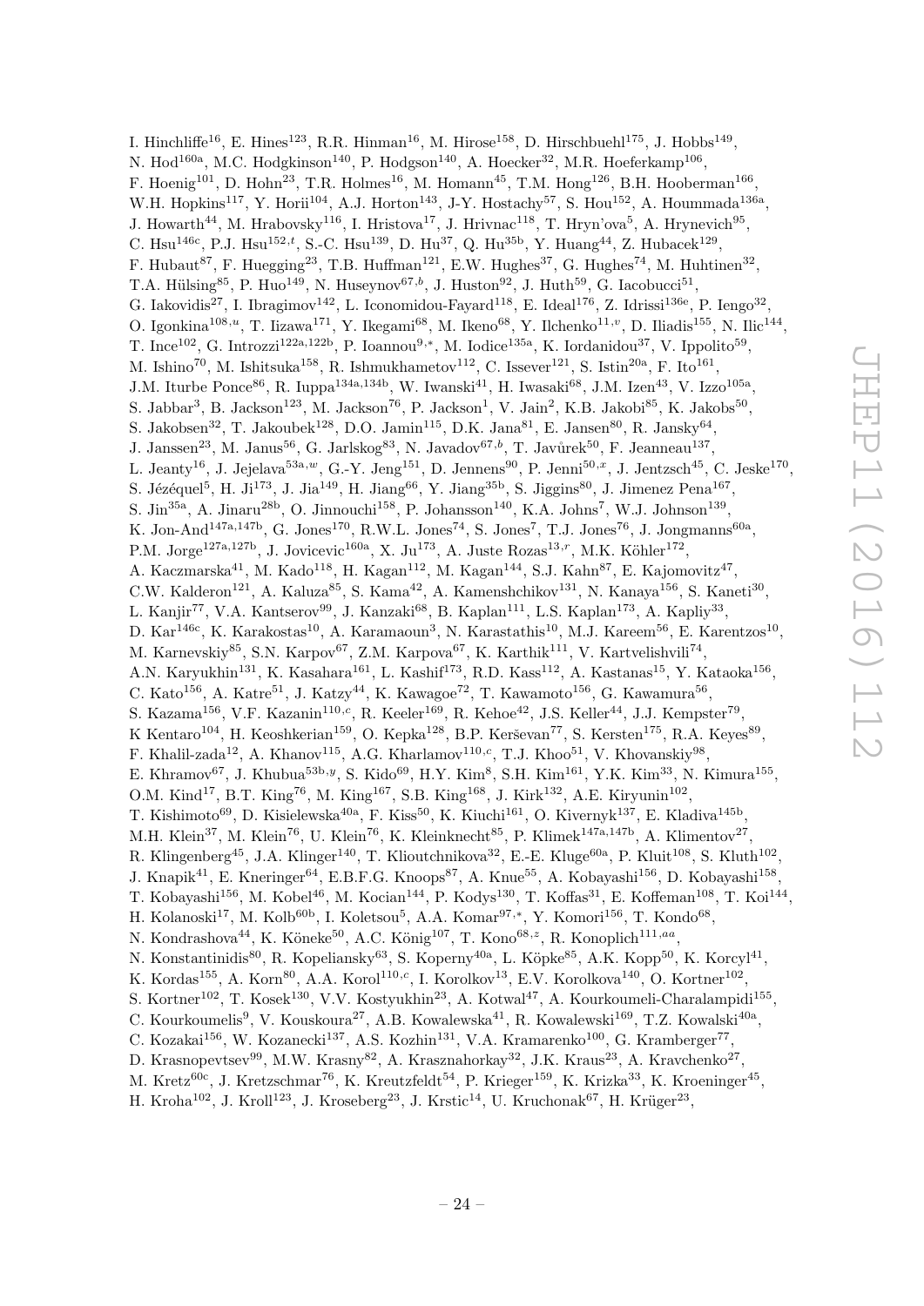I. Hinchliffe[16], E. Hines[123], R.R. Hinman[16], M. Hirose[158], D. Hirschbuehl[175], J. Hobbs[149], N. Hod[160a], M.C. Hodgkinson[140], P. Hodgson[140], A. Hoecker[32], M.R. Hoeferkamp[106], F. Hoenig[101], D. Hohn[23], T.R. Holmes[16], M. Homann[45], T.M. Hong[126], B.H. Hooberman[166], W.H. Hopkins[117], Y. Horii[104], A.J. Horton[143], J-Y. Hostachy[57], S. Hou[152], A. Hoummada[136a], J. Howarth[44], M. Hrabovsky[116], I. Hristova[17], J. Hrivnac[118], T. Hryn'ova[5], A. Hrynevich[95], C. Hsu[146c], P.J. Hsu[152,t], S.-C. Hsu[139], D. Hu[37], Q. Hu[35b], Y. Huang[44], Z. Hubacek[129], F. Hubaut[87], F. Huegging[23], T.B. Huffman[121], E.W. Hughes[37], G. Hughes[74], M. Huhtinen[32], T.A. Hülsing[85], P. Huo[149], N. Huseynov[67,b], J. Huston[92], J. Huth[59], G. Iacobucci[51], G. Iakovidis[27], I. Ibragimov[142], L. Iconomidou-Fayard[118], E. Ideal[176], Z. Idrissi[136e], P. Iengo[32], O. Igonkina[108,u], T. Iizawa[171], Y. Ikegami[68], M. Ikeno[68], Y. Ilchenko[11,v], D. Iliadis[155], N. Ilic[144], T. Ince[102], G. Introzzi[122a,122b], P. Ioannou[9,*], M. Iodice[135a], K. Iordanidou[37], V. Ippolito[59], M. Ishino[70], M. Ishitsuka[158], R. Ishmukhametov[112], C. Issever[121], S. Istin[20a], F. Ito[161], J.M. Iturbe Ponce[86], R. Iuppa[134a,134b], W. Iwanski[41], H. Iwasaki[68], J.M. Izen[43], V. Izzo[105a], S. Jabbar[3], B. Jackson[123], M. Jackson[76], P. Jackson[1], V. Jain[2], K.B. Jakobi[85], K. Jakobs[50], S. Jakobsen[32], T. Jakoubek[128], D.O. Jamin[115], D.K. Jana[81], E. Jansen[80], R. Jansky[64], J. Janssen[23], M. Janus[56], G. Jarlskog[83], N. Javadov[67,b], T. Javůrek[50], F. Jeanneau[137], L. Jeanty[16], J. Jejelava[53a,w], G.-Y. Jeng[151], D. Jennens[90], P. Jenni[50,x], J. Jentzsch[45], C. Jeske[170], S. Jézéquel[5], H. Ji[173], J. Jia[149], H. Jiang[66], Y. Jiang[35b], S. Jiggins[80], J. Jimenez Pena[167], S. Jin[35a], A. Jinaru[28b], O. Jinnouchi[158], P. Johansson[140], K.A. Johns[7], W.J. Johnson[139], K. Jon-And[147a,147b], G. Jones[170], R.W.L. Jones[74], S. Jones[7], T.J. Jones[76], J. Jongmanns[60a], P.M. Jorge[127a,127b], J. Jovicevic[160a], X. Ju[173], A. Juste Rozas[13,r], M.K. Köhler[172], A. Kaczmarska[41], M. Kado[118], H. Kagan[112], M. Kagan[144], S.J. Kahn[87], E. Kajomovitz[47], C.W. Kalderon[121], A. Kaluza[85], S. Kama[42], A. Kamenshchikov[131], N. Kanaya[156], S. Kaneti[30], L. Kanjir[77], V.A. Kantserov[99], J. Kanzaki[68], B. Kaplan[111], L.S. Kaplan[173], A. Kapliy[33], D. Kar[146c], K. Karakostas[10], A. Karamaoun[3], N. Karastathis[10], M.J. Kareem[56], E. Karentzos[10], M. Karnevskiy[85], S.N. Karpov[67], Z.M. Karpova[67], K. Karthik[111], V. Kartvelishvili[74], A.N. Karyukhin[131], K. Kasahara[161], L. Kashif[173], R.D. Kass[112], A. Kastanas[15], Y. Kataoka[156], C. Kato[156], A. Katre[51], J. Katzy[44], K. Kawagoe[72], T. Kawamoto[156], G. Kawamura[56], S. Kazama[156], V.F. Kazanin[110,c], R. Keeler[169], R. Kehoe[42], J.S. Keller[44], J.J. Kempster[79], K Kentaro[104], H. Keoshkerian[159], O. Kepka[128], B.P. Kerševan[77], S. Kersten[175], R.A. Keyes[89], F. Khalil-zada[12], A. Khanov[115], A.G. Kharlamov[110,c], T.J. Khoo[51], V. Khovanskiy[98], E. Khramov[67], J. Khubua[53b,y], S. Kido[69], H.Y. Kim[8], S.H. Kim[161], Y.K. Kim[33], N. Kimura[155], O.M. Kind[17], B.T. King[76], M. King[167], S.B. King[168], J. Kirk[132], A.E. Kiryunin[102], T. Kishimoto[69], D. Kisielewska[40a], F. Kiss[50], K. Kiuchi[161], O. Kivernyk[137], E. Kladiva[145b], M.H. Klein[37], M. Klein[76], U. Klein[76], K. Kleinknecht[85], P. Klimek[147a,147b], A. Klimentov[27], R. Klingenberg[45], J.A. Klinger[140], T. Klioutchnikova[32], E.-E. Kluge[60a], P. Kluit[108], S. Kluth[102], J. Knapik[41], E. Kneringer[64], E.B.F.G. Knoops[87], A. Knue[55], A. Kobayashi[156], D. Kobayashi[158], T. Kobayashi[156], M. Kobel[46], M. Kocian[144], P. Kodys[130], T. Koffas[31], E. Koffeman[108], T. Koi[144], H. Kolanoski[17], M. Kolb[60b], I. Koletsou[5], A.A. Komar[97,*], Y. Komori[156], T. Kondo[68], N. Kondrashova[44], K. Köneke[50], A.C. König[107], T. Kono[68,z], R. Konoplich[111,aa], N. Konstantinidis[80], R. Kopeliansky[63], S. Koperny[40a], L. Köpke[85], A.K. Kopp[50], K. Korcyl[41], K. Kordas[155], A. Korn[80], A.A. Korol[110,c], I. Korolkov[13], E.V. Korolkova[140], O. Kortner[102], S. Kortner[102], T. Kosek[130], V.V. Kostyukhin[23], A. Kotwal[47], A. Kourkoumeli-Charalampidi[155], C. Kourkoumelis[9], V. Kouskoura[27], A.B. Kowalewska[41], R. Kowalewski[169], T.Z. Kowalski[40a], C. Kozakai[156], W. Kozanecki[137], A.S. Kozhin[131], V.A. Kramarenko[100], G. Kramberger[77], D. Krasnopevtsev[99], M.W. Krasny[82], A. Krasznahorkay[32], J.K. Kraus[23], A. Kravchenko[27], M. Kretz[60c], J. Kretzschmar[76], K. Kreutzfeldt[54], P. Krieger[159], K. Krizka[33], K. Kroeninger[45], H. Kroha[102], J. Kroll[123], J. Kroseberg[23], J. Krstic[14], U. Kruchonak[67], H. Krüger[23],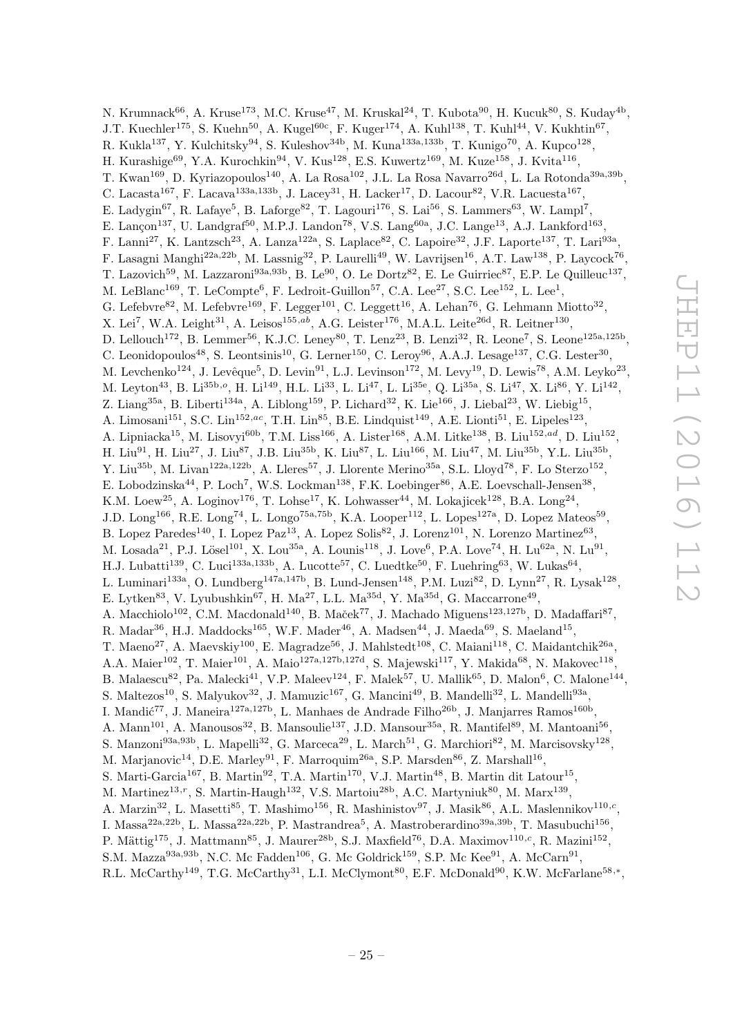N. Krumnack[66], A. Kruse[173], M.C. Kruse[47], M. Kruskal[24], T. Kubota[90], H. Kucuk[80], S. Kuday[4b], J.T. Kuechler[175], S. Kuehn[50], A. Kugel[60c], F. Kuger[174], A. Kuhl[138], T. Kuhl[44], V. Kukhtin[67], R. Kukla[137], Y. Kulchitsky[94], S. Kuleshov[34b], M. Kuna[133a,133b], T. Kunigo[70], A. Kupco[128], H. Kurashige[69], Y.A. Kurochkin[94], V. Kus[128], E.S. Kuwertz[169], M. Kuze[158], J. Kvita[116], T. Kwan[169], D. Kyriazopoulos[140], A. La Rosa[102], J.L. La Rosa Navarro[26d], L. La Rotonda[39a,39b], C. Lacasta[167], F. Lacava[133a,133b], J. Lacey[31], H. Lacker[17], D. Lacour[82], V.R. Lacuesta[167], E. Ladygin[67], R. Lafaye[5], B. Laforge[82], T. Lagouri[176], S. Lai[56], S. Lammers[63], W. Lampl[7], E. Lançon[137], U. Landgraf[50], M.P.J. Landon[78], V.S. Lang[60a], J.C. Lange[13], A.J. Lankford[163], F. Lanni[27], K. Lantzsch[23], A. Lanza[122a], S. Laplace[82], C. Lapoire[32], J.F. Laporte[137], T. Lari[93a], F. Lasagni Manghi[22a,22b], M. Lassnig[32], P. Laurelli[49], W. Lavrijsen[16], A.T. Law[138], P. Laycock[76], T. Lazovich[59], M. Lazzaroni[93a,93b], B. Le[90], O. Le Dortz[82], E. Le Guirriec[87], E.P. Le Quilleuc[137], M. LeBlanc[169], T. LeCompte[6], F. Ledroit-Guillon[57], C.A. Lee[27], S.C. Lee[152], L. Lee[1], G. Lefebvre[82], M. Lefebvre[169], F. Legger[101], C. Leggett[16], A. Lehan[76], G. Lehmann Miotto[32], X. Lei[7], W.A. Leight[31], A. Leisos[155,ab], A.G. Leister[176], M.A.L. Leite[26d], R. Leitner[130], D. Lellouch[172], B. Lemmer[56], K.J.C. Leney[80], T. Lenz[23], B. Lenzi[32], R. Leone[7], S. Leone[125a,125b], C. Leonidopoulos[48], S. Leontsinis[10], G. Lerner[150], C. Leroy[96], A.A.J. Lesage[137], C.G. Lester[30], M. Levchenko[124], J. Levêque[5], D. Levin[91], L.J. Levinson[172], M. Levy[19], D. Lewis[78], A.M. Leyko[23], M. Leyton[43], B. Li[35b,o], H. Li[149], H.L. Li[33], L. Li[47], L. Li[35e], Q. Li[35a], S. Li[47], X. Li[86], Y. Li[142], Z. Liang[35a], B. Liberti[134a], A. Liblong[159], P. Lichard[32], K. Lie[166], J. Liebal[23], W. Liebig[15], A. Limosani[151], S.C. Lin[152,ac], T.H. Lin[85], B.E. Lindquist[149], A.E. Lionti[51], E. Lipeles[123], A. Lipniacka[15], M. Lisovyi[60b], T.M. Liss[166], A. Lister[168], A.M. Litke[138], B. Liu[152,ad], D. Liu[152], H. Liu[91], H. Liu[27], J. Liu[87], J.B. Liu[35b], K. Liu[87], L. Liu[166], M. Liu[47], M. Liu[35b], Y.L. Liu[35b], Y. Liu[35b], M. Livan[122a,122b], A. Lleres[57], J. Llorente Merino[35a], S.L. Lloyd[78], F. Lo Sterzo[152], E. Lobodzinska[44], P. Loch[7], W.S. Lockman[138], F.K. Loebinger[86], A.E. Loevschall-Jensen[38], K.M. Loew[25], A. Loginov[176], T. Lohse[17], K. Lohwasser[44], M. Lokajicek[128], B.A. Long[24], J.D. Long[166], R.E. Long[74], L. Longo[75a,75b], K.A. Looper[112], L. Lopes[127a], D. Lopez Mateos[59], B. Lopez Paredes[140], I. Lopez Paz[13], A. Lopez Solis[82], J. Lorenz[101], N. Lorenzo Martinez[63], M. Losada[21], P.J. Lösel[101], X. Lou[35a], A. Lounis[118], J. Love[6], P.A. Love[74], H. Lu[62a], N. Lu[91], H.J. Lubatti[139], C. Luci[133a,133b], A. Lucotte[57], C. Luedtke[50], F. Luehring[63], W. Lukas[64], L. Luminari[133a], O. Lundberg[147a,147b], B. Lund-Jensen[148], P.M. Luzi[82], D. Lynn[27], R. Lysak[128], E. Lytken[83], V. Lyubushkin[67], H. Ma[27], L.L. Ma[35d], Y. Ma[35d], G. Maccarrone[49], A. Macchiolo[102], C.M. Macdonald[140], B. Maček[77], J. Machado Miguens[123,127b], D. Madaffari[87], R. Madar[36], H.J. Maddocks[165], W.F. Mader[46], A. Madsen[44], J. Maeda[69], S. Maeland[15], T. Maeno[27], A. Maevskiy[100], E. Magradze[56], J. Mahlstedt[108], C. Maiani[118], C. Maidantchik[26a], A.A. Maier[102], T. Maier[101], A. Maio[127a,127b,127d], S. Majewski[117], Y. Makida[68], N. Makovec[118], B. Malaescu[82], Pa. Malecki[41], V.P. Maleev[124], F. Malek[57], U. Mallik[65], D. Malon[6], C. Malone[144], S. Maltezos[10], S. Malyukov[32], J. Mamuzic[167], G. Mancini[49], B. Mandelli[32], L. Mandelli[93a], I. Mandić[77], J. Maneira[127a,127b], L. Manhaes de Andrade Filho[26b], J. Manjarres Ramos[160b], A. Mann[101], A. Manousos[32], B. Mansoulie[137], J.D. Mansour[35a], R. Mantifel[89], M. Mantoani[56], S. Manzoni[93a,93b], L. Mapelli[32], G. Marceca[29], L. March[51], G. Marchiori[82], M. Marcisovsky[128], M. Marjanovic[14], D.E. Marley[91], F. Marroquim[26a], S.P. Marsden[86], Z. Marshall[16], S. Marti-Garcia[167], B. Martin[92], T.A. Martin[170], V.J. Martin[48], B. Martin dit Latour[15], M. Martinez[13,r], S. Martin-Haugh[132], V.S. Martoiu[28b], A.C. Martyniuk[80], M. Marx[139], A. Marzin[32], L. Masetti[85], T. Mashimo[156], R. Mashinistov[97], J. Masik[86], A.L. Maslennikov[110,c], I. Massa[22a,22b], L. Massa[22a,22b], P. Mastrandrea[5], A. Mastroberardino[39a,39b], T. Masubuchi[156], P. Mättig[175], J. Mattmann[85], J. Maurer[28b], S.J. Maxfield[76], D.A. Maximov[110,c], R. Mazini[152], S.M. Mazza[93a,93b], N.C. Mc Fadden[106], G. Mc Goldrick[159], S.P. Mc Kee[91], A. McCarn[91], R.L. McCarthy[149], T.G. McCarthy[31], L.I. McClymont[80], E.F. McDonald[90], K.W. McFarlane[58,*],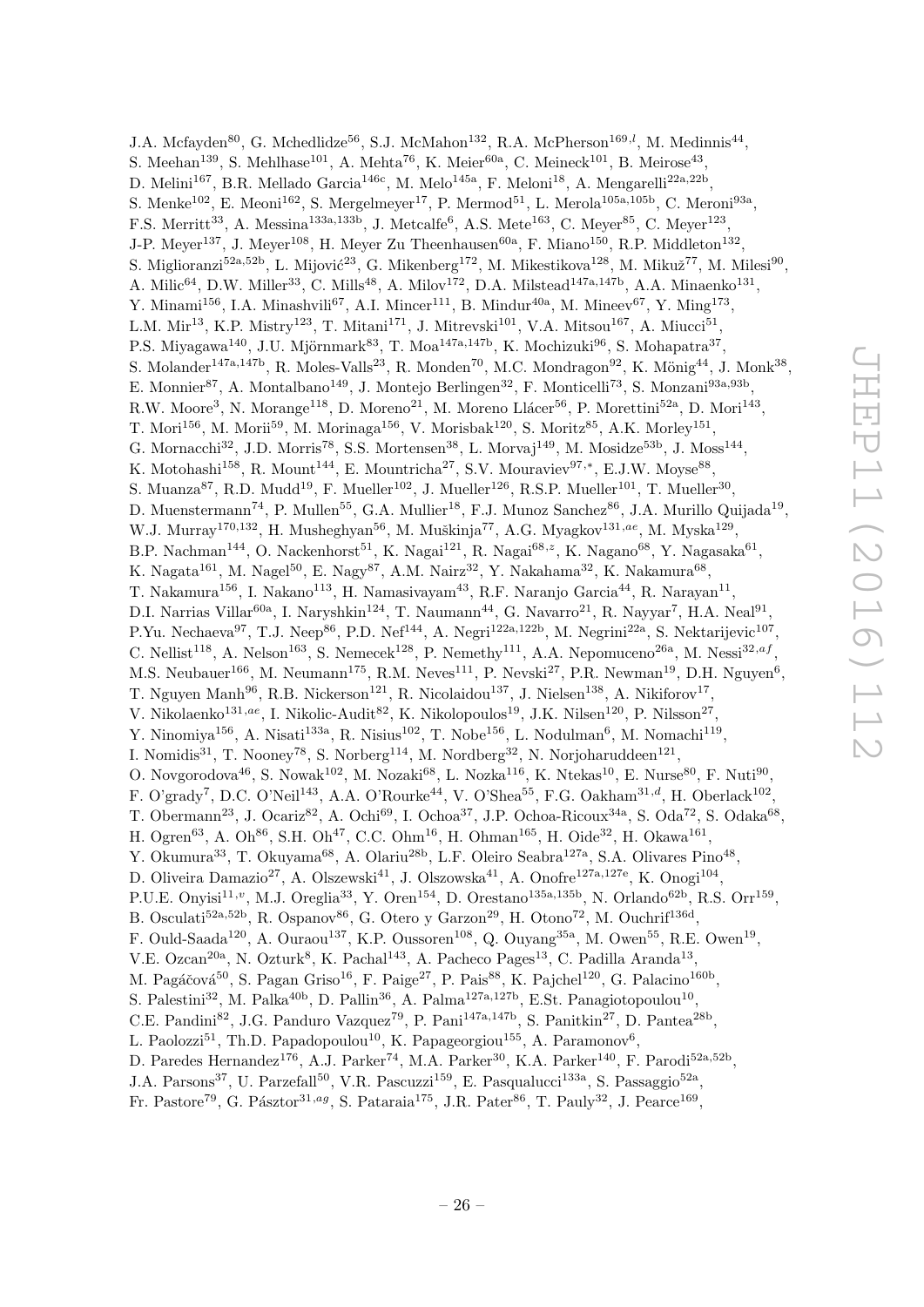J.A. Mcfayden[80], G. Mchedlidze[56], S.J. McMahon[132], R.A. McPherson[169,l], M. Medinnis[44], S. Meehan[139], S. Mehlhase[101], A. Mehta[76], K. Meier[60a], C. Meineck[101], B. Meirose[43], D. Melini[167], B.R. Mellado Garcia[146c], M. Melo[145a], F. Meloni[18], A. Mengarelli[22a,22b], S. Menke[102], E. Meoni[162], S. Mergelmeyer[17], P. Mermod[51], L. Merola[105a,105b], C. Meroni[93a], F.S. Merritt[33], A. Messina[133a,133b], J. Metcalfe[6], A.S. Mete[163], C. Meyer[85], C. Meyer[123], J-P. Meyer[137], J. Meyer[108], H. Meyer Zu Theenhausen[60a], F. Miano[150], R.P. Middleton[132], S. Miglioranzi[52a,52b], L. Mijović[23], G. Mikenberg[172], M. Mikestikova[128], M. Mikuž[77], M. Milesi[90], A. Milic[64], D.W. Miller[33], C. Mills[48], A. Milov[172], D.A. Milstead[147a,147b], A.A. Minaenko[131], Y. Minami[156], I.A. Minashvili[67], A.I. Mincer[111], B. Mindur[40a], M. Mineev[67], Y. Ming[173], L.M. Mir[13], K.P. Mistry[123], T. Mitani[171], J. Mitrevski[101], V.A. Mitsou[167], A. Miucci[51], P.S. Miyagawa[140], J.U. Mjörnmark[83], T. Moa[147a,147b], K. Mochizuki[96], S. Mohapatra[37], S. Molander[147a,147b], R. Moles-Valls[23], R. Monden[70], M.C. Mondragon[92], K. Mönig[44], J. Monk[38], E. Monnier[87], A. Montalbano[149], J. Montejo Berlingen[32], F. Monticelli[73], S. Monzani[93a,93b], R.W. Moore[3], N. Morange[118], D. Moreno[21], M. Moreno Llácer[56], P. Morettini[52a], D. Mori[143], T. Mori[156], M. Morii[59], M. Morinaga[156], V. Morisbak[120], S. Moritz[85], A.K. Morley[151], G. Mornacchi[32], J.D. Morris[78], S.S. Mortensen[38], L. Morvaj[149], M. Mosidze[53b], J. Moss[144], K. Motohashi[158], R. Mount[144], E. Mountricha[27], S.V. Mouraviev[97,*], E.J.W. Moyse[88], S. Muanza[87], R.D. Mudd[19], F. Mueller[102], J. Mueller[126], R.S.P. Mueller[101], T. Mueller[30], D. Muenstermann[74], P. Mullen[55], G.A. Mullier[18], F.J. Munoz Sanchez[86], J.A. Murillo Quijada[19], W.J. Murray[170,132], H. Musheghyan[56], M. Muškinja[77], A.G. Myagkov[131,ae], M. Myska[129], B.P. Nachman[144], O. Nackenhorst[51], K. Nagai[121], R. Nagai[68,z], K. Nagano[68], Y. Nagasaka[61], K. Nagata[161], M. Nagel[50], E. Nagy[87], A.M. Nairz[32], Y. Nakahama[32], K. Nakamura[68], T. Nakamura[156], I. Nakano[113], H. Namasivayam[43], R.F. Naranjo Garcia[44], R. Narayan[11], D.I. Narrias Villar[60a], I. Naryshkin[124], T. Naumann[44], G. Navarro[21], R. Nayyar[7], H.A. Neal[91], P.Yu. Nechaeva[97], T.J. Neep[86], P.D. Nef[144], A. Negri[122a,122b], M. Negrini[22a], S. Nektarijevic[107], C. Nellist[118], A. Nelson[163], S. Nemecek[128], P. Nemethy[111], A.A. Nepomuceno[26a], M. Nessi[32,af], M.S. Neubauer[166], M. Neumann[175], R.M. Neves[111], P. Nevski[27], P.R. Newman[19], D.H. Nguyen[6], T. Nguyen Manh[96], R.B. Nickerson[121], R. Nicolaidou[137], J. Nielsen[138], A. Nikiforov[17], V. Nikolaenko[131,ae], I. Nikolic-Audit[82], K. Nikolopoulos[19], J.K. Nilsen[120], P. Nilsson[27], Y. Ninomiya[156], A. Nisati[133a], R. Nisius[102], T. Nobe[156], L. Nodulman[6], M. Nomachi[119], I. Nomidis[31], T. Nooney[78], S. Norberg[114], M. Nordberg[32], N. Norjoharuddeen[121], O. Novgorodova[46], S. Nowak[102], M. Nozaki[68], L. Nozka[116], K. Ntekas[10], E. Nurse[80], F. Nuti[90], F. O'grady[7], D.C. O'Neil[143], A.A. O'Rourke[44], V. O'Shea[55], F.G. Oakham[31,d], H. Oberlack[102], T. Obermann[23], J. Ocariz[82], A. Ochi[69], I. Ochoa[37], J.P. Ochoa-Ricoux[34a], S. Oda[72], S. Odaka[68], H. Ogren[63], A. Oh[86], S.H. Oh[47], C.C. Ohm[16], H. Ohman[165], H. Oide[32], H. Okawa[161], Y. Okumura[33], T. Okuyama[68], A. Olariu[28b], L.F. Oleiro Seabra[127a], S.A. Olivares Pino[48], D. Oliveira Damazio[27], A. Olszewski[41], J. Olszowska[41], A. Onofre[127a,127e], K. Onogi[104], P.U.E. Onyisi[11,v], M.J. Oreglia[33], Y. Oren[154], D. Orestano[135a,135b], N. Orlando[62b], R.S. Orr[159], B. Osculati[52a,52b], R. Ospanov[86], G. Otero y Garzon[29], H. Otono[72], M. Ouchrif[136d], F. Ould-Saada[120], A. Ouraou[137], K.P. Oussoren[108], Q. Ouyang[35a], M. Owen[55], R.E. Owen[19], V.E. Ozcan[20a], N. Ozturk[8], K. Pachal[143], A. Pacheco Pages[13], C. Padilla Aranda[13], M. Pagáčová[50], S. Pagan Griso[16], F. Paige[27], P. Pais[88], K. Pajchel[120], G. Palacino[160b], S. Palestini[32], M. Palka[40b], D. Pallin[36], A. Palma[127a,127b], E.St. Panagiotopoulou[10], C.E. Pandini[82], J.G. Panduro Vazquez[79], P. Pani[147a,147b], S. Panitkin[27], D. Pantea[28b], L. Paolozzi[51], Th.D. Papadopoulou[10], K. Papageorgiou[155], A. Paramonov[6], D. Paredes Hernandez[176], A.J. Parker[74], M.A. Parker[30], K.A. Parker[140], F. Parodi[52a,52b], J.A. Parsons[37], U. Parzefall[50], V.R. Pascuzzi[159], E. Pasqualucci[133a], S. Passaggio[52a], Fr. Pastore[79], G. Pásztor[31,ag], S. Pataraia[175], J.R. Pater[86], T. Pauly[32], J. Pearce[169],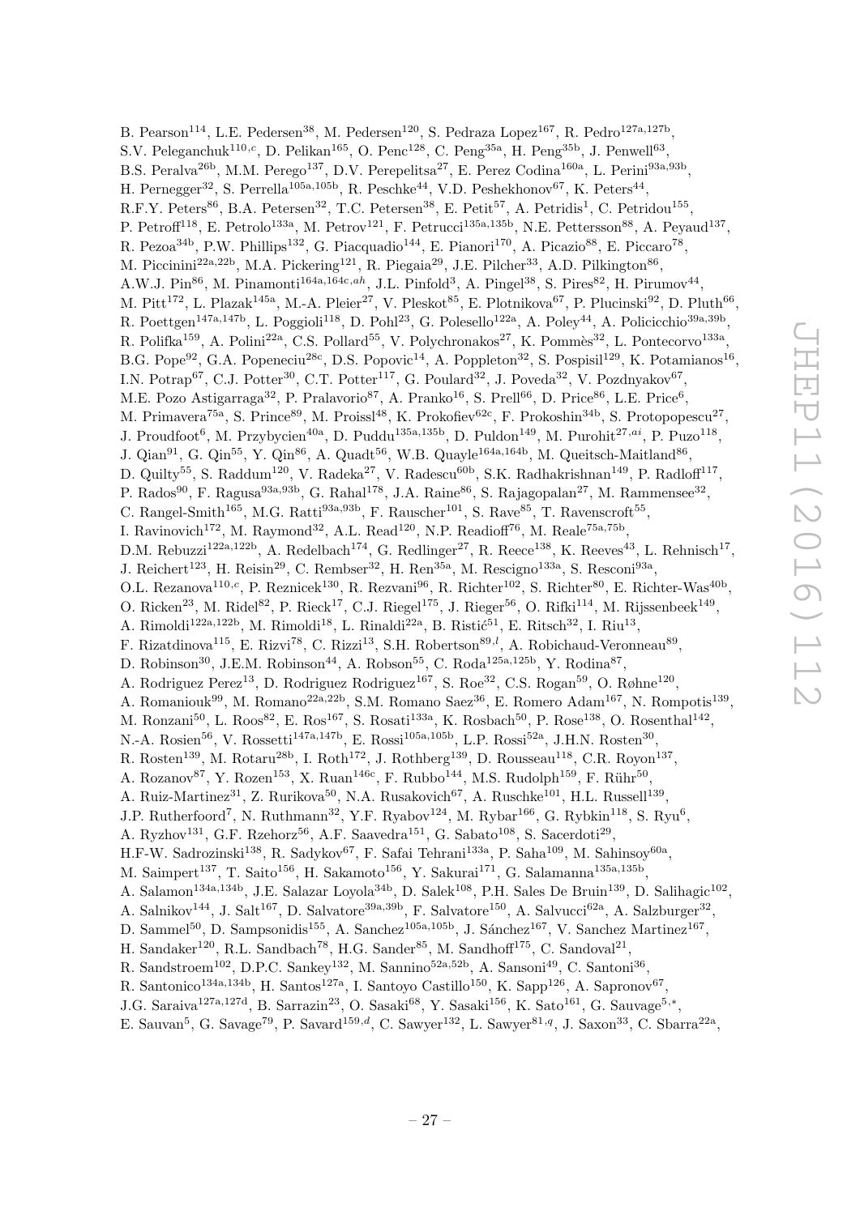B. Pearson[114], L.E. Pedersen[38], M. Pedersen[120], S. Pedraza Lopez[167], R. Pedro[127a,127b], S.V. Peleganchuk[110,c], D. Pelikan[165], O. Penc[128], C. Peng[35a], H. Peng[35b], J. Penwell[63], B.S. Peralva[26b], M.M. Perego[137], D.V. Perepelitsa[27], E. Perez Codina[160a], L. Perini[93a,93b], H. Pernegger[32], S. Perrella[105a,105b], R. Peschke[44], V.D. Peshekhonov[67], K. Peters[44], R.F.Y. Peters[86], B.A. Petersen[32], T.C. Petersen[38], E. Petit[57], A. Petridis[1], C. Petridou[155], P. Petroff[118], E. Petrolo[133a], M. Petrov[121], F. Petrucci[135a,135b], N.E. Pettersson[88], A. Peyaud[137], R. Pezoa[34b], P.W. Phillips[132], G. Piacquadio[144], E. Pianori[170], A. Picazio[88], E. Piccaro[78], M. Piccinini[22a,22b], M.A. Pickering[121], R. Piegaia[29], J.E. Pilcher[33], A.D. Pilkington[86], A.W.J. Pin[86], M. Pinamonti[164a,164c,ah], J.L. Pinfold[3], A. Pingel[38], S. Pires[82], H. Pirumov[44], M. Pitt[172], L. Plazak[145a], M.-A. Pleier[27], V. Pleskot[85], E. Plotnikova[67], P. Plucinski[92], D. Pluth[66], R. Poettgen[147a,147b], L. Poggioli[118], D. Pohl[23], G. Polesello[122a], A. Poley[44], A. Policicchio[39a,39b], R. Polifka[159], A. Polini[22a], C.S. Pollard[55], V. Polychronakos[27], K. Pommès[32], L. Pontecorvo[133a], B.G. Pope[92], G.A. Popeneciu[28c], D.S. Popovic[14], A. Poppleton[32], S. Pospisil[129], K. Potamianos[16], I.N. Potrap[67], C.J. Potter[30], C.T. Potter[117], G. Poulard[32], J. Poveda[32], V. Pozdnyakov[67], M.E. Pozo Astigarraga[32], P. Pralavorio[87], A. Pranko[16], S. Prell[66], D. Price[86], L.E. Price[6], M. Primavera[75a], S. Prince[89], M. Proissl[48], K. Prokofiev[62c], F. Prokoshin[34b], S. Protopopescu[27], J. Proudfoot[6], M. Przybycien[40a], D. Puddu[135a,135b], D. Puldon[149], M. Purohit[27,ai], P. Puzo[118], J. Qian[91], G. Qin[55], Y. Qin[86], A. Quadt[56], W.B. Quayle[164a,164b], M. Queitsch-Maitland[86], D. Quilty[55], S. Raddum[120], V. Radeka[27], V. Radescu[60b], S.K. Radhakrishnan[149], P. Radloff[117], P. Rados[90], F. Ragusa[93a,93b], G. Rahal[178], J.A. Raine[86], S. Rajagopalan[27], M. Rammensee[32], C. Rangel-Smith[165], M.G. Ratti[93a,93b], F. Rauscher[101], S. Rave[85], T. Ravenscroft[55], I. Ravinovich[172], M. Raymond[32], A.L. Read[120], N.P. Readioff[76], M. Reale[75a,75b], D.M. Rebuzzi[122a,122b], A. Redelbach[174], G. Redlinger[27], R. Reece[138], K. Reeves[43], L. Rehnisch[17], J. Reichert[123], H. Reisin[29], C. Rembser[32], H. Ren[35a], M. Rescigno[133a], S. Resconi[93a], O.L. Rezanova[110,c], P. Reznicek[130], R. Rezvani[96], R. Richter[102], S. Richter[80], E. Richter-Was[40b], O. Ricken[23], M. Ridel[82], P. Rieck[17], C.J. Riegel[175], J. Rieger[56], O. Rifki[114], M. Rijssenbeek[149], A. Rimoldi[122a,122b], M. Rimoldi[18], L. Rinaldi[22a], B. Ristić[51], E. Ritsch[32], I. Riu[13], F. Rizatdinova[115], E. Rizvi[78], C. Rizzi[13], S.H. Robertson[89,l], A. Robichaud-Veronneau[89], D. Robinson[30], J.E.M. Robinson[44], A. Robson[55], C. Roda[125a,125b], Y. Rodina[87], A. Rodriguez Perez[13], D. Rodriguez Rodriguez[167], S. Roe[32], C.S. Rogan[59], O. Røhne[120], A. Romaniouk[99], M. Romano[22a,22b], S.M. Romano Saez[36], E. Romero Adam[167], N. Rompotis[139], M. Ronzani[50], L. Roos[82], E. Ros[167], S. Rosati[133a], K. Rosbach[50], P. Rose[138], O. Rosenthal[142], N.-A. Rosien[56], V. Rossetti[147a,147b], E. Rossi[105a,105b], L.P. Rossi[52a], J.H.N. Rosten[30], R. Rosten[139], M. Rotaru[28b], I. Roth[172], J. Rothberg[139], D. Rousseau[118], C.R. Royon[137], A. Rozanov[87], Y. Rozen[153], X. Ruan[146c], F. Rubbo[144], M.S. Rudolph[159], F. Rühr[50], A. Ruiz-Martinez[31], Z. Rurikova[50], N.A. Rusakovich[67], A. Ruschke[101], H.L. Russell[139], J.P. Rutherfoord[7], N. Ruthmann[32], Y.F. Ryabov[124], M. Rybar[166], G. Rybkin[118], S. Ryu[6], A. Ryzhov[131], G.F. Rzehorz[56], A.F. Saavedra[151], G. Sabato[108], S. Sacerdoti[29], H.F-W. Sadrozinski[138], R. Sadykov[67], F. Safai Tehrani[133a], P. Saha[109], M. Sahinsoy[60a], M. Saimpert[137], T. Saito[156], H. Sakamoto[156], Y. Sakurai[171], G. Salamanna[135a,135b], A. Salamon[134a,134b], J.E. Salazar Loyola[34b], D. Salek[108], P.H. Sales De Bruin[139], D. Salihagic[102], A. Salnikov[144], J. Salt[167], D. Salvatore[39a,39b], F. Salvatore[150], A. Salvucci[62a], A. Salzburger[32], D. Sammel[50], D. Sampsonidis[155], A. Sanchez[105a,105b], J. Sánchez[167], V. Sanchez Martinez[167], H. Sandaker[120], R.L. Sandbach[78], H.G. Sander[85], M. Sandhoff[175], C. Sandoval[21], R. Sandstroem[102], D.P.C. Sankey[132], M. Sannino[52a,52b], A. Sansoni[49], C. Santoni[36], R. Santonico[134a,134b], H. Santos[127a], I. Santoyo Castillo[150], K. Sapp[126], A. Sapronov[67], J.G. Saraiva[127a,127d], B. Sarrazin[23], O. Sasaki[68], Y. Sasaki[156], K. Sato[161], G. Sauvage[5,*], E. Sauvan[5], G. Savage[79], P. Savard[159,d], C. Sawyer[132], L. Sawyer[81,q], J. Saxon[33], C. Sbarra[22a],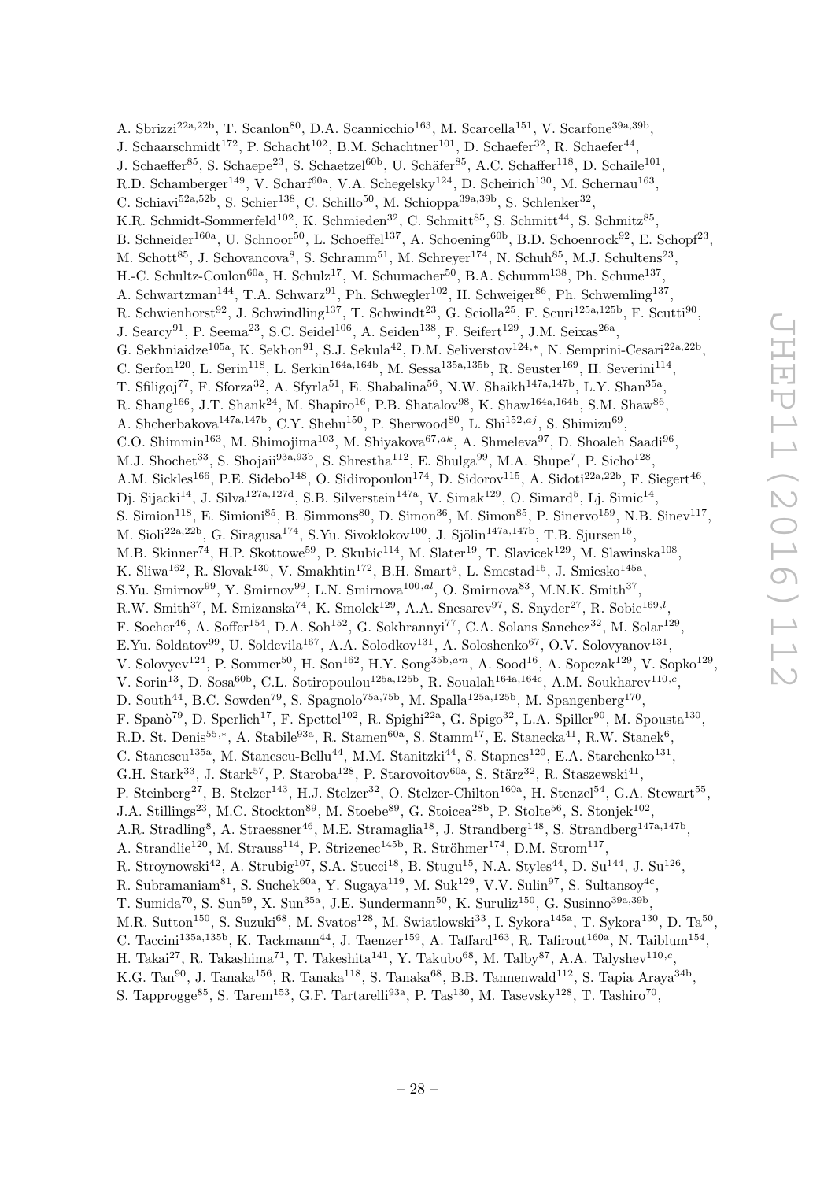A. Sbrizzi[22a,22b], T. Scanlon[80], D.A. Scannicchio[163], M. Scarcella[151], V. Scarfone[39a,39b], J. Schaarschmidt[172], P. Schacht[102], B.M. Schachtner[101], D. Schaefer[32], R. Schaefer[44], J. Schaeffer[85], S. Schaepe[23], S. Schaetzel[60b], U. Schäfer[85], A.C. Schaffer[118], D. Schaile[101], R.D. Schamberger[149], V. Scharf[60a], V.A. Schegelsky[124], D. Scheirich[130], M. Schernau[163], C. Schiavi[52a,52b], S. Schier[138], C. Schillo[50], M. Schioppa[39a,39b], S. Schlenker[32], K.R. Schmidt-Sommerfeld[102], K. Schmieden[32], C. Schmitt[85], S. Schmitt[44], S. Schmitz[85], B. Schneider[160a], U. Schnoor[50], L. Schoeffel[137], A. Schoening[60b], B.D. Schoenrock[92], E. Schopf[23], M. Schott[85], J. Schovancova[8], S. Schramm[51], M. Schreyer[174], N. Schuh[85], M.J. Schultens[23], H.-C. Schultz-Coulon[60a], H. Schulz[17], M. Schumacher[50], B.A. Schumm[138], Ph. Schune[137], A. Schwartzman[144], T.A. Schwarz[91], Ph. Schwegler[102], H. Schweiger[86], Ph. Schwemling[137], R. Schwienhorst[92], J. Schwindling[137], T. Schwindt[23], G. Sciolla[25], F. Scuri[125a,125b], F. Scutti[90], J. Searcy[91], P. Seema[23], S.C. Seidel[106], A. Seiden[138], F. Seifert[129], J.M. Seixas[26a], G. Sekhniaidze[105a], K. Sekhon[91], S.J. Sekula[42], D.M. Seliverstov[124,*], N. Semprini-Cesari[22a,22b], C. Serfon[120], L. Serin[118], L. Serkin[164a,164b], M. Sessa[135a,135b], R. Seuster[169], H. Severini[114], T. Sfiligoj[77], F. Sforza[32], A. Sfyrla[51], E. Shabalina[56], N.W. Shaikh[147a,147b], L.Y. Shan[35a], R. Shang[166], J.T. Shank[24], M. Shapiro[16], P.B. Shatalov[98], K. Shaw[164a,164b], S.M. Shaw[86], A. Shcherbakova[147a,147b], C.Y. Shehu[150], P. Sherwood[80], L. Shi[152,aj], S. Shimizu[69], C.O. Shimmin[163], M. Shimojima[103], M. Shiyakova[67,ak], A. Shmeleva[97], D. Shoaleh Saadi[96], M.J. Shochet[33], S. Shojaii[93a,93b], S. Shrestha[112], E. Shulga[99], M.A. Shupe[7], P. Sicho[128], A.M. Sickles[166], P.E. Sidebo[148], O. Sidiropoulou[174], D. Sidorov[115], A. Sidoti[22a,22b], F. Siegert[46], Dj. Sijacki[14], J. Silva[127a,127d], S.B. Silverstein[147a], V. Simak[129], O. Simard[5], Lj. Simic[14], S. Simion[118], E. Simioni[85], B. Simmons[80], D. Simon[36], M. Simon[85], P. Sinervo[159], N.B. Sinev[117], M. Sioli[22a,22b], G. Siragusa[174], S.Yu. Sivoklokov[100], J. Sjölin[147a,147b], T.B. Sjursen[15], M.B. Skinner[74], H.P. Skottowe[59], P. Skubic[114], M. Slater[19], T. Slavicek[129], M. Slawinska[108], K. Sliwa[162], R. Slovak[130], V. Smakhtin[172], B.H. Smart[5], L. Smestad[15], J. Smiesko[145a], S.Yu. Smirnov[99], Y. Smirnov[99], L.N. Smirnova[100,al], O. Smirnova[83], M.N.K. Smith[37], R.W. Smith[37], M. Smizanska[74], K. Smolek[129], A.A. Snesarev[97], S. Snyder[27], R. Sobie[169,l], F. Socher[46], A. Soffer[154], D.A. Soh[152], G. Sokhrannyi[77], C.A. Solans Sanchez[32], M. Solar[129], E.Yu. Soldatov[99], U. Soldevila[167], A.A. Solodkov[131], A. Soloshenko[67], O.V. Solovyanov[131], V. Solovyev[124], P. Sommer[50], H. Son[162], H.Y. Song[35b,am], A. Sood[16], A. Sopczak[129], V. Sopko[129], V. Sorin[13], D. Sosa[60b], C.L. Sotiropoulou[125a,125b], R. Soualah[164a,164c], A.M. Soukharev[110,c], D. South[44], B.C. Sowden[79], S. Spagnolo[75a,75b], M. Spalla[125a,125b], M. Spangenberg[170], F. Spanò[79], D. Sperlich[17], F. Spettel[102], R. Spighi[22a], G. Spigo[32], L.A. Spiller[90], M. Spousta[130], R.D. St. Denis[55,*], A. Stabile[93a], R. Stamen[60a], S. Stamm[17], E. Stanecka[41], R.W. Stanek[6], C. Stanescu[135a], M. Stanescu-Bellu[44], M.M. Stanitzki[44], S. Stapnes[120], E.A. Starchenko[131], G.H. Stark[33], J. Stark[57], P. Staroba[128], P. Starovoitov[60a], S. Stärz[32], R. Staszewski[41], P. Steinberg[27], B. Stelzer[143], H.J. Stelzer[32], O. Stelzer-Chilton[160a], H. Stenzel[54], G.A. Stewart[55], J.A. Stillings[23], M.C. Stockton[89], M. Stoebe[89], G. Stoicea[28b], P. Stolte[56], S. Stonjek[102], A.R. Stradling[8], A. Straessner[46], M.E. Stramaglia[18], J. Strandberg[148], S. Strandberg[147a,147b], A. Strandlie[120], M. Strauss[114], P. Strizenec[145b], R. Ströhmer[174], D.M. Strom[117], R. Stroynowski[42], A. Strubig[107], S.A. Stucci[18], B. Stugu[15], N.A. Styles[44], D. Su[144], J. Su[126], R. Subramaniam[81], S. Suchek[60a], Y. Sugaya[119], M. Suk[129], V.V. Sulin[97], S. Sultansoy[4c], T. Sumida[70], S. Sun[59], X. Sun[35a], J.E. Sundermann[50], K. Suruliz[150], G. Susinno[39a,39b], M.R. Sutton[150], S. Suzuki[68], M. Svatos[128], M. Swiatlowski[33], I. Sykora[145a], T. Sykora[130], D. Ta[50], C. Taccini[135a,135b], K. Tackmann[44], J. Taenzer[159], A. Taffard[163], R. Tafirout[160a], N. Taiblum[154], H. Takai[27], R. Takashima[71], T. Takeshita[141], Y. Takubo[68], M. Talby[87], A.A. Talyshev[110,c], K.G. Tan[90], J. Tanaka[156], R. Tanaka[118], S. Tanaka[68], B.B. Tannenwald[112], S. Tapia Araya[34b], S. Tapprogge[85], S. Tarem[153], G.F. Tartarelli[93a], P. Tas[130], M. Tasevsky[128], T. Tashiro[70],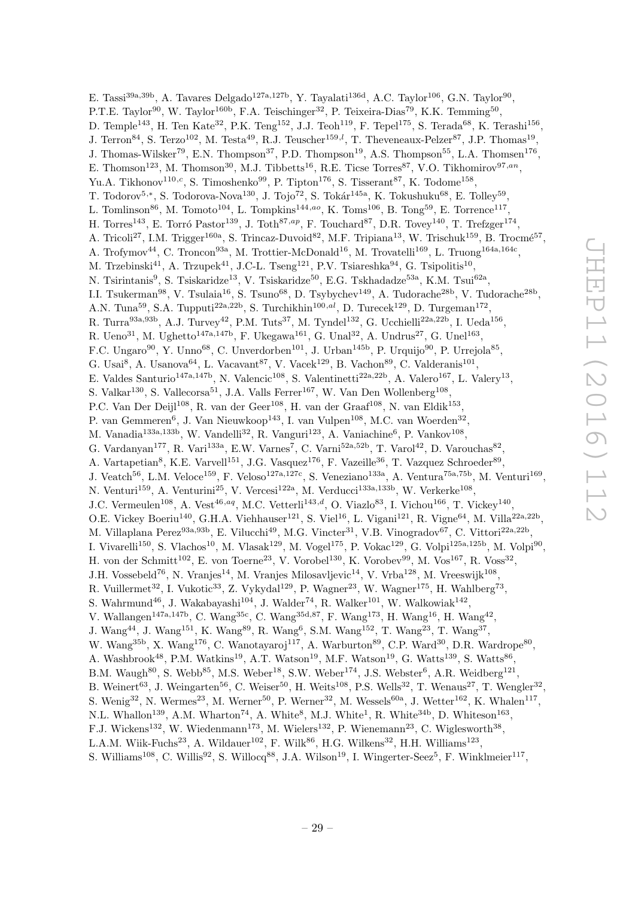E. Tassi[39a,39b], A. Tavares Delgado[127a,127b], Y. Tayalati[136d], A.C. Taylor[106], G.N. Taylor[90], P.T.E. Taylor[90], W. Taylor[160b], F.A. Teischinger[32], P. Teixeira-Dias[79], K.K. Temming[50], D. Temple[143], H. Ten Kate[32], P.K. Teng[152], J.J. Teoh[119], F. Tepel[175], S. Terada[68], K. Terashi[156], J. Terron[84], S. Terzo[102], M. Testa[49], R.J. Teuscher[159,l], T. Theveneaux-Pelzer[87], J.P. Thomas[19], J. Thomas-Wilsker[79], E.N. Thompson[37], P.D. Thompson[19], A.S. Thompson[55], L.A. Thomsen[176], E. Thomson[123], M. Thomson[30], M.J. Tibbetts[16], R.E. Ticse Torres[87], V.O. Tikhomirov[97,an], Yu.A. Tikhonov[110,c], S. Timoshenko[99], P. Tipton[176], S. Tisserant[87], K. Todome[158], T. Todorov[5,*], S. Todorova-Nova[130], J. Tojo[72], S. Tokár[145a], K. Tokushuku[68], E. Tolley[59], L. Tomlinson[86], M. Tomoto[104], L. Tompkins[144,ao], K. Toms[106], B. Tong[59], E. Torrence[117], H. Torres[143], E. Torró Pastor[139], J. Toth[87,ap], F. Touchard[87], D.R. Tovey[140], T. Trefzger[174], A. Tricoli[27], I.M. Trigger[160a], S. Trincaz-Duvoid[82], M.F. Tripiana[13], W. Trischuk[159], B. Trocmé[57], A. Trofymov[44], C. Troncon[93a], M. Trottier-McDonald[16], M. Trovatelli[169], L. Truong[164a,164c], M. Trzebinski[41], A. Trzupek[41], J.C-L. Tseng[121], P.V. Tsiareshka[94], G. Tsipolitis[10], N. Tsirintanis[9], S. Tsiskaridze[13], V. Tsiskaridze[50], E.G. Tskhadadze[53a], K.M. Tsui[62a], I.I. Tsukerman[98], V. Tsulaia[16], S. Tsuno[68], D. Tsybychev[149], A. Tudorache[28b], V. Tudorache[28b], A.N. Tuna[59], S.A. Tupputi[22a,22b], S. Turchikhin[100,al], D. Turecek[129], D. Turgeman[172], R. Turra[93a,93b], A.J. Turvey[42], P.M. Tuts[37], M. Tyndel[132], G. Ucchielli[22a,22b], I. Ueda[156], R. Ueno[31], M. Ughetto[147a,147b], F. Ukegawa[161], G. Unal[32], A. Undrus[27], G. Unel[163], F.C. Ungaro[90], Y. Unno[68], C. Unverdorben[101], J. Urban[145b], P. Urquijo[90], P. Urrejola[85], G. Usai[8], A. Usanova[64], L. Vacavant[87], V. Vacek[129], B. Vachon[89], C. Valderanis[101], E. Valdes Santurio[147a,147b], N. Valencic[108], S. Valentinetti[22a,22b], A. Valero[167], L. Valery[13], S. Valkar[130], S. Vallecorsa[51], J.A. Valls Ferrer[167], W. Van Den Wollenberg[108], P.C. Van Der Deijl[108], R. van der Geer[108], H. van der Graaf[108], N. van Eldik[153], P. van Gemmeren[6], J. Van Nieuwkoop[143], I. van Vulpen[108], M.C. van Woerden[32], M. Vanadia[133a,133b], W. Vandelli[32], R. Vanguri[123], A. Vaniachine[6], P. Vankov[108], G. Vardanyan[177], R. Vari[133a], E.W. Varnes[7], C. Varni[52a,52b], T. Varol[42], D. Varouchas[82], A. Vartapetian[8], K.E. Varvell[151], J.G. Vasquez[176], F. Vazeille[36], T. Vazquez Schroeder[89], J. Veatch[56], L.M. Veloce[159], F. Veloso[127a,127c], S. Veneziano[133a], A. Ventura[75a,75b], M. Venturi[169], N. Venturi[159], A. Venturini[25], V. Vercesi[122a], M. Verducci[133a,133b], W. Verkerke[108], J.C. Vermeulen[108], A. Vest[46,aq], M.C. Vetterli[143,d], O. Viazlo[83], I. Vichou[166], T. Vickey[140], O.E. Vickey Boeriu[140], G.H.A. Viehhauser[121], S. Viel[16], L. Vigani[121], R. Vigne[64], M. Villa[22a,22b], M. Villaplana Perez[93a,93b], E. Vilucchi[49], M.G. Vincter[31], V.B. Vinogradov[67], C. Vittori[22a,22b], I. Vivarelli[150], S. Vlachos[10], M. Vlasak[129], M. Vogel[175], P. Vokac[129], G. Volpi[125a,125b], M. Volpi[90], H. von der Schmitt[102], E. von Toerne[23], V. Vorobel[130], K. Vorobev[99], M. Vos[167], R. Voss[32], J.H. Vossebeld[76], N. Vranjes[14], M. Vranjes Milosavljevic[14], V. Vrba[128], M. Vreeswijk[108], R. Vuillermet[32], I. Vukotic[33], Z. Vykydal[129], P. Wagner[23], W. Wagner[175], H. Wahlberg[73], S. Wahrmund[46], J. Wakabayashi[104], J. Walder[74], R. Walker[101], W. Walkowiak[142], V. Wallangen[147a,147b], C. Wang[35c], C. Wang[35d,87], F. Wang[173], H. Wang[16], H. Wang[42], J. Wang[44], J. Wang[151], K. Wang[89], R. Wang[6], S.M. Wang[152], T. Wang[23], T. Wang[37], W. Wang[35b], X. Wang[176], C. Wanotayaroj[117], A. Warburton[89], C.P. Ward[30], D.R. Wardrope[80], A. Washbrook[48], P.M. Watkins[19], A.T. Watson[19], M.F. Watson[19], G. Watts[139], S. Watts[86], B.M. Waugh[80], S. Webb[85], M.S. Weber[18], S.W. Weber[174], J.S. Webster[6], A.R. Weidberg[121], B. Weinert[63], J. Weingarten[56], C. Weiser[50], H. Weits[108], P.S. Wells[32], T. Wenaus[27], T. Wengler[32], S. Wenig[32], N. Wermes[23], M. Werner[50], P. Werner[32], M. Wessels[60a], J. Wetter[162], K. Whalen[117], N.L. Whallon[139], A.M. Wharton[74], A. White[8], M.J. White[1], R. White[34b], D. Whiteson[163], F.J. Wickens[132], W. Wiedenmann[173], M. Wielers[132], P. Wienemann[23], C. Wiglesworth[38], L.A.M. Wiik-Fuchs[23], A. Wildauer[102], F. Wilk[86], H.G. Wilkens[32], H.H. Williams[123], S. Williams[108], C. Willis[92], S. Willocq[88], J.A. Wilson[19], I. Wingerter-Seez[5], F. Winklmeier[117],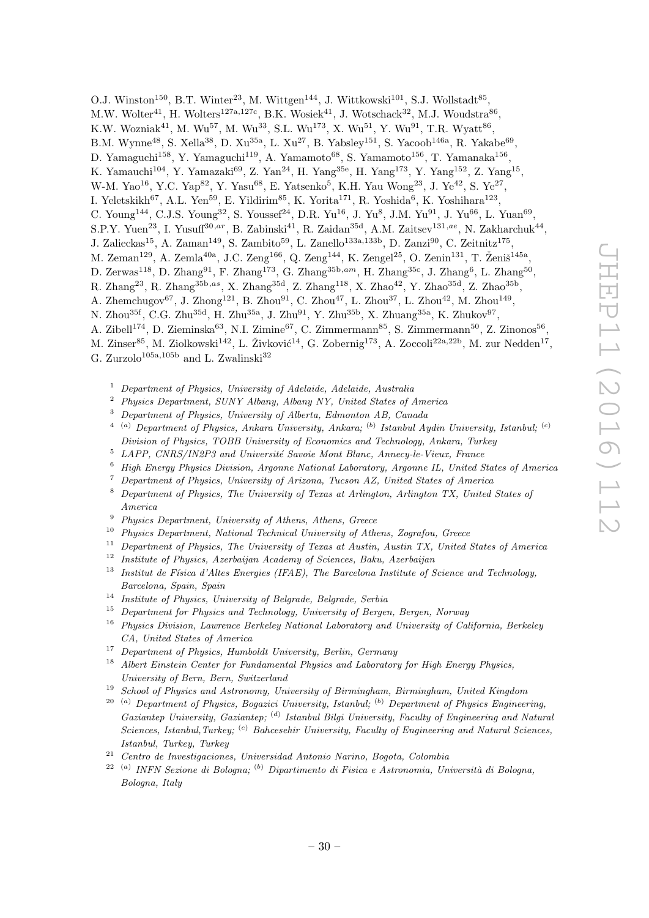O.J. Winston[150], B.T. Winter[23], M. Wittgen[144], J. Wittkowski[101], S.J. Wollstadt[85], M.W. Wolter[41], H. Wolters[127a,127c], B.K. Wosiek[41], J. Wotschack[32], M.J. Woudstra[86], K.W. Wozniak[41], M. Wu[57], M. Wu[33], S.L. Wu[173], X. Wu[51], Y. Wu[91], T.R. Wyatt[86], B.M. Wynne[48], S. Xella[38], D. Xu[35a], L. Xu[27], B. Yabsley[151], S. Yacoob[146a], R. Yakabe[69], D. Yamaguchi[158], Y. Yamaguchi[119], A. Yamamoto[68], S. Yamamoto[156], T. Yamanaka[156], K. Yamauchi[104], Y. Yamazaki[69], Z. Yan[24], H. Yang[35e], H. Yang[173], Y. Yang[152], Z. Yang[15], W-M. Yao[16], Y.C. Yap[82], Y. Yasu[68], E. Yatsenko[5], K.H. Yau Wong[23], J. Ye[42], S. Ye[27], I. Yeletskikh[67], A.L. Yen[59], E. Yildirim[85], K. Yorita[171], R. Yoshida[6], K. Yoshihara[123], C. Young[144], C.J.S. Young[32], S. Youssef[24], D.R. Yu[16], J. Yu[8], J.M. Yu[91], J. Yu[66], L. Yuan[69], S.P.Y. Yuen[23], I. Yusuff[30,ar], B. Zabinski[41], R. Zaidan[35d], A.M. Zaitsev[131,ae], N. Zakharchuk[44], J. Zalieckas[15], A. Zaman[149], S. Zambito[59], L. Zanello[133a,133b], D. Zanzi[90], C. Zeitnitz[175], M. Zeman[129], A. Zemla[40a], J.C. Zeng[166], Q. Zeng[144], K. Zengel[25], O. Zenin[131], T. Ženiš[145a], D. Zerwas[118], D. Zhang[91], F. Zhang[173], G. Zhang[35b,am], H. Zhang[35c], J. Zhang[6], L. Zhang[50], R. Zhang[23], R. Zhang[35b,as], X. Zhang[35d], Z. Zhang[118], X. Zhao[42], Y. Zhao[35d], Z. Zhao[35b], A. Zhemchugov[67], J. Zhong[121], B. Zhou[91], C. Zhou[47], L. Zhou[37], L. Zhou[42], M. Zhou[149], N. Zhou[35f], C.G. Zhu[35d], H. Zhu[35a], J. Zhu[91], Y. Zhu[35b], X. Zhuang[35a], K. Zhukov[97], A. Zibell[174], D. Zieminska[63], N.I. Zimine[67], C. Zimmermann[85], S. Zimmermann[50], Z. Zinonos[56], M. Zinser[85], M. Ziolkowski[142], L. Živković[14], G. Zobernig[173], A. Zoccoli[22a,22b], M. zur Nedden[17], G. Zurzolo[105a,105b] and L. Zwalinski[32]

[1] *Department of Physics, University of Adelaide, Adelaide, Australia*

[2] *Physics Department, SUNY Albany, Albany NY, United States of America*

[3] *Department of Physics, University of Alberta, Edmonton AB, Canada*

[4] [(a)] *Department of Physics, Ankara University, Ankara;* [(b)] *Istanbul Aydin University, Istanbul;* [(c)] *Division of Physics, TOBB University of Economics and Technology, Ankara, Turkey*

[5] *LAPP, CNRS/IN2P3 and Université Savoie Mont Blanc, Annecy-le-Vieux, France*

[6] *High Energy Physics Division, Argonne National Laboratory, Argonne IL, United States of America*

[7] *Department of Physics, University of Arizona, Tucson AZ, United States of America*

[8] *Department of Physics, The University of Texas at Arlington, Arlington TX, United States of America*

[9] *Physics Department, University of Athens, Athens, Greece*

[10] *Physics Department, National Technical University of Athens, Zografou, Greece*

[11] *Department of Physics, The University of Texas at Austin, Austin TX, United States of America*

[12] *Institute of Physics, Azerbaijan Academy of Sciences, Baku, Azerbaijan*

[13] *Institut de Física d'Altes Energies (IFAE), The Barcelona Institute of Science and Technology, Barcelona, Spain, Spain*

[14] *Institute of Physics, University of Belgrade, Belgrade, Serbia*

[15] *Department for Physics and Technology, University of Bergen, Bergen, Norway*

[16] *Physics Division, Lawrence Berkeley National Laboratory and University of California, Berkeley CA, United States of America*

[17] *Department of Physics, Humboldt University, Berlin, Germany*

[18] *Albert Einstein Center for Fundamental Physics and Laboratory for High Energy Physics, University of Bern, Bern, Switzerland*

[19] *School of Physics and Astronomy, University of Birmingham, Birmingham, United Kingdom*

[20] [(a)] *Department of Physics, Bogazici University, Istanbul;* [(b)] *Department of Physics Engineering, Gaziantep University, Gaziantep;* [(d)] *Istanbul Bilgi University, Faculty of Engineering and Natural Sciences, Istanbul,Turkey;* [(e)] *Bahcesehir University, Faculty of Engineering and Natural Sciences, Istanbul, Turkey, Turkey*

[21] *Centro de Investigaciones, Universidad Antonio Narino, Bogota, Colombia*

[22] [(a)] *INFN Sezione di Bologna;* [(b)] *Dipartimento di Fisica e Astronomia, Università di Bologna, Bologna, Italy*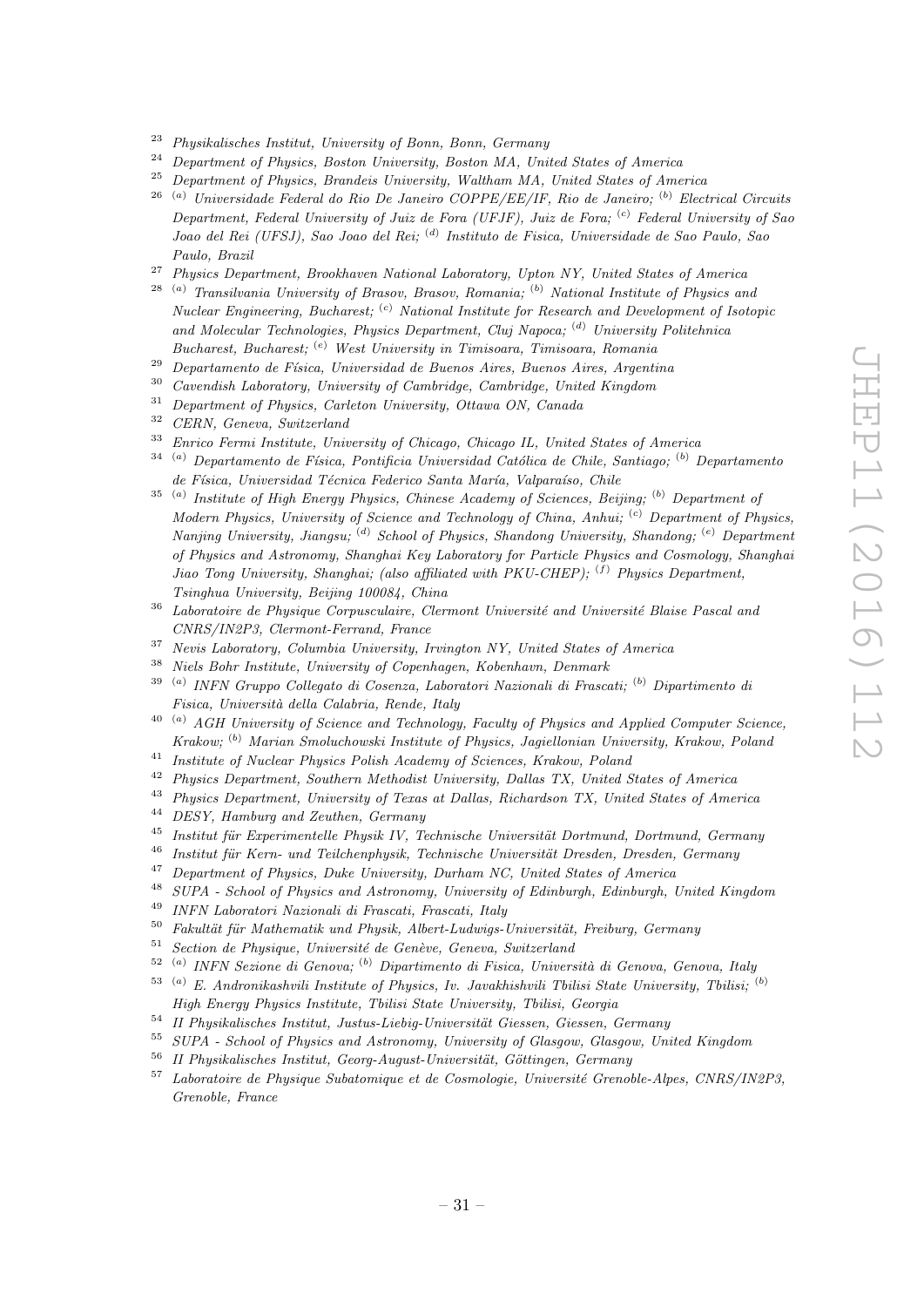[23] *Physikalisches Institut, University of Bonn, Bonn, Germany*
[24] *Department of Physics, Boston University, Boston MA, United States of America*
[25] *Department of Physics, Brandeis University, Waltham MA, United States of America*
[26] [(a)] *Universidade Federal do Rio De Janeiro COPPE/EE/IF, Rio de Janeiro;* [(b)] *Electrical Circuits Department, Federal University of Juiz de Fora (UFJF), Juiz de Fora;* [(c)] *Federal University of Sao Joao del Rei (UFSJ), Sao Joao del Rei;* [(d)] *Instituto de Fisica, Universidade de Sao Paulo, Sao Paulo, Brazil*
[27] *Physics Department, Brookhaven National Laboratory, Upton NY, United States of America*
[28] [(a)] *Transilvania University of Brasov, Brasov, Romania;* [(b)] *National Institute of Physics and Nuclear Engineering, Bucharest;* [(c)] *National Institute for Research and Development of Isotopic and Molecular Technologies, Physics Department, Cluj Napoca;* [(d)] *University Politehnica Bucharest, Bucharest;* [(e)] *West University in Timisoara, Timisoara, Romania*
[29] *Departamento de Física, Universidad de Buenos Aires, Buenos Aires, Argentina*
[30] *Cavendish Laboratory, University of Cambridge, Cambridge, United Kingdom*
[31] *Department of Physics, Carleton University, Ottawa ON, Canada*
[32] *CERN, Geneva, Switzerland*
[33] *Enrico Fermi Institute, University of Chicago, Chicago IL, United States of America*
[34] [(a)] *Departamento de Física, Pontificia Universidad Católica de Chile, Santiago;* [(b)] *Departamento de Física, Universidad Técnica Federico Santa María, Valparaíso, Chile*
[35] [(a)] *Institute of High Energy Physics, Chinese Academy of Sciences, Beijing;* [(b)] *Department of Modern Physics, University of Science and Technology of China, Anhui;* [(c)] *Department of Physics, Nanjing University, Jiangsu;* [(d)] *School of Physics, Shandong University, Shandong;* [(e)] *Department of Physics and Astronomy, Shanghai Key Laboratory for Particle Physics and Cosmology, Shanghai Jiao Tong University, Shanghai; (also affiliated with PKU-CHEP);* [(f)] *Physics Department, Tsinghua University, Beijing 100084, China*
[36] *Laboratoire de Physique Corpusculaire, Clermont Université and Université Blaise Pascal and CNRS/IN2P3, Clermont-Ferrand, France*
[37] *Nevis Laboratory, Columbia University, Irvington NY, United States of America*
[38] *Niels Bohr Institute, University of Copenhagen, Kobenhavn, Denmark*
[39] [(a)] *INFN Gruppo Collegato di Cosenza, Laboratori Nazionali di Frascati;* [(b)] *Dipartimento di Fisica, Università della Calabria, Rende, Italy*
[40] [(a)] *AGH University of Science and Technology, Faculty of Physics and Applied Computer Science, Krakow;* [(b)] *Marian Smoluchowski Institute of Physics, Jagiellonian University, Krakow, Poland*
[41] *Institute of Nuclear Physics Polish Academy of Sciences, Krakow, Poland*
[42] *Physics Department, Southern Methodist University, Dallas TX, United States of America*
[43] *Physics Department, University of Texas at Dallas, Richardson TX, United States of America*
[44] *DESY, Hamburg and Zeuthen, Germany*
[45] *Institut für Experimentelle Physik IV, Technische Universität Dortmund, Dortmund, Germany*
[46] *Institut für Kern- und Teilchenphysik, Technische Universität Dresden, Dresden, Germany*
[47] *Department of Physics, Duke University, Durham NC, United States of America*
[48] *SUPA - School of Physics and Astronomy, University of Edinburgh, Edinburgh, United Kingdom*
[49] *INFN Laboratori Nazionali di Frascati, Frascati, Italy*
[50] *Fakultät für Mathematik und Physik, Albert-Ludwigs-Universität, Freiburg, Germany*
[51] *Section de Physique, Université de Genève, Geneva, Switzerland*
[52] [(a)] *INFN Sezione di Genova;* [(b)] *Dipartimento di Fisica, Università di Genova, Genova, Italy*
[53] [(a)] *E. Andronikashvili Institute of Physics, Iv. Javakhishvili Tbilisi State University, Tbilisi;* [(b)] *High Energy Physics Institute, Tbilisi State University, Tbilisi, Georgia*
[54] *II Physikalisches Institut, Justus-Liebig-Universität Giessen, Giessen, Germany*
[55] *SUPA - School of Physics and Astronomy, University of Glasgow, Glasgow, United Kingdom*
[56] *II Physikalisches Institut, Georg-August-Universität, Göttingen, Germany*
[57] *Laboratoire de Physique Subatomique et de Cosmologie, Université Grenoble-Alpes, CNRS/IN2P3, Grenoble, France*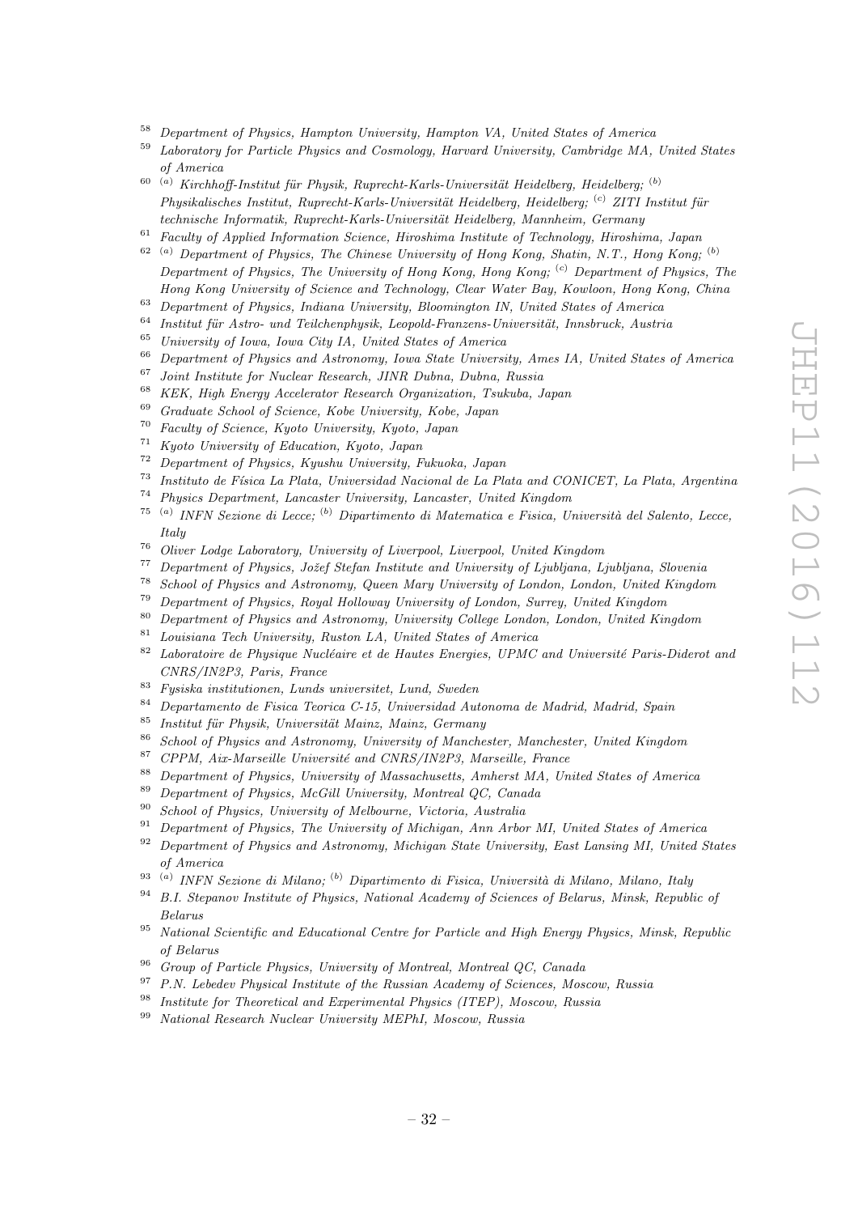[58] *Department of Physics, Hampton University, Hampton VA, United States of America*

[59] *Laboratory for Particle Physics and Cosmology, Harvard University, Cambridge MA, United States of America*

[60] [(a)] *Kirchhoff-Institut für Physik, Ruprecht-Karls-Universität Heidelberg, Heidelberg;* [(b)] *Physikalisches Institut, Ruprecht-Karls-Universität Heidelberg, Heidelberg;* [(c)] *ZITI Institut für technische Informatik, Ruprecht-Karls-Universität Heidelberg, Mannheim, Germany*

[61] *Faculty of Applied Information Science, Hiroshima Institute of Technology, Hiroshima, Japan*

[62] [(a)] *Department of Physics, The Chinese University of Hong Kong, Shatin, N.T., Hong Kong;* [(b)] *Department of Physics, The University of Hong Kong, Hong Kong;* [(c)] *Department of Physics, The Hong Kong University of Science and Technology, Clear Water Bay, Kowloon, Hong Kong, China*

[63] *Department of Physics, Indiana University, Bloomington IN, United States of America*

[64] *Institut für Astro- und Teilchenphysik, Leopold-Franzens-Universität, Innsbruck, Austria*

[65] *University of Iowa, Iowa City IA, United States of America*

[66] *Department of Physics and Astronomy, Iowa State University, Ames IA, United States of America*

[67] *Joint Institute for Nuclear Research, JINR Dubna, Dubna, Russia*

[68] *KEK, High Energy Accelerator Research Organization, Tsukuba, Japan*

[69] *Graduate School of Science, Kobe University, Kobe, Japan*

[70] *Faculty of Science, Kyoto University, Kyoto, Japan*

[71] *Kyoto University of Education, Kyoto, Japan*

[72] *Department of Physics, Kyushu University, Fukuoka, Japan*

[73] *Instituto de Física La Plata, Universidad Nacional de La Plata and CONICET, La Plata, Argentina*

[74] *Physics Department, Lancaster University, Lancaster, United Kingdom*

[75] [(a)] *INFN Sezione di Lecce;* [(b)] *Dipartimento di Matematica e Fisica, Università del Salento, Lecce, Italy*

[76] *Oliver Lodge Laboratory, University of Liverpool, Liverpool, United Kingdom*

[77] *Department of Physics, Jožef Stefan Institute and University of Ljubljana, Ljubljana, Slovenia*

[78] *School of Physics and Astronomy, Queen Mary University of London, London, United Kingdom*

[79] *Department of Physics, Royal Holloway University of London, Surrey, United Kingdom*

[80] *Department of Physics and Astronomy, University College London, London, United Kingdom*

[81] *Louisiana Tech University, Ruston LA, United States of America*

[82] *Laboratoire de Physique Nucléaire et de Hautes Energies, UPMC and Université Paris-Diderot and CNRS/IN2P3, Paris, France*

[83] *Fysiska institutionen, Lunds universitet, Lund, Sweden*

[84] *Departamento de Fisica Teorica C-15, Universidad Autonoma de Madrid, Madrid, Spain*

[85] *Institut für Physik, Universität Mainz, Mainz, Germany*

[86] *School of Physics and Astronomy, University of Manchester, Manchester, United Kingdom*

[87] *CPPM, Aix-Marseille Université and CNRS/IN2P3, Marseille, France*

[88] *Department of Physics, University of Massachusetts, Amherst MA, United States of America*

[89] *Department of Physics, McGill University, Montreal QC, Canada*

[90] *School of Physics, University of Melbourne, Victoria, Australia*

[91] *Department of Physics, The University of Michigan, Ann Arbor MI, United States of America*

[92] *Department of Physics and Astronomy, Michigan State University, East Lansing MI, United States of America*

[93] [(a)] *INFN Sezione di Milano;* [(b)] *Dipartimento di Fisica, Università di Milano, Milano, Italy*

[94] *B.I. Stepanov Institute of Physics, National Academy of Sciences of Belarus, Minsk, Republic of Belarus*

[95] *National Scientific and Educational Centre for Particle and High Energy Physics, Minsk, Republic of Belarus*

[96] *Group of Particle Physics, University of Montreal, Montreal QC, Canada*

[97] *P.N. Lebedev Physical Institute of the Russian Academy of Sciences, Moscow, Russia*

[98] *Institute for Theoretical and Experimental Physics (ITEP), Moscow, Russia*

[99] *National Research Nuclear University MEPhI, Moscow, Russia*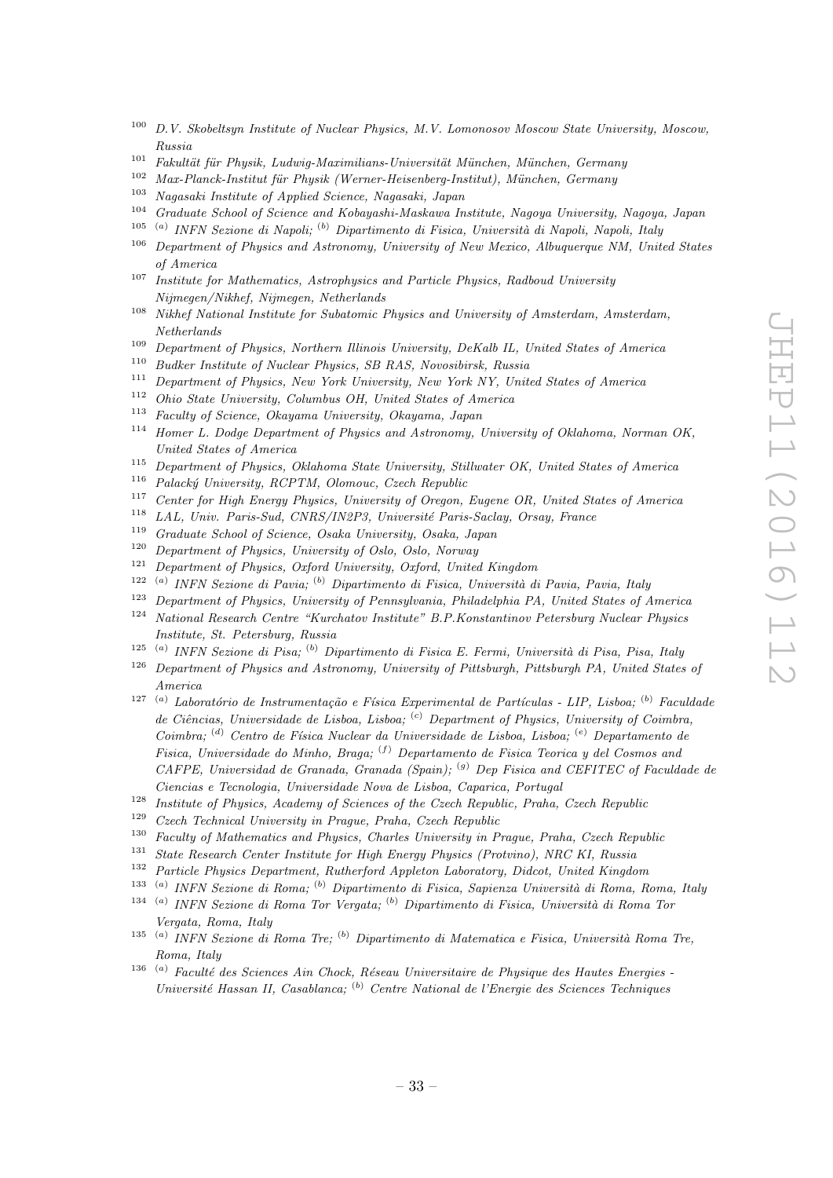[100] *D.V. Skobeltsyn Institute of Nuclear Physics, M.V. Lomonosov Moscow State University, Moscow, Russia*
[101] *Fakultät für Physik, Ludwig-Maximilians-Universität München, München, Germany*
[102] *Max-Planck-Institut für Physik (Werner-Heisenberg-Institut), München, Germany*
[103] *Nagasaki Institute of Applied Science, Nagasaki, Japan*
[104] *Graduate School of Science and Kobayashi-Maskawa Institute, Nagoya University, Nagoya, Japan*
[105] [(a)] *INFN Sezione di Napoli;* [(b)] *Dipartimento di Fisica, Università di Napoli, Napoli, Italy*
[106] *Department of Physics and Astronomy, University of New Mexico, Albuquerque NM, United States of America*
[107] *Institute for Mathematics, Astrophysics and Particle Physics, Radboud University Nijmegen/Nikhef, Nijmegen, Netherlands*
[108] *Nikhef National Institute for Subatomic Physics and University of Amsterdam, Amsterdam, Netherlands*
[109] *Department of Physics, Northern Illinois University, DeKalb IL, United States of America*
[110] *Budker Institute of Nuclear Physics, SB RAS, Novosibirsk, Russia*
[111] *Department of Physics, New York University, New York NY, United States of America*
[112] *Ohio State University, Columbus OH, United States of America*
[113] *Faculty of Science, Okayama University, Okayama, Japan*
[114] *Homer L. Dodge Department of Physics and Astronomy, University of Oklahoma, Norman OK, United States of America*
[115] *Department of Physics, Oklahoma State University, Stillwater OK, United States of America*
[116] *Palacký University, RCPTM, Olomouc, Czech Republic*
[117] *Center for High Energy Physics, University of Oregon, Eugene OR, United States of America*
[118] *LAL, Univ. Paris-Sud, CNRS/IN2P3, Université Paris-Saclay, Orsay, France*
[119] *Graduate School of Science, Osaka University, Osaka, Japan*
[120] *Department of Physics, University of Oslo, Oslo, Norway*
[121] *Department of Physics, Oxford University, Oxford, United Kingdom*
[122] [(a)] *INFN Sezione di Pavia;* [(b)] *Dipartimento di Fisica, Università di Pavia, Pavia, Italy*
[123] *Department of Physics, University of Pennsylvania, Philadelphia PA, United States of America*
[124] *National Research Centre "Kurchatov Institute" B.P.Konstantinov Petersburg Nuclear Physics Institute, St. Petersburg, Russia*
[125] [(a)] *INFN Sezione di Pisa;* [(b)] *Dipartimento di Fisica E. Fermi, Università di Pisa, Pisa, Italy*
[126] *Department of Physics and Astronomy, University of Pittsburgh, Pittsburgh PA, United States of America*
[127] [(a)] *Laboratório de Instrumentação e Física Experimental de Partículas - LIP, Lisboa;* [(b)] *Faculdade de Ciências, Universidade de Lisboa, Lisboa;* [(c)] *Department of Physics, University of Coimbra, Coimbra;* [(d)] *Centro de Física Nuclear da Universidade de Lisboa, Lisboa;* [(e)] *Departamento de Fisica, Universidade do Minho, Braga;* [(f)] *Departamento de Fisica Teorica y del Cosmos and CAFPE, Universidad de Granada, Granada (Spain);* [(g)] *Dep Fisica and CEFITEC of Faculdade de Ciencias e Tecnologia, Universidade Nova de Lisboa, Caparica, Portugal*
[128] *Institute of Physics, Academy of Sciences of the Czech Republic, Praha, Czech Republic*
[129] *Czech Technical University in Prague, Praha, Czech Republic*
[130] *Faculty of Mathematics and Physics, Charles University in Prague, Praha, Czech Republic*
[131] *State Research Center Institute for High Energy Physics (Protvino), NRC KI, Russia*
[132] *Particle Physics Department, Rutherford Appleton Laboratory, Didcot, United Kingdom*
[133] [(a)] *INFN Sezione di Roma;* [(b)] *Dipartimento di Fisica, Sapienza Università di Roma, Roma, Italy*
[134] [(a)] *INFN Sezione di Roma Tor Vergata;* [(b)] *Dipartimento di Fisica, Università di Roma Tor Vergata, Roma, Italy*
[135] [(a)] *INFN Sezione di Roma Tre;* [(b)] *Dipartimento di Matematica e Fisica, Università Roma Tre, Roma, Italy*
[136] [(a)] *Faculté des Sciences Ain Chock, Réseau Universitaire de Physique des Hautes Energies - Université Hassan II, Casablanca;* [(b)] *Centre National de l'Energie des Sciences Techniques*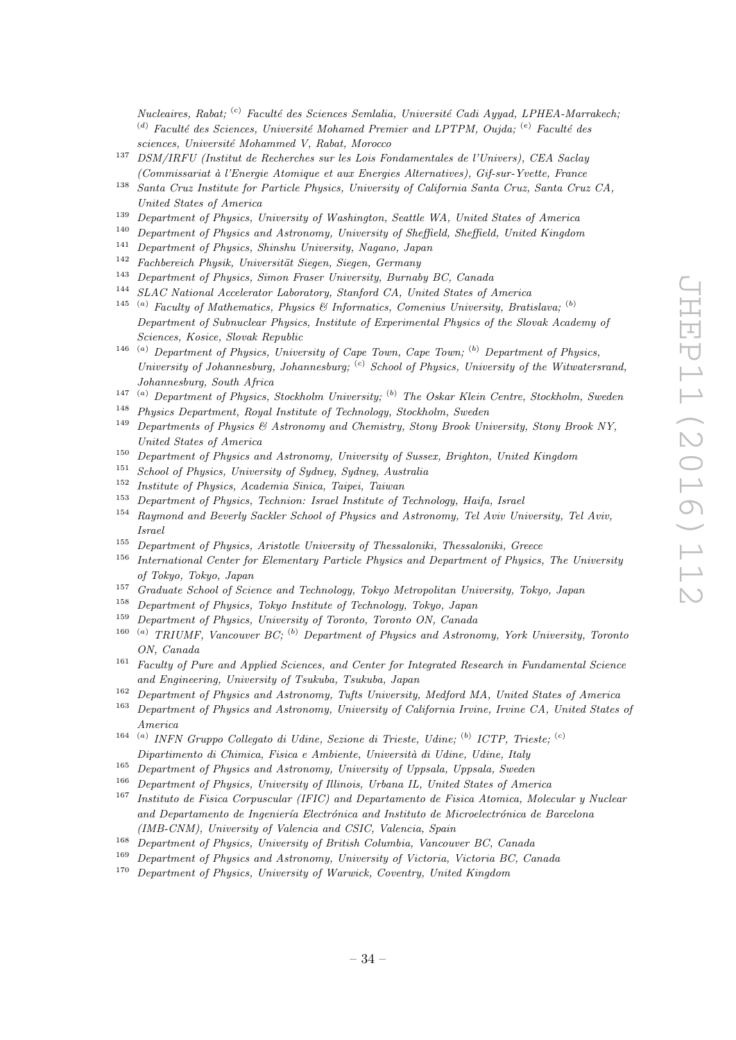*Nucleaires, Rabat;* [(c)] *Faculté des Sciences Semlalia, Université Cadi Ayyad, LPHEA-Marrakech;* [(d)] *Faculté des Sciences, Université Mohamed Premier and LPTPM, Oujda;* [(e)] *Faculté des sciences, Université Mohammed V, Rabat, Morocco*

[137] *DSM/IRFU (Institut de Recherches sur les Lois Fondamentales de l'Univers), CEA Saclay (Commissariat à l'Energie Atomique et aux Energies Alternatives), Gif-sur-Yvette, France*

[138] *Santa Cruz Institute for Particle Physics, University of California Santa Cruz, Santa Cruz CA, United States of America*

[139] *Department of Physics, University of Washington, Seattle WA, United States of America*

[140] *Department of Physics and Astronomy, University of Sheffield, Sheffield, United Kingdom*

[141] *Department of Physics, Shinshu University, Nagano, Japan*

[142] *Fachbereich Physik, Universität Siegen, Siegen, Germany*

[143] *Department of Physics, Simon Fraser University, Burnaby BC, Canada*

[144] *SLAC National Accelerator Laboratory, Stanford CA, United States of America*

[145] [(a)] *Faculty of Mathematics, Physics & Informatics, Comenius University, Bratislava;* [(b)] *Department of Subnuclear Physics, Institute of Experimental Physics of the Slovak Academy of Sciences, Kosice, Slovak Republic*

[146] [(a)] *Department of Physics, University of Cape Town, Cape Town;* [(b)] *Department of Physics, University of Johannesburg, Johannesburg;* [(c)] *School of Physics, University of the Witwatersrand, Johannesburg, South Africa*

[147] [(a)] *Department of Physics, Stockholm University;* [(b)] *The Oskar Klein Centre, Stockholm, Sweden*

[148] *Physics Department, Royal Institute of Technology, Stockholm, Sweden*

[149] *Departments of Physics & Astronomy and Chemistry, Stony Brook University, Stony Brook NY, United States of America*

[150] *Department of Physics and Astronomy, University of Sussex, Brighton, United Kingdom*

[151] *School of Physics, University of Sydney, Sydney, Australia*

[152] *Institute of Physics, Academia Sinica, Taipei, Taiwan*

[153] *Department of Physics, Technion: Israel Institute of Technology, Haifa, Israel*

[154] *Raymond and Beverly Sackler School of Physics and Astronomy, Tel Aviv University, Tel Aviv, Israel*

[155] *Department of Physics, Aristotle University of Thessaloniki, Thessaloniki, Greece*

[156] *International Center for Elementary Particle Physics and Department of Physics, The University of Tokyo, Tokyo, Japan*

[157] *Graduate School of Science and Technology, Tokyo Metropolitan University, Tokyo, Japan*

[158] *Department of Physics, Tokyo Institute of Technology, Tokyo, Japan*

[159] *Department of Physics, University of Toronto, Toronto ON, Canada*

[160] [(a)] *TRIUMF, Vancouver BC;* [(b)] *Department of Physics and Astronomy, York University, Toronto ON, Canada*

[161] *Faculty of Pure and Applied Sciences, and Center for Integrated Research in Fundamental Science and Engineering, University of Tsukuba, Tsukuba, Japan*

[162] *Department of Physics and Astronomy, Tufts University, Medford MA, United States of America*

[163] *Department of Physics and Astronomy, University of California Irvine, Irvine CA, United States of America*

[164] [(a)] *INFN Gruppo Collegato di Udine, Sezione di Trieste, Udine;* [(b)] *ICTP, Trieste;* [(c)] *Dipartimento di Chimica, Fisica e Ambiente, Università di Udine, Udine, Italy*

[165] *Department of Physics and Astronomy, University of Uppsala, Uppsala, Sweden*

[166] *Department of Physics, University of Illinois, Urbana IL, United States of America*

[167] *Instituto de Fisica Corpuscular (IFIC) and Departamento de Fisica Atomica, Molecular y Nuclear and Departamento de Ingeniería Electrónica and Instituto de Microelectrónica de Barcelona (IMB-CNM), University of Valencia and CSIC, Valencia, Spain*

[168] *Department of Physics, University of British Columbia, Vancouver BC, Canada*

[169] *Department of Physics and Astronomy, University of Victoria, Victoria BC, Canada*

[170] *Department of Physics, University of Warwick, Coventry, United Kingdom*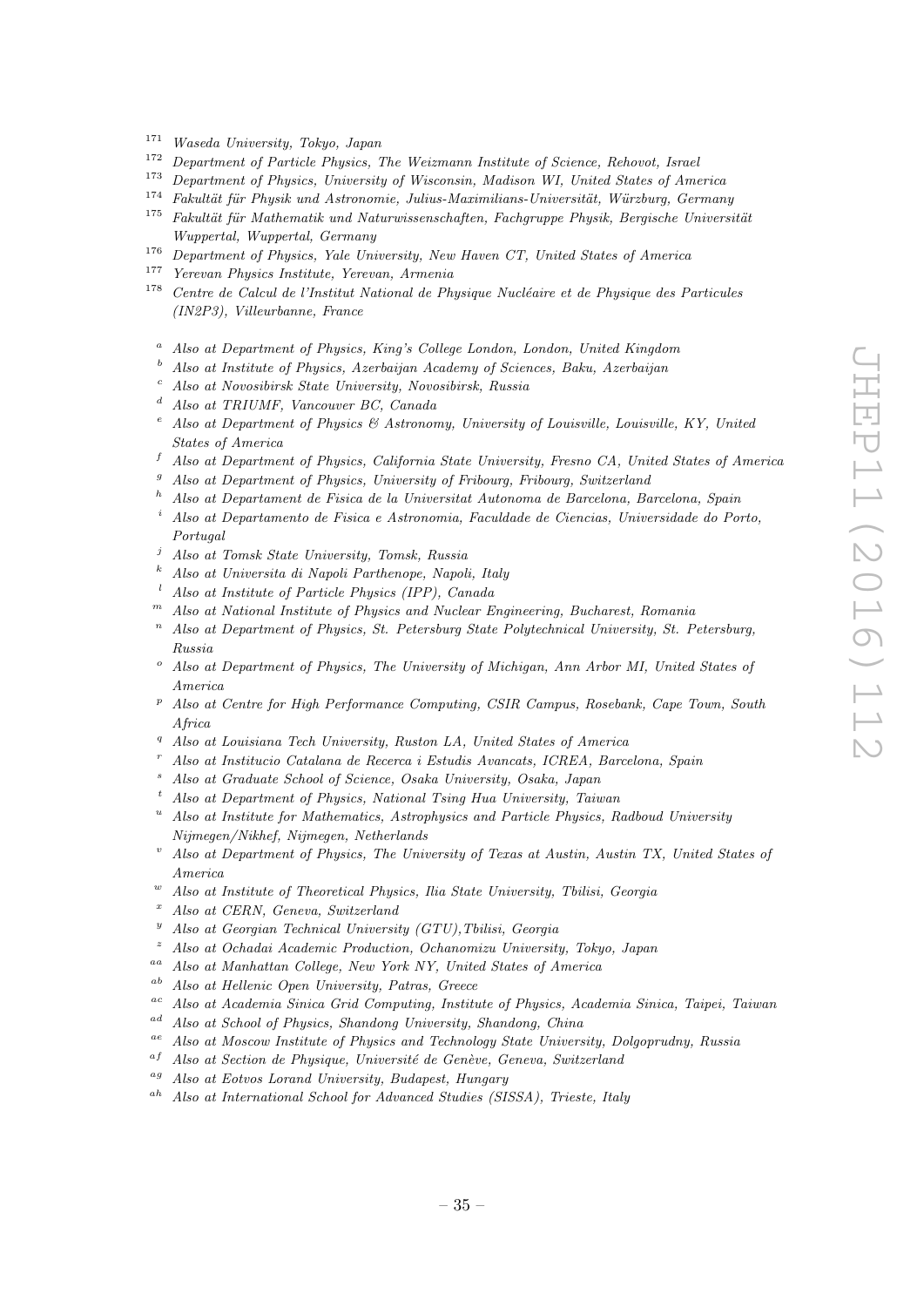[171] *Waseda University, Tokyo, Japan*
[172] *Department of Particle Physics, The Weizmann Institute of Science, Rehovot, Israel*
[173] *Department of Physics, University of Wisconsin, Madison WI, United States of America*
[174] *Fakultät für Physik und Astronomie, Julius-Maximilians-Universität, Würzburg, Germany*
[175] *Fakultät für Mathematik und Naturwissenschaften, Fachgruppe Physik, Bergische Universität Wuppertal, Wuppertal, Germany*
[176] *Department of Physics, Yale University, New Haven CT, United States of America*
[177] *Yerevan Physics Institute, Yerevan, Armenia*
[178] *Centre de Calcul de l'Institut National de Physique Nucléaire et de Physique des Particules (IN2P3), Villeurbanne, France*

[a] *Also at Department of Physics, King's College London, London, United Kingdom*
[b] *Also at Institute of Physics, Azerbaijan Academy of Sciences, Baku, Azerbaijan*
[c] *Also at Novosibirsk State University, Novosibirsk, Russia*
[d] *Also at TRIUMF, Vancouver BC, Canada*
[e] *Also at Department of Physics & Astronomy, University of Louisville, Louisville, KY, United States of America*
[f] *Also at Department of Physics, California State University, Fresno CA, United States of America*
[g] *Also at Department of Physics, University of Fribourg, Fribourg, Switzerland*
[h] *Also at Departament de Fisica de la Universitat Autonoma de Barcelona, Barcelona, Spain*
[i] *Also at Departamento de Fisica e Astronomia, Faculdade de Ciencias, Universidade do Porto, Portugal*
[j] *Also at Tomsk State University, Tomsk, Russia*
[k] *Also at Universita di Napoli Parthenope, Napoli, Italy*
[l] *Also at Institute of Particle Physics (IPP), Canada*
[m] *Also at National Institute of Physics and Nuclear Engineering, Bucharest, Romania*
[n] *Also at Department of Physics, St. Petersburg State Polytechnical University, St. Petersburg, Russia*
[o] *Also at Department of Physics, The University of Michigan, Ann Arbor MI, United States of America*
[p] *Also at Centre for High Performance Computing, CSIR Campus, Rosebank, Cape Town, South Africa*
[q] *Also at Louisiana Tech University, Ruston LA, United States of America*
[r] *Also at Institucio Catalana de Recerca i Estudis Avancats, ICREA, Barcelona, Spain*
[s] *Also at Graduate School of Science, Osaka University, Osaka, Japan*
[t] *Also at Department of Physics, National Tsing Hua University, Taiwan*
[u] *Also at Institute for Mathematics, Astrophysics and Particle Physics, Radboud University Nijmegen/Nikhef, Nijmegen, Netherlands*
[v] *Also at Department of Physics, The University of Texas at Austin, Austin TX, United States of America*
[w] *Also at Institute of Theoretical Physics, Ilia State University, Tbilisi, Georgia*
[x] *Also at CERN, Geneva, Switzerland*
[y] *Also at Georgian Technical University (GTU),Tbilisi, Georgia*
[z] *Also at Ochadai Academic Production, Ochanomizu University, Tokyo, Japan*
[aa] *Also at Manhattan College, New York NY, United States of America*
[ab] *Also at Hellenic Open University, Patras, Greece*
[ac] *Also at Academia Sinica Grid Computing, Institute of Physics, Academia Sinica, Taipei, Taiwan*
[ad] *Also at School of Physics, Shandong University, Shandong, China*
[ae] *Also at Moscow Institute of Physics and Technology State University, Dolgoprudny, Russia*
[af] *Also at Section de Physique, Université de Genève, Geneva, Switzerland*
[ag] *Also at Eotvos Lorand University, Budapest, Hungary*
[ah] *Also at International School for Advanced Studies (SISSA), Trieste, Italy*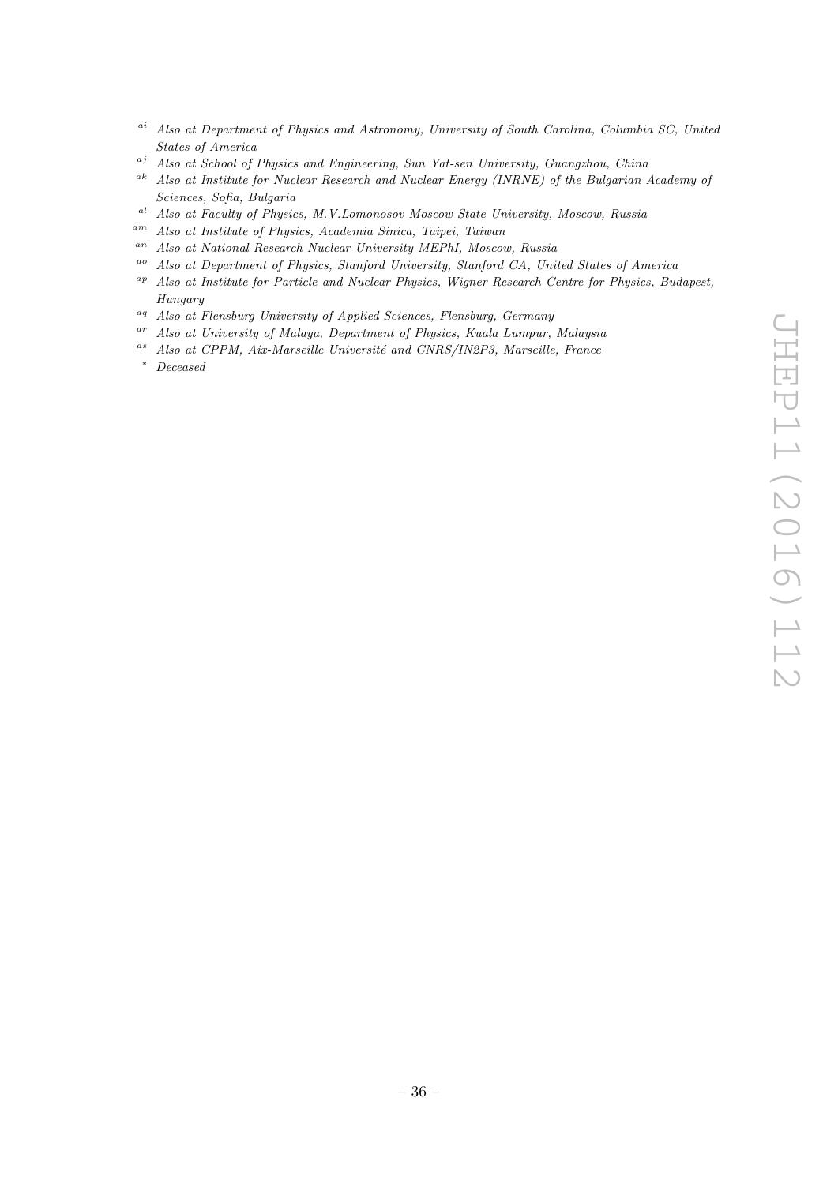[ai] *Also at Department of Physics and Astronomy, University of South Carolina, Columbia SC, United States of America*

[aj] *Also at School of Physics and Engineering, Sun Yat-sen University, Guangzhou, China*

[ak] *Also at Institute for Nuclear Research and Nuclear Energy (INRNE) of the Bulgarian Academy of Sciences, Sofia, Bulgaria*

[al] *Also at Faculty of Physics, M.V.Lomonosov Moscow State University, Moscow, Russia*

[am] *Also at Institute of Physics, Academia Sinica, Taipei, Taiwan*

[an] *Also at National Research Nuclear University MEPhI, Moscow, Russia*

[ao] *Also at Department of Physics, Stanford University, Stanford CA, United States of America*

[ap] *Also at Institute for Particle and Nuclear Physics, Wigner Research Centre for Physics, Budapest, Hungary*

[aq] *Also at Flensburg University of Applied Sciences, Flensburg, Germany*

[ar] *Also at University of Malaya, Department of Physics, Kuala Lumpur, Malaysia*

[as] *Also at CPPM, Aix-Marseille Université and CNRS/IN2P3, Marseille, France*

[*] *Deceased*